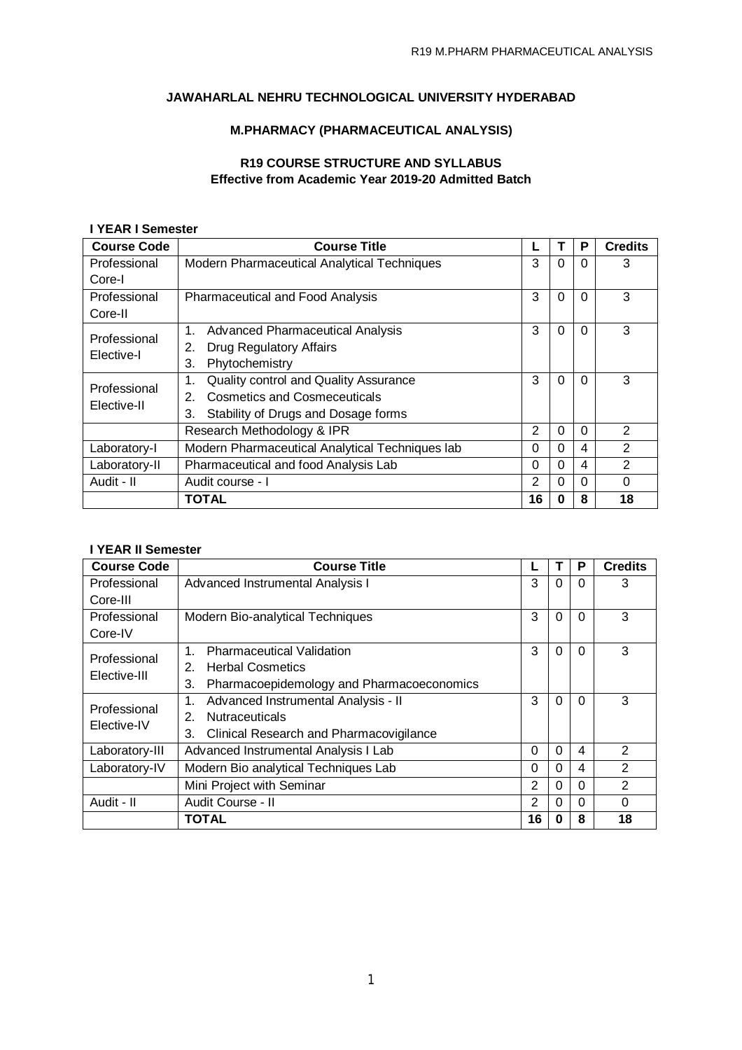**JAWAHARLAL NEHRU TECHNOLOGICAL UNIVERSITY HYDERABAD**

**M.PHARMACY (PHARMACEUTICAL ANALYSIS)**

**R19 COURSE STRUCTURE AND SYLLABUS**
**Effective from Academic Year 2019-20 Admitted Batch**

**I YEAR I Semester**

| Course Code | Course Title | L | T | P | Credits |
|---|---|---|---|---|---|
| Professional Core-I | Modern Pharmaceutical Analytical Techniques | 3 | 0 | 0 | 3 |
| Professional Core-II | Pharmaceutical and Food Analysis | 3 | 0 | 0 | 3 |
| Professional Elective-I | 1. Advanced Pharmaceutical Analysis<br>2. Drug Regulatory Affairs<br>3. Phytochemistry | 3 | 0 | 0 | 3 |
| Professional Elective-II | 1. Quality control and Quality Assurance<br>2. Cosmetics and Cosmeceuticals<br>3. Stability of Drugs and Dosage forms | 3 | 0 | 0 | 3 |
| | Research Methodology & IPR | 2 | 0 | 0 | 2 |
| Laboratory-I | Modern Pharmaceutical Analytical Techniques lab | 0 | 0 | 4 | 2 |
| Laboratory-II | Pharmaceutical and food Analysis Lab | 0 | 0 | 4 | 2 |
| Audit - II | Audit course - I | 2 | 0 | 0 | 0 |
| | **TOTAL** | **16** | **0** | **8** | **18** |

**I YEAR II Semester**

| Course Code | Course Title | L | T | P | Credits |
|---|---|---|---|---|---|
| Professional Core-III | Advanced Instrumental Analysis I | 3 | 0 | 0 | 3 |
| Professional Core-IV | Modern Bio-analytical Techniques | 3 | 0 | 0 | 3 |
| Professional Elective-III | 1. Pharmaceutical Validation<br>2. Herbal Cosmetics<br>3. Pharmacoepidemology and Pharmacoeconomics | 3 | 0 | 0 | 3 |
| Professional Elective-IV | 1. Advanced Instrumental Analysis - II<br>2. Nutraceuticals<br>3. Clinical Research and Pharmacovigilance | 3 | 0 | 0 | 3 |
| Laboratory-III | Advanced Instrumental Analysis I Lab | 0 | 0 | 4 | 2 |
| Laboratory-IV | Modern Bio analytical Techniques Lab | 0 | 0 | 4 | 2 |
| | Mini Project with Seminar | 2 | 0 | 0 | 2 |
| Audit - II | Audit Course - II | 2 | 0 | 0 | 0 |
| | **TOTAL** | **16** | **0** | **8** | **18** |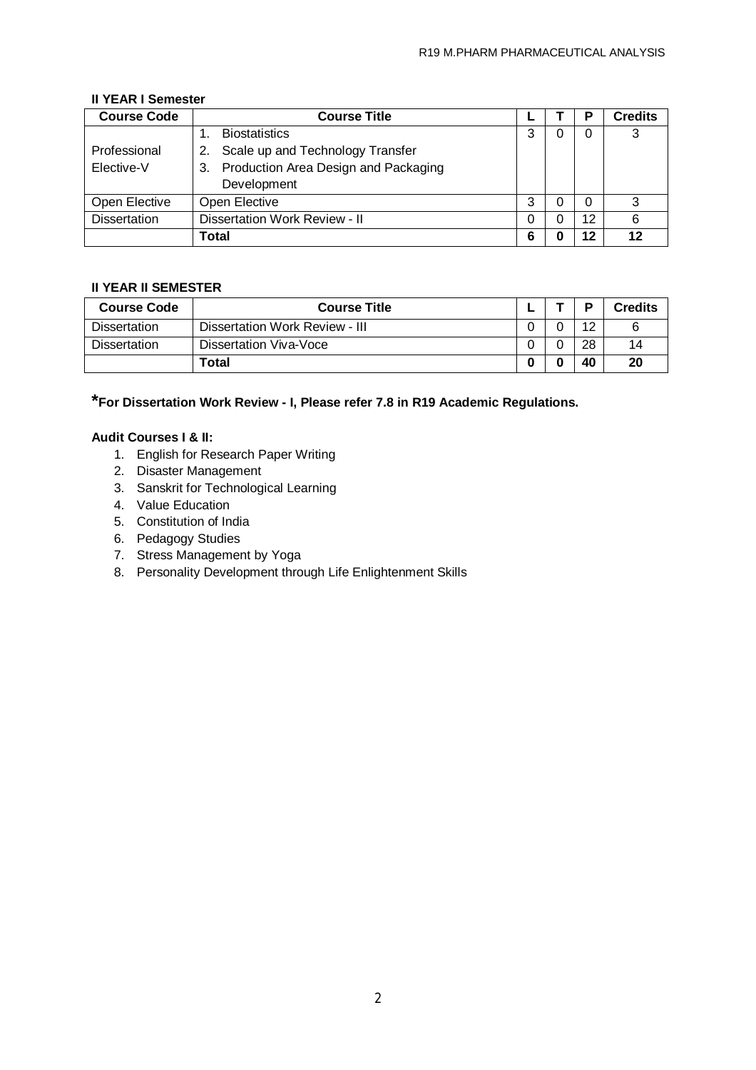**II YEAR I Semester**

| Course Code | Course Title | L | T | P | Credits |
|---|---|---|---|---|---|
| Professional Elective-V | 1. Biostatistics<br>2. Scale up and Technology Transfer<br>3. Production Area Design and Packaging Development | 3 | 0 | 0 | 3 |
| Open Elective | Open Elective | 3 | 0 | 0 | 3 |
| Dissertation | Dissertation Work Review - II | 0 | 0 | 12 | 6 |
| | **Total** | **6** | **0** | **12** | **12** |

**II YEAR II SEMESTER**

| Course Code | Course Title | L | T | P | Credits |
|---|---|---|---|---|---|
| Dissertation | Dissertation Work Review - III | 0 | 0 | 12 | 6 |
| Dissertation | Dissertation Viva-Voce | 0 | 0 | 28 | 14 |
| | **Total** | **0** | **0** | **40** | **20** |

***For Dissertation Work Review - I, Please refer 7.8 in R19 Academic Regulations.**

**Audit Courses I & II:**

1. English for Research Paper Writing
2. Disaster Management
3. Sanskrit for Technological Learning
4. Value Education
5. Constitution of India
6. Pedagogy Studies
7. Stress Management by Yoga
8. Personality Development through Life Enlightenment Skills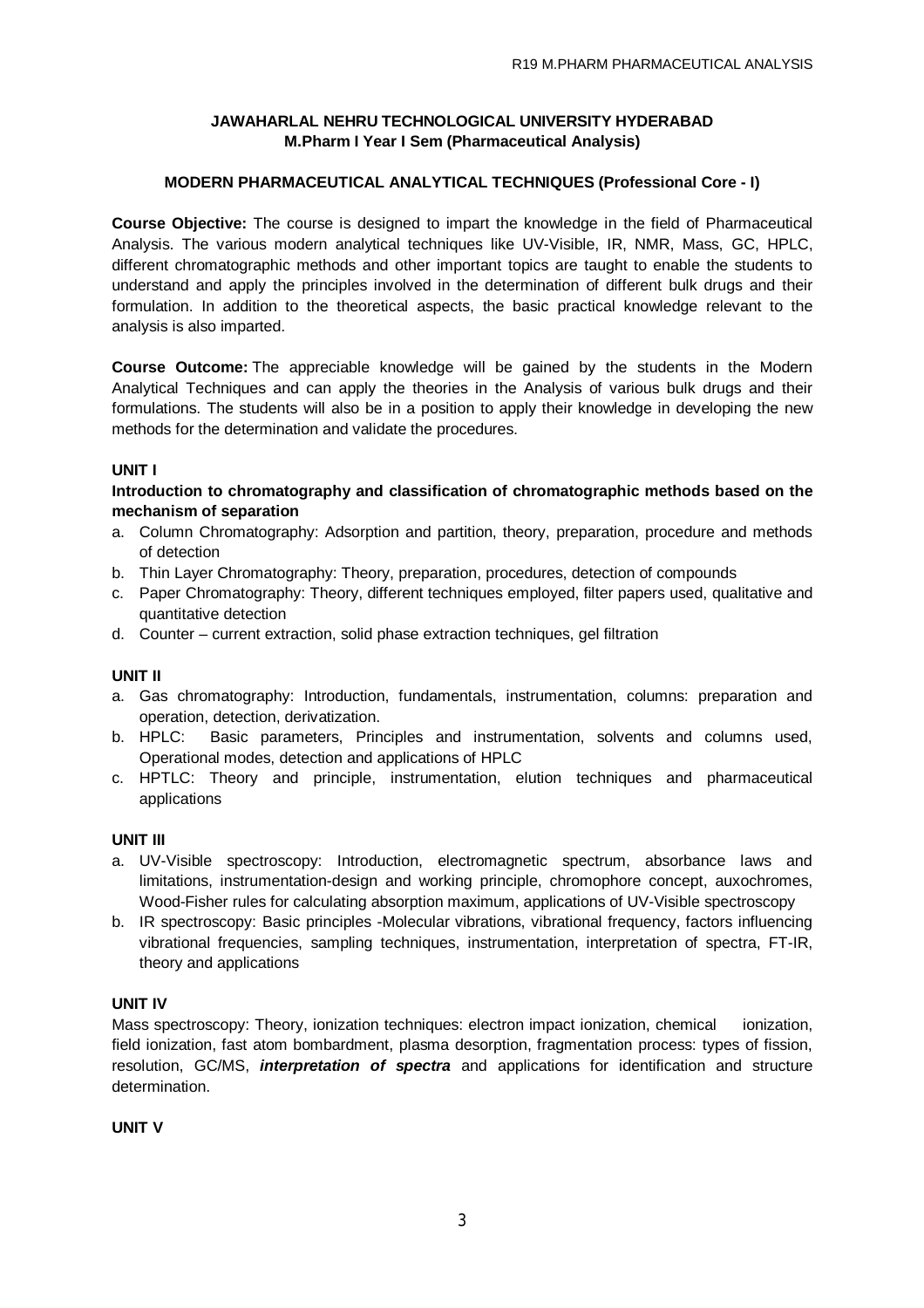**JAWAHARLAL NEHRU TECHNOLOGICAL UNIVERSITY HYDERABAD**
**M.Pharm I Year I Sem (Pharmaceutical Analysis)**

## MODERN PHARMACEUTICAL ANALYTICAL TECHNIQUES (Professional Core - I)

**Course Objective:** The course is designed to impart the knowledge in the field of Pharmaceutical Analysis. The various modern analytical techniques like UV-Visible, IR, NMR, Mass, GC, HPLC, different chromatographic methods and other important topics are taught to enable the students to understand and apply the principles involved in the determination of different bulk drugs and their formulation. In addition to the theoretical aspects, the basic practical knowledge relevant to the analysis is also imparted.

**Course Outcome:** The appreciable knowledge will be gained by the students in the Modern Analytical Techniques and can apply the theories in the Analysis of various bulk drugs and their formulations. The students will also be in a position to apply their knowledge in developing the new methods for the determination and validate the procedures.

### UNIT I

**Introduction to chromatography and classification of chromatographic methods based on the mechanism of separation**

a. Column Chromatography: Adsorption and partition, theory, preparation, procedure and methods of detection
b. Thin Layer Chromatography: Theory, preparation, procedures, detection of compounds
c. Paper Chromatography: Theory, different techniques employed, filter papers used, qualitative and quantitative detection
d. Counter – current extraction, solid phase extraction techniques, gel filtration

### UNIT II

a. Gas chromatography: Introduction, fundamentals, instrumentation, columns: preparation and operation, detection, derivatization.
b. HPLC: Basic parameters, Principles and instrumentation, solvents and columns used, Operational modes, detection and applications of HPLC
c. HPTLC: Theory and principle, instrumentation, elution techniques and pharmaceutical applications

### UNIT III

a. UV-Visible spectroscopy: Introduction, electromagnetic spectrum, absorbance laws and limitations, instrumentation-design and working principle, chromophore concept, auxochromes, Wood-Fisher rules for calculating absorption maximum, applications of UV-Visible spectroscopy
b. IR spectroscopy: Basic principles -Molecular vibrations, vibrational frequency, factors influencing vibrational frequencies, sampling techniques, instrumentation, interpretation of spectra, FT-IR, theory and applications

### UNIT IV

Mass spectroscopy: Theory, ionization techniques: electron impact ionization, chemical ionization, field ionization, fast atom bombardment, plasma desorption, fragmentation process: types of fission, resolution, GC/MS, ***interpretation of spectra*** and applications for identification and structure determination.

### UNIT V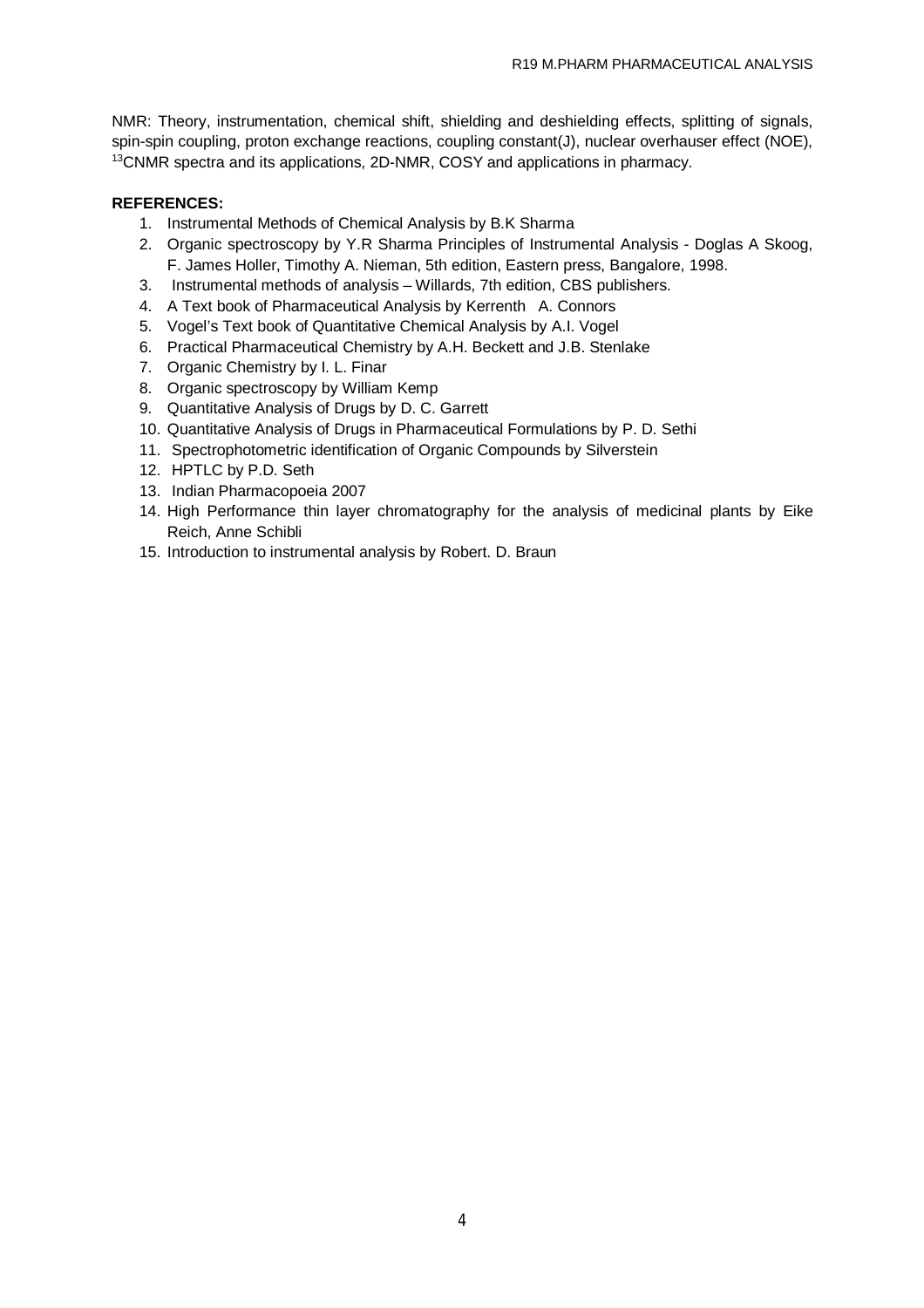NMR: Theory, instrumentation, chemical shift, shielding and deshielding effects, splitting of signals, spin-spin coupling, proton exchange reactions, coupling constant(J), nuclear overhauser effect (NOE), $^{13}$CNMR spectra and its applications, 2D-NMR, COSY and applications in pharmacy.

**REFERENCES:**

1. Instrumental Methods of Chemical Analysis by B.K Sharma
2. Organic spectroscopy by Y.R Sharma Principles of Instrumental Analysis - Doglas A Skoog, F. James Holler, Timothy A. Nieman, 5th edition, Eastern press, Bangalore, 1998.
3. Instrumental methods of analysis – Willards, 7th edition, CBS publishers.
4. A Text book of Pharmaceutical Analysis by Kerrenth A. Connors
5. Vogel's Text book of Quantitative Chemical Analysis by A.I. Vogel
6. Practical Pharmaceutical Chemistry by A.H. Beckett and J.B. Stenlake
7. Organic Chemistry by I. L. Finar
8. Organic spectroscopy by William Kemp
9. Quantitative Analysis of Drugs by D. C. Garrett
10. Quantitative Analysis of Drugs in Pharmaceutical Formulations by P. D. Sethi
11. Spectrophotometric identification of Organic Compounds by Silverstein
12. HPTLC by P.D. Seth
13. Indian Pharmacopoeia 2007
14. High Performance thin layer chromatography for the analysis of medicinal plants by Eike Reich, Anne Schibli
15. Introduction to instrumental analysis by Robert. D. Braun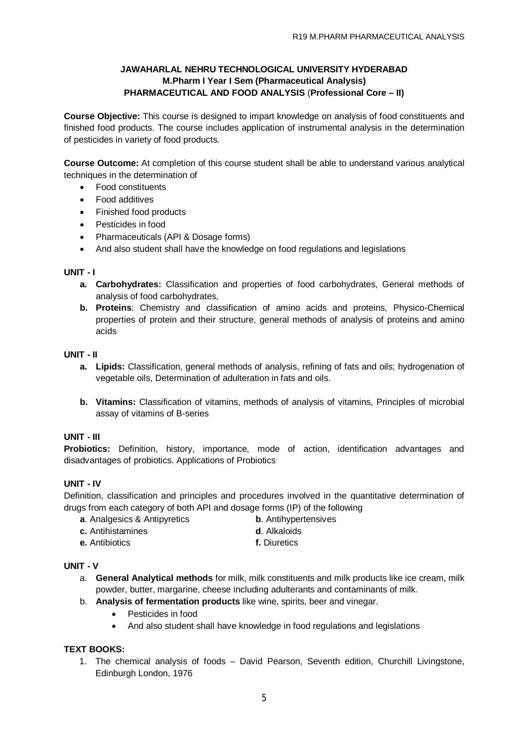**JAWAHARLAL NEHRU TECHNOLOGICAL UNIVERSITY HYDERABAD**
**M.Pharm I Year I Sem (Pharmaceutical Analysis)**
**PHARMACEUTICAL AND FOOD ANALYSIS (Professional Core – II)**

**Course Objective:** This course is designed to impart knowledge on analysis of food constituents and finished food products. The course includes application of instrumental analysis in the determination of pesticides in variety of food products.

**Course Outcome:** At completion of this course student shall be able to understand various analytical techniques in the determination of

- Food constituents
- Food additives
- Finished food products
- Pesticides in food
- Pharmaceuticals (API & Dosage forms)
- And also student shall have the knowledge on food regulations and legislations

**UNIT - I**

- **a. Carbohydrates:** Classification and properties of food carbohydrates, General methods of analysis of food carbohydrates,
- **b. Proteins**: Chemistry and classification of amino acids and proteins, Physico-Chemical properties of protein and their structure, general methods of analysis of proteins and amino acids

**UNIT - II**

- **a. Lipids:** Classification, general methods of analysis, refining of fats and oils; hydrogenation of vegetable oils, Determination of adulteration in fats and oils.
- **b. Vitamins:** Classification of vitamins, methods of analysis of vitamins, Principles of microbial assay of vitamins of B-series

**UNIT - III**

**Probiotics:** Definition, history, importance, mode of action, identification advantages and disadvantages of probiotics. Applications of Probiotics

**UNIT - IV**

Definition, classification and principles and procedures involved in the quantitative determination of drugs from each category of both API and dosage forms (IP) of the following

- **a**. Analgesics & Antipyretics
- **b**. Antihypertensives
- **c.** Antihistamines
- **d**. Alkaloids
- **e.** Antibiotics
- **f.** Diuretics

**UNIT - V**

a. **General Analytical methods** for milk, milk constituents and milk products like ice cream, milk powder, butter, margarine, cheese including adulterants and contaminants of milk.

b. **Analysis of fermentation products** like wine, spirits, beer and vinegar.

- Pesticides in food
- And also student shall have knowledge in food regulations and legislations

**TEXT BOOKS:**

1. The chemical analysis of foods – David Pearson, Seventh edition, Churchill Livingstone, Edinburgh London, 1976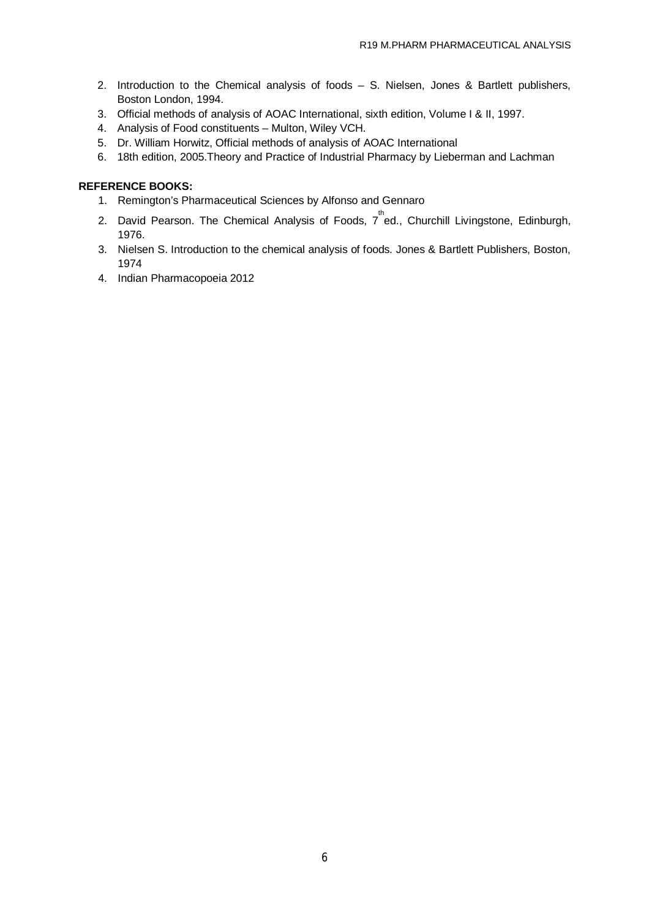2. Introduction to the Chemical analysis of foods – S. Nielsen, Jones & Bartlett publishers, Boston London, 1994.
3. Official methods of analysis of AOAC International, sixth edition, Volume I & II, 1997.
4. Analysis of Food constituents – Multon, Wiley VCH.
5. Dr. William Horwitz, Official methods of analysis of AOAC International
6. 18th edition, 2005.Theory and Practice of Industrial Pharmacy by Lieberman and Lachman

**REFERENCE BOOKS:**

1. Remington's Pharmaceutical Sciences by Alfonso and Gennaro
2. David Pearson. The Chemical Analysis of Foods, 7th ed., Churchill Livingstone, Edinburgh, 1976.
3. Nielsen S. Introduction to the chemical analysis of foods. Jones & Bartlett Publishers, Boston, 1974
4. Indian Pharmacopoeia 2012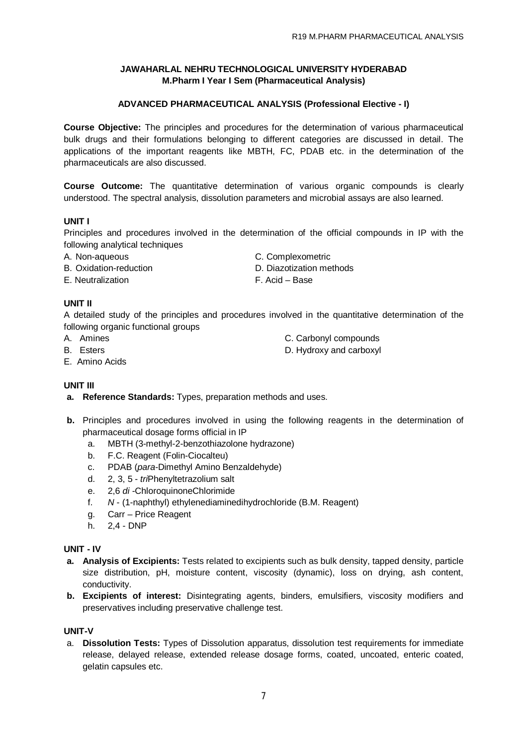**JAWAHARLAL NEHRU TECHNOLOGICAL UNIVERSITY HYDERABAD**
**M.Pharm I Year I Sem (Pharmaceutical Analysis)**

**ADVANCED PHARMACEUTICAL ANALYSIS (Professional Elective - I)**

**Course Objective:** The principles and procedures for the determination of various pharmaceutical bulk drugs and their formulations belonging to different categories are discussed in detail. The applications of the important reagents like MBTH, FC, PDAB etc. in the determination of the pharmaceuticals are also discussed.

**Course Outcome:** The quantitative determination of various organic compounds is clearly understood. The spectral analysis, dissolution parameters and microbial assays are also learned.

**UNIT I**

Principles and procedures involved in the determination of the official compounds in IP with the following analytical techniques

A. Non-aqueous
B. Oxidation-reduction
C. Complexometric
D. Diazotization methods
E. Neutralization
F. Acid – Base

**UNIT II**

A detailed study of the principles and procedures involved in the quantitative determination of the following organic functional groups

A. Amines
B. Esters
C. Carbonyl compounds
D. Hydroxy and carboxyl
E. Amino Acids

**UNIT III**

**a. Reference Standards:** Types, preparation methods and uses.

**b.** Principles and procedures involved in using the following reagents in the determination of pharmaceutical dosage forms official in IP
   a. MBTH (3-methyl-2-benzothiazolone hydrazone)
   b. F.C. Reagent (Folin-Ciocalteu)
   c. PDAB (*para*-Dimethyl Amino Benzaldehyde)
   d. 2, 3, 5 - *tri*Phenyltetrazolium salt
   e. 2,6 *di* -ChloroquinoneChlorimide
   f. *N* - (1-naphthyl) ethylenediaminedihydrochloride (B.M. Reagent)
   g. Carr – Price Reagent
   h. 2,4 - DNP

**UNIT - IV**

**a. Analysis of Excipients:** Tests related to excipients such as bulk density, tapped density, particle size distribution, pH, moisture content, viscosity (dynamic), loss on drying, ash content, conductivity.

**b. Excipients of interest:** Disintegrating agents, binders, emulsifiers, viscosity modifiers and preservatives including preservative challenge test.

**UNIT-V**

a. **Dissolution Tests:** Types of Dissolution apparatus, dissolution test requirements for immediate release, delayed release, extended release dosage forms, coated, uncoated, enteric coated, gelatin capsules etc.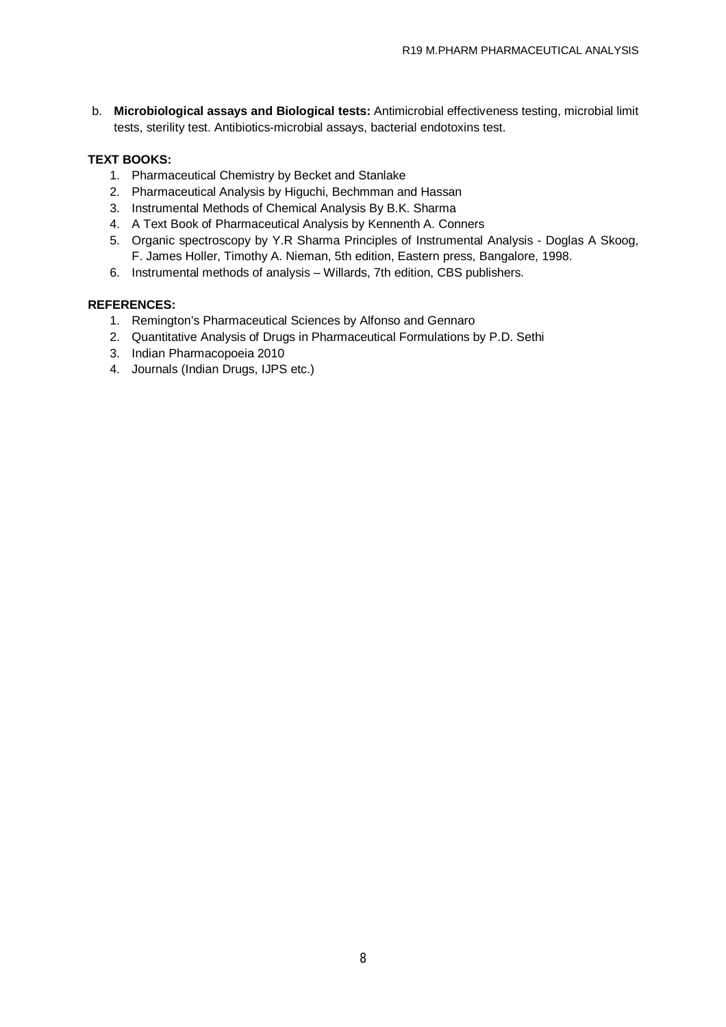b. **Microbiological assays and Biological tests:** Antimicrobial effectiveness testing, microbial limit tests, sterility test. Antibiotics-microbial assays, bacterial endotoxins test.

**TEXT BOOKS:**

1. Pharmaceutical Chemistry by Becket and Stanlake
2. Pharmaceutical Analysis by Higuchi, Bechmman and Hassan
3. Instrumental Methods of Chemical Analysis By B.K. Sharma
4. A Text Book of Pharmaceutical Analysis by Kennenth A. Conners
5. Organic spectroscopy by Y.R Sharma Principles of Instrumental Analysis - Doglas A Skoog, F. James Holler, Timothy A. Nieman, 5th edition, Eastern press, Bangalore, 1998.
6. Instrumental methods of analysis – Willards, 7th edition, CBS publishers.

**REFERENCES:**

1. Remington's Pharmaceutical Sciences by Alfonso and Gennaro
2. Quantitative Analysis of Drugs in Pharmaceutical Formulations by P.D. Sethi
3. Indian Pharmacopoeia 2010
4. Journals (Indian Drugs, IJPS etc.)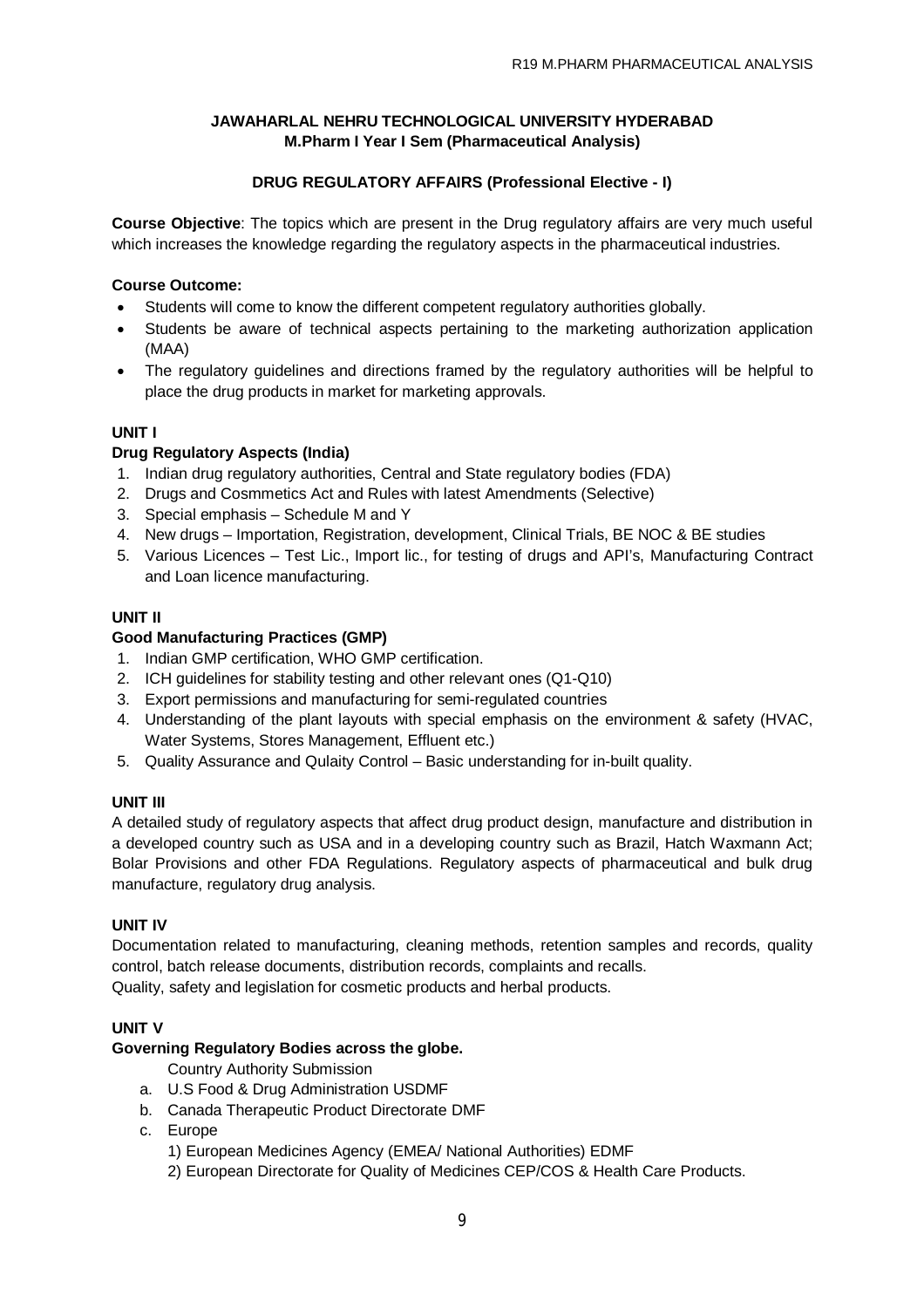**JAWAHARLAL NEHRU TECHNOLOGICAL UNIVERSITY HYDERABAD**
**M.Pharm I Year I Sem (Pharmaceutical Analysis)**

**DRUG REGULATORY AFFAIRS (Professional Elective - I)**

**Course Objective**: The topics which are present in the Drug regulatory affairs are very much useful which increases the knowledge regarding the regulatory aspects in the pharmaceutical industries.

**Course Outcome:**

- Students will come to know the different competent regulatory authorities globally.
- Students be aware of technical aspects pertaining to the marketing authorization application (MAA)
- The regulatory guidelines and directions framed by the regulatory authorities will be helpful to place the drug products in market for marketing approvals.

**UNIT I**

**Drug Regulatory Aspects (India)**

1. Indian drug regulatory authorities, Central and State regulatory bodies (FDA)
2. Drugs and Cosmmetics Act and Rules with latest Amendments (Selective)
3. Special emphasis – Schedule M and Y
4. New drugs – Importation, Registration, development, Clinical Trials, BE NOC & BE studies
5. Various Licences – Test Lic., Import lic., for testing of drugs and API's, Manufacturing Contract and Loan licence manufacturing.

**UNIT II**

**Good Manufacturing Practices (GMP)**

1. Indian GMP certification, WHO GMP certification.
2. ICH guidelines for stability testing and other relevant ones (Q1-Q10)
3. Export permissions and manufacturing for semi-regulated countries
4. Understanding of the plant layouts with special emphasis on the environment & safety (HVAC, Water Systems, Stores Management, Effluent etc.)
5. Quality Assurance and Qulaity Control – Basic understanding for in-built quality.

**UNIT III**

A detailed study of regulatory aspects that affect drug product design, manufacture and distribution in a developed country such as USA and in a developing country such as Brazil, Hatch Waxmann Act; Bolar Provisions and other FDA Regulations. Regulatory aspects of pharmaceutical and bulk drug manufacture, regulatory drug analysis.

**UNIT IV**

Documentation related to manufacturing, cleaning methods, retention samples and records, quality control, batch release documents, distribution records, complaints and recalls.
Quality, safety and legislation for cosmetic products and herbal products.

**UNIT V**

**Governing Regulatory Bodies across the globe.**

Country Authority Submission

a. U.S Food & Drug Administration USDMF
b. Canada Therapeutic Product Directorate DMF
c. Europe
   1) European Medicines Agency (EMEA/ National Authorities) EDMF
   2) European Directorate for Quality of Medicines CEP/COS & Health Care Products.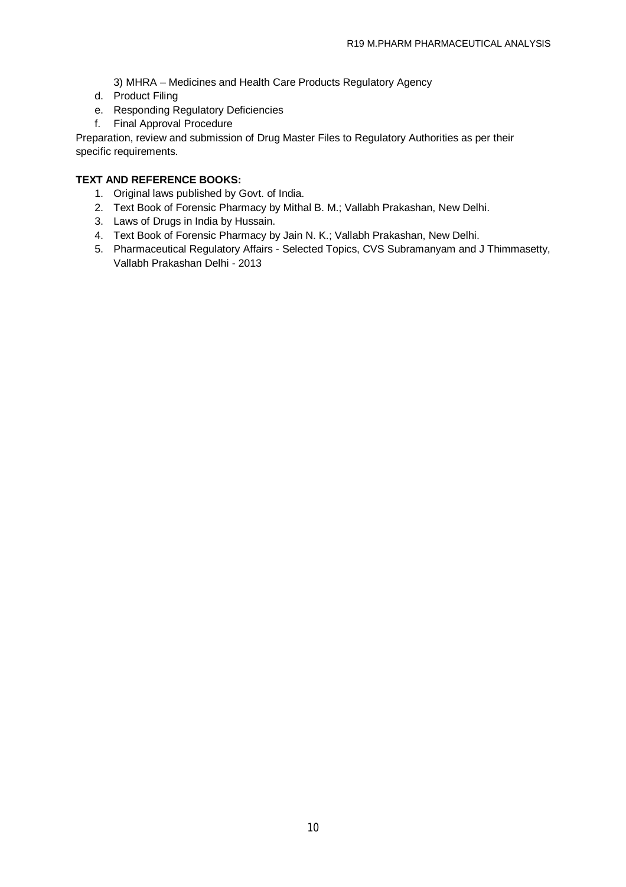3) MHRA – Medicines and Health Care Products Regulatory Agency

d. Product Filing
e. Responding Regulatory Deficiencies
f. Final Approval Procedure

Preparation, review and submission of Drug Master Files to Regulatory Authorities as per their specific requirements.

**TEXT AND REFERENCE BOOKS:**

1. Original laws published by Govt. of India.
2. Text Book of Forensic Pharmacy by Mithal B. M.; Vallabh Prakashan, New Delhi.
3. Laws of Drugs in India by Hussain.
4. Text Book of Forensic Pharmacy by Jain N. K.; Vallabh Prakashan, New Delhi.
5. Pharmaceutical Regulatory Affairs - Selected Topics, CVS Subramanyam and J Thimmasetty, Vallabh Prakashan Delhi - 2013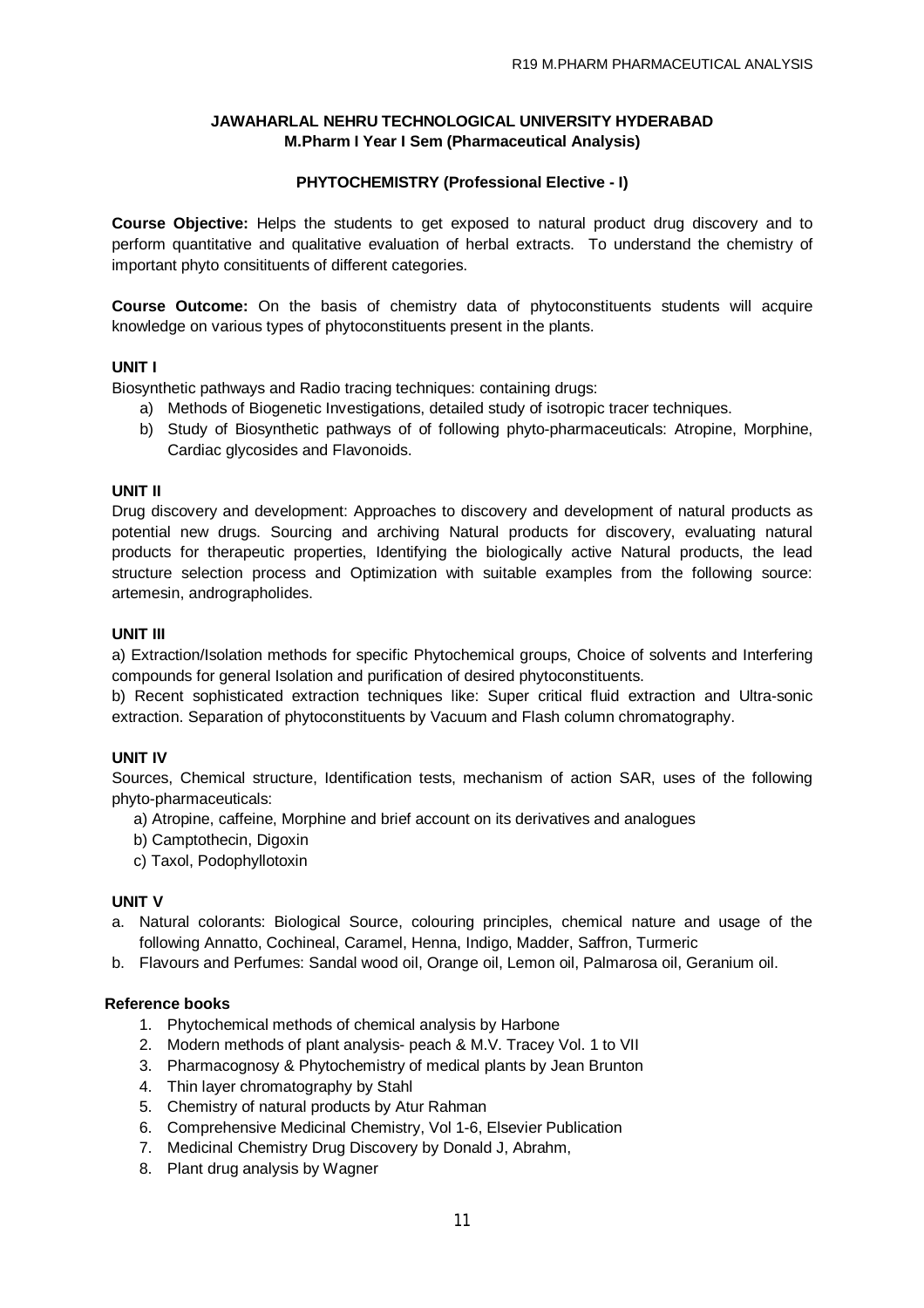**JAWAHARLAL NEHRU TECHNOLOGICAL UNIVERSITY HYDERABAD**
**M.Pharm I Year I Sem (Pharmaceutical Analysis)**

## PHYTOCHEMISTRY (Professional Elective - I)

**Course Objective:** Helps the students to get exposed to natural product drug discovery and to perform quantitative and qualitative evaluation of herbal extracts. To understand the chemistry of important phyto consitituents of different categories.

**Course Outcome:** On the basis of chemistry data of phytoconstituents students will acquire knowledge on various types of phytoconstituents present in the plants.

### UNIT I

Biosynthetic pathways and Radio tracing techniques: containing drugs:

a) Methods of Biogenetic Investigations, detailed study of isotropic tracer techniques.
b) Study of Biosynthetic pathways of of following phyto-pharmaceuticals: Atropine, Morphine, Cardiac glycosides and Flavonoids.

### UNIT II

Drug discovery and development: Approaches to discovery and development of natural products as potential new drugs. Sourcing and archiving Natural products for discovery, evaluating natural products for therapeutic properties, Identifying the biologically active Natural products, the lead structure selection process and Optimization with suitable examples from the following source: artemesin, andrographolides.

### UNIT III

a) Extraction/Isolation methods for specific Phytochemical groups, Choice of solvents and Interfering compounds for general Isolation and purification of desired phytoconstituents.

b) Recent sophisticated extraction techniques like: Super critical fluid extraction and Ultra-sonic extraction. Separation of phytoconstituents by Vacuum and Flash column chromatography.

### UNIT IV

Sources, Chemical structure, Identification tests, mechanism of action SAR, uses of the following phyto-pharmaceuticals:

a) Atropine, caffeine, Morphine and brief account on its derivatives and analogues
b) Camptothecin, Digoxin
c) Taxol, Podophyllotoxin

### UNIT V

a. Natural colorants: Biological Source, colouring principles, chemical nature and usage of the following Annatto, Cochineal, Caramel, Henna, Indigo, Madder, Saffron, Turmeric
b. Flavours and Perfumes: Sandal wood oil, Orange oil, Lemon oil, Palmarosa oil, Geranium oil.

### Reference books

1. Phytochemical methods of chemical analysis by Harbone
2. Modern methods of plant analysis- peach & M.V. Tracey Vol. 1 to VII
3. Pharmacognosy & Phytochemistry of medical plants by Jean Brunton
4. Thin layer chromatography by Stahl
5. Chemistry of natural products by Atur Rahman
6. Comprehensive Medicinal Chemistry, Vol 1-6, Elsevier Publication
7. Medicinal Chemistry Drug Discovery by Donald J, Abrahm,
8. Plant drug analysis by Wagner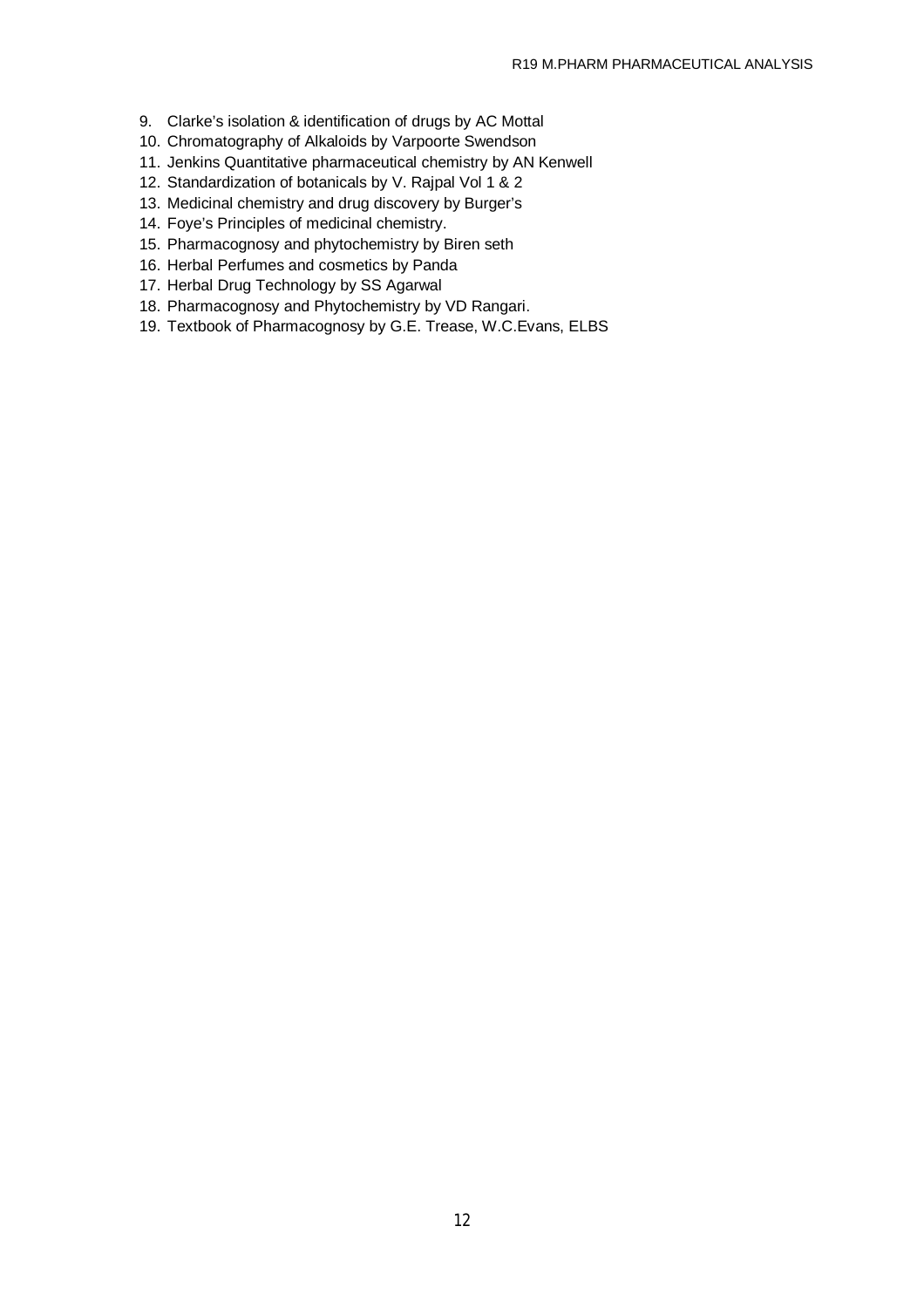9. Clarke's isolation & identification of drugs by AC Mottal
10. Chromatography of Alkaloids by Varpoorte Swendson
11. Jenkins Quantitative pharmaceutical chemistry by AN Kenwell
12. Standardization of botanicals by V. Rajpal Vol 1 & 2
13. Medicinal chemistry and drug discovery by Burger's
14. Foye's Principles of medicinal chemistry.
15. Pharmacognosy and phytochemistry by Biren seth
16. Herbal Perfumes and cosmetics by Panda
17. Herbal Drug Technology by SS Agarwal
18. Pharmacognosy and Phytochemistry by VD Rangari.
19. Textbook of Pharmacognosy by G.E. Trease, W.C.Evans, ELBS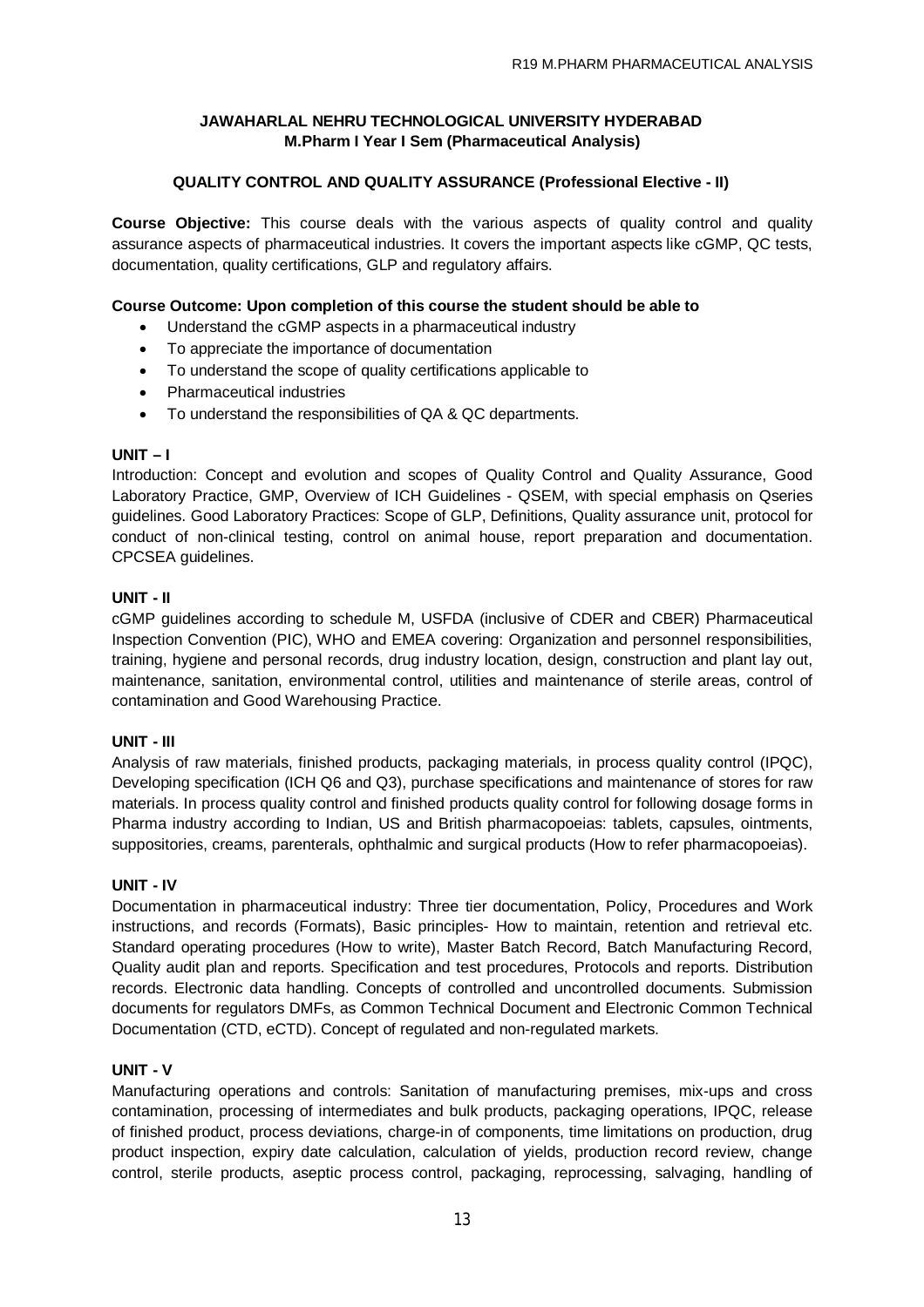**JAWAHARLAL NEHRU TECHNOLOGICAL UNIVERSITY HYDERABAD**
**M.Pharm I Year I Sem (Pharmaceutical Analysis)**

## QUALITY CONTROL AND QUALITY ASSURANCE (Professional Elective - II)

**Course Objective:** This course deals with the various aspects of quality control and quality assurance aspects of pharmaceutical industries. It covers the important aspects like cGMP, QC tests, documentation, quality certifications, GLP and regulatory affairs.

**Course Outcome: Upon completion of this course the student should be able to**

- Understand the cGMP aspects in a pharmaceutical industry
- To appreciate the importance of documentation
- To understand the scope of quality certifications applicable to
- Pharmaceutical industries
- To understand the responsibilities of QA & QC departments.

### UNIT – I

Introduction: Concept and evolution and scopes of Quality Control and Quality Assurance, Good Laboratory Practice, GMP, Overview of ICH Guidelines - QSEM, with special emphasis on Qseries guidelines. Good Laboratory Practices: Scope of GLP, Definitions, Quality assurance unit, protocol for conduct of non-clinical testing, control on animal house, report preparation and documentation. CPCSEA guidelines.

### UNIT - II

cGMP guidelines according to schedule M, USFDA (inclusive of CDER and CBER) Pharmaceutical Inspection Convention (PIC), WHO and EMEA covering: Organization and personnel responsibilities, training, hygiene and personal records, drug industry location, design, construction and plant lay out, maintenance, sanitation, environmental control, utilities and maintenance of sterile areas, control of contamination and Good Warehousing Practice.

### UNIT - III

Analysis of raw materials, finished products, packaging materials, in process quality control (IPQC), Developing specification (ICH Q6 and Q3), purchase specifications and maintenance of stores for raw materials. In process quality control and finished products quality control for following dosage forms in Pharma industry according to Indian, US and British pharmacopoeias: tablets, capsules, ointments, suppositories, creams, parenterals, ophthalmic and surgical products (How to refer pharmacopoeias).

### UNIT - IV

Documentation in pharmaceutical industry: Three tier documentation, Policy, Procedures and Work instructions, and records (Formats), Basic principles- How to maintain, retention and retrieval etc. Standard operating procedures (How to write), Master Batch Record, Batch Manufacturing Record, Quality audit plan and reports. Specification and test procedures, Protocols and reports. Distribution records. Electronic data handling. Concepts of controlled and uncontrolled documents. Submission documents for regulators DMFs, as Common Technical Document and Electronic Common Technical Documentation (CTD, eCTD). Concept of regulated and non-regulated markets.

### UNIT - V

Manufacturing operations and controls: Sanitation of manufacturing premises, mix-ups and cross contamination, processing of intermediates and bulk products, packaging operations, IPQC, release of finished product, process deviations, charge-in of components, time limitations on production, drug product inspection, expiry date calculation, calculation of yields, production record review, change control, sterile products, aseptic process control, packaging, reprocessing, salvaging, handling of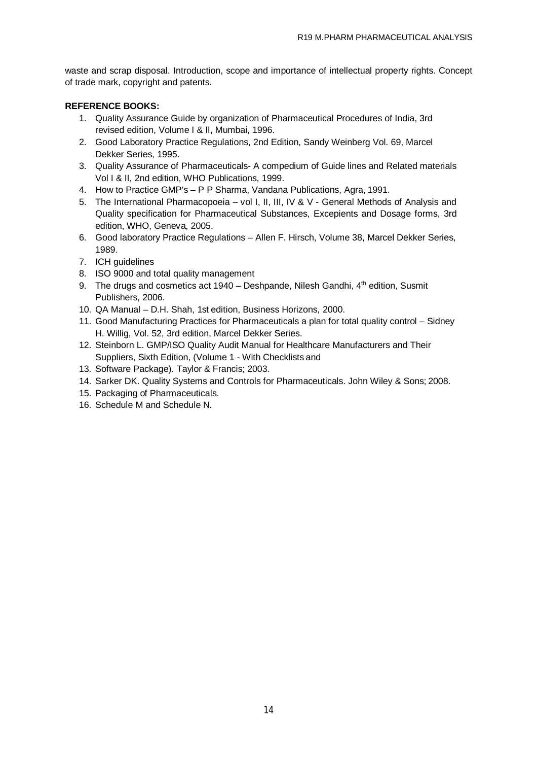waste and scrap disposal. Introduction, scope and importance of intellectual property rights. Concept of trade mark, copyright and patents.

**REFERENCE BOOKS:**

1. Quality Assurance Guide by organization of Pharmaceutical Procedures of India, 3rd revised edition, Volume I & II, Mumbai, 1996.
2. Good Laboratory Practice Regulations, 2nd Edition, Sandy Weinberg Vol. 69, Marcel Dekker Series, 1995.
3. Quality Assurance of Pharmaceuticals- A compedium of Guide lines and Related materials Vol I & II, 2nd edition, WHO Publications, 1999.
4. How to Practice GMP's – P P Sharma, Vandana Publications, Agra, 1991.
5. The International Pharmacopoeia – vol I, II, III, IV & V - General Methods of Analysis and Quality specification for Pharmaceutical Substances, Excepients and Dosage forms, 3rd edition, WHO, Geneva, 2005.
6. Good laboratory Practice Regulations – Allen F. Hirsch, Volume 38, Marcel Dekker Series, 1989.
7. ICH guidelines
8. ISO 9000 and total quality management
9. The drugs and cosmetics act 1940 – Deshpande, Nilesh Gandhi, 4th edition, Susmit Publishers, 2006.
10. QA Manual – D.H. Shah, 1st edition, Business Horizons, 2000.
11. Good Manufacturing Practices for Pharmaceuticals a plan for total quality control – Sidney H. Willig, Vol. 52, 3rd edition, Marcel Dekker Series.
12. Steinborn L. GMP/ISO Quality Audit Manual for Healthcare Manufacturers and Their Suppliers, Sixth Edition, (Volume 1 - With Checklists and
13. Software Package). Taylor & Francis; 2003.
14. Sarker DK. Quality Systems and Controls for Pharmaceuticals. John Wiley & Sons; 2008.
15. Packaging of Pharmaceuticals.
16. Schedule M and Schedule N.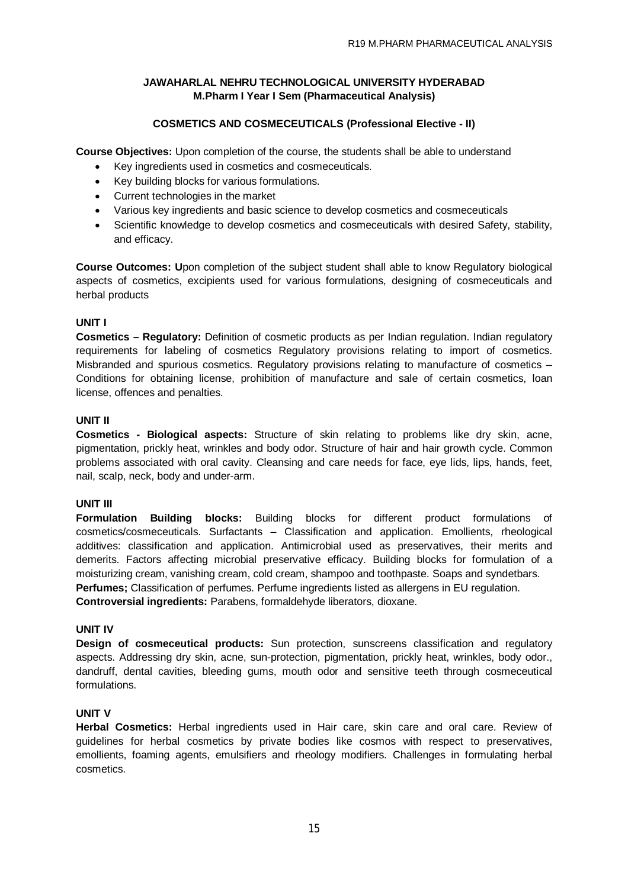**JAWAHARLAL NEHRU TECHNOLOGICAL UNIVERSITY HYDERABAD**
**M.Pharm I Year I Sem (Pharmaceutical Analysis)**

## COSMETICS AND COSMECEUTICALS (Professional Elective - II)

**Course Objectives:** Upon completion of the course, the students shall be able to understand

- Key ingredients used in cosmetics and cosmeceuticals.
- Key building blocks for various formulations.
- Current technologies in the market
- Various key ingredients and basic science to develop cosmetics and cosmeceuticals
- Scientific knowledge to develop cosmetics and cosmeceuticals with desired Safety, stability, and efficacy.

**Course Outcomes: U**pon completion of the subject student shall able to know Regulatory biological aspects of cosmetics, excipients used for various formulations, designing of cosmeceuticals and herbal products

### UNIT I

**Cosmetics – Regulatory:** Definition of cosmetic products as per Indian regulation. Indian regulatory requirements for labeling of cosmetics Regulatory provisions relating to import of cosmetics. Misbranded and spurious cosmetics. Regulatory provisions relating to manufacture of cosmetics – Conditions for obtaining license, prohibition of manufacture and sale of certain cosmetics, loan license, offences and penalties.

### UNIT II

**Cosmetics - Biological aspects:** Structure of skin relating to problems like dry skin, acne, pigmentation, prickly heat, wrinkles and body odor. Structure of hair and hair growth cycle. Common problems associated with oral cavity. Cleansing and care needs for face, eye lids, lips, hands, feet, nail, scalp, neck, body and under-arm.

### UNIT III

**Formulation Building blocks:** Building blocks for different product formulations of cosmetics/cosmeceuticals. Surfactants – Classification and application. Emollients, rheological additives: classification and application. Antimicrobial used as preservatives, their merits and demerits. Factors affecting microbial preservative efficacy. Building blocks for formulation of a moisturizing cream, vanishing cream, cold cream, shampoo and toothpaste. Soaps and syndetbars.
**Perfumes;** Classification of perfumes. Perfume ingredients listed as allergens in EU regulation.
**Controversial ingredients:** Parabens, formaldehyde liberators, dioxane.

### UNIT IV

**Design of cosmeceutical products:** Sun protection, sunscreens classification and regulatory aspects. Addressing dry skin, acne, sun-protection, pigmentation, prickly heat, wrinkles, body odor., dandruff, dental cavities, bleeding gums, mouth odor and sensitive teeth through cosmeceutical formulations.

### UNIT V

**Herbal Cosmetics:** Herbal ingredients used in Hair care, skin care and oral care. Review of guidelines for herbal cosmetics by private bodies like cosmos with respect to preservatives, emollients, foaming agents, emulsifiers and rheology modifiers. Challenges in formulating herbal cosmetics.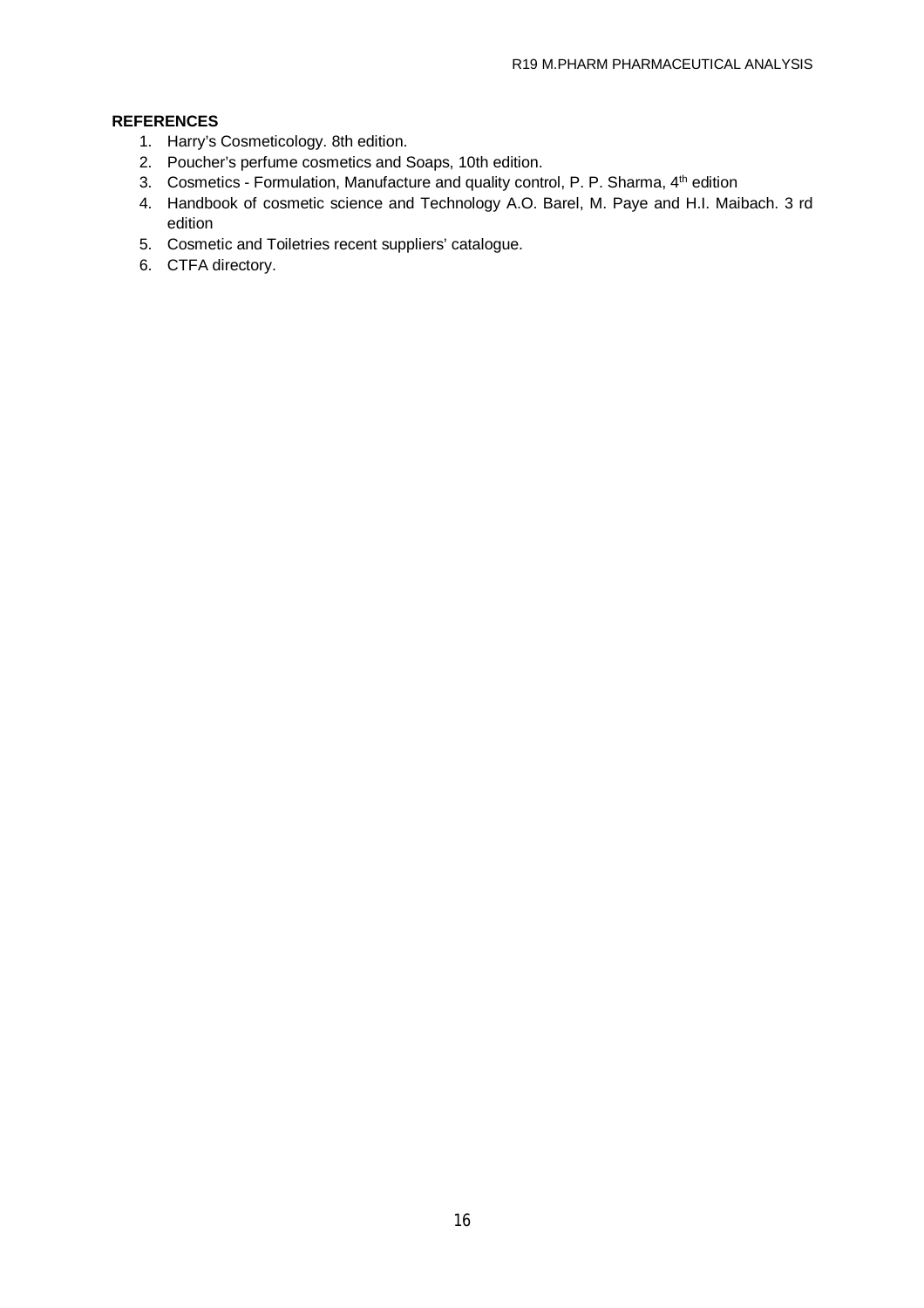**REFERENCES**

1. Harry's Cosmeticology. 8th edition.
2. Poucher's perfume cosmetics and Soaps, 10th edition.
3. Cosmetics - Formulation, Manufacture and quality control, P. P. Sharma, $4^{th}$ edition
4. Handbook of cosmetic science and Technology A.O. Barel, M. Paye and H.I. Maibach. 3 rd edition
5. Cosmetic and Toiletries recent suppliers' catalogue.
6. CTFA directory.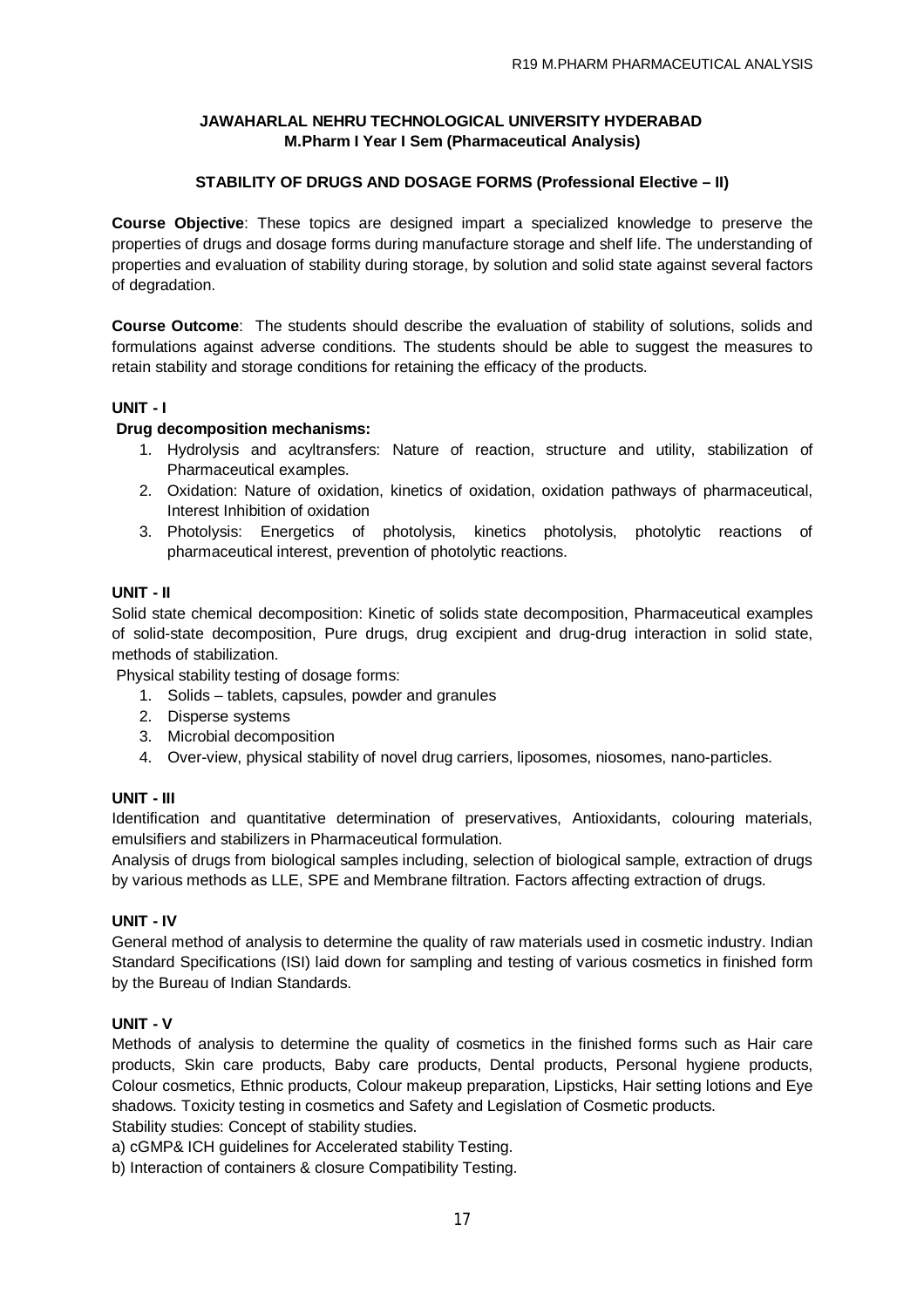**JAWAHARLAL NEHRU TECHNOLOGICAL UNIVERSITY HYDERABAD**
**M.Pharm I Year I Sem (Pharmaceutical Analysis)**

**STABILITY OF DRUGS AND DOSAGE FORMS (Professional Elective – II)**

**Course Objective**: These topics are designed impart a specialized knowledge to preserve the properties of drugs and dosage forms during manufacture storage and shelf life. The understanding of properties and evaluation of stability during storage, by solution and solid state against several factors of degradation.

**Course Outcome**: The students should describe the evaluation of stability of solutions, solids and formulations against adverse conditions. The students should be able to suggest the measures to retain stability and storage conditions for retaining the efficacy of the products.

**UNIT - I**

**Drug decomposition mechanisms:**

1. Hydrolysis and acyltransfers: Nature of reaction, structure and utility, stabilization of Pharmaceutical examples.
2. Oxidation: Nature of oxidation, kinetics of oxidation, oxidation pathways of pharmaceutical, Interest Inhibition of oxidation
3. Photolysis: Energetics of photolysis, kinetics photolysis, photolytic reactions of pharmaceutical interest, prevention of photolytic reactions.

**UNIT - II**

Solid state chemical decomposition: Kinetic of solids state decomposition, Pharmaceutical examples of solid-state decomposition, Pure drugs, drug excipient and drug-drug interaction in solid state, methods of stabilization.

Physical stability testing of dosage forms:

1. Solids – tablets, capsules, powder and granules
2. Disperse systems
3. Microbial decomposition
4. Over-view, physical stability of novel drug carriers, liposomes, niosomes, nano-particles.

**UNIT - III**

Identification and quantitative determination of preservatives, Antioxidants, colouring materials, emulsifiers and stabilizers in Pharmaceutical formulation.

Analysis of drugs from biological samples including, selection of biological sample, extraction of drugs by various methods as LLE, SPE and Membrane filtration. Factors affecting extraction of drugs.

**UNIT - IV**

General method of analysis to determine the quality of raw materials used in cosmetic industry. Indian Standard Specifications (ISI) laid down for sampling and testing of various cosmetics in finished form by the Bureau of Indian Standards.

**UNIT - V**

Methods of analysis to determine the quality of cosmetics in the finished forms such as Hair care products, Skin care products, Baby care products, Dental products, Personal hygiene products, Colour cosmetics, Ethnic products, Colour makeup preparation, Lipsticks, Hair setting lotions and Eye shadows. Toxicity testing in cosmetics and Safety and Legislation of Cosmetic products.

Stability studies: Concept of stability studies.

a) cGMP& ICH guidelines for Accelerated stability Testing.

b) Interaction of containers & closure Compatibility Testing.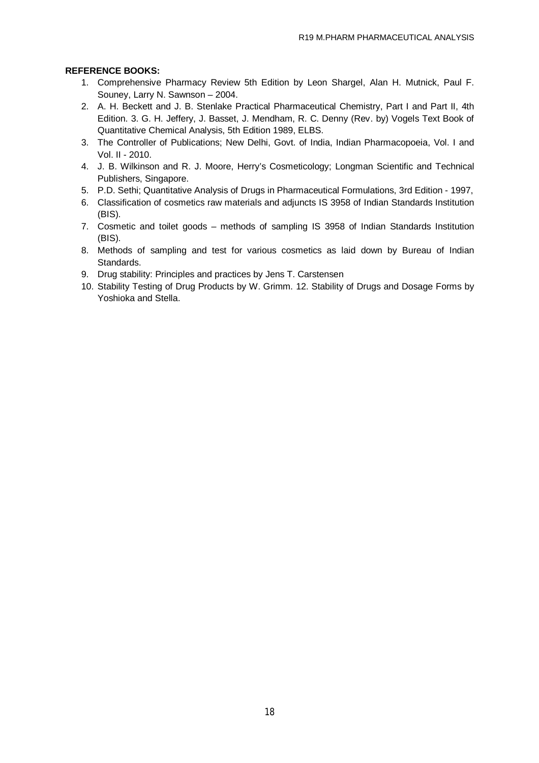**REFERENCE BOOKS:**

1. Comprehensive Pharmacy Review 5th Edition by Leon Shargel, Alan H. Mutnick, Paul F. Souney, Larry N. Sawnson – 2004.
2. A. H. Beckett and J. B. Stenlake Practical Pharmaceutical Chemistry, Part I and Part II, 4th Edition. 3. G. H. Jeffery, J. Basset, J. Mendham, R. C. Denny (Rev. by) Vogels Text Book of Quantitative Chemical Analysis, 5th Edition 1989, ELBS.
3. The Controller of Publications; New Delhi, Govt. of India, Indian Pharmacopoeia, Vol. I and Vol. II - 2010.
4. J. B. Wilkinson and R. J. Moore, Herry's Cosmeticology; Longman Scientific and Technical Publishers, Singapore.
5. P.D. Sethi; Quantitative Analysis of Drugs in Pharmaceutical Formulations, 3rd Edition - 1997,
6. Classification of cosmetics raw materials and adjuncts IS 3958 of Indian Standards Institution (BIS).
7. Cosmetic and toilet goods – methods of sampling IS 3958 of Indian Standards Institution (BIS).
8. Methods of sampling and test for various cosmetics as laid down by Bureau of Indian Standards.
9. Drug stability: Principles and practices by Jens T. Carstensen
10. Stability Testing of Drug Products by W. Grimm. 12. Stability of Drugs and Dosage Forms by Yoshioka and Stella.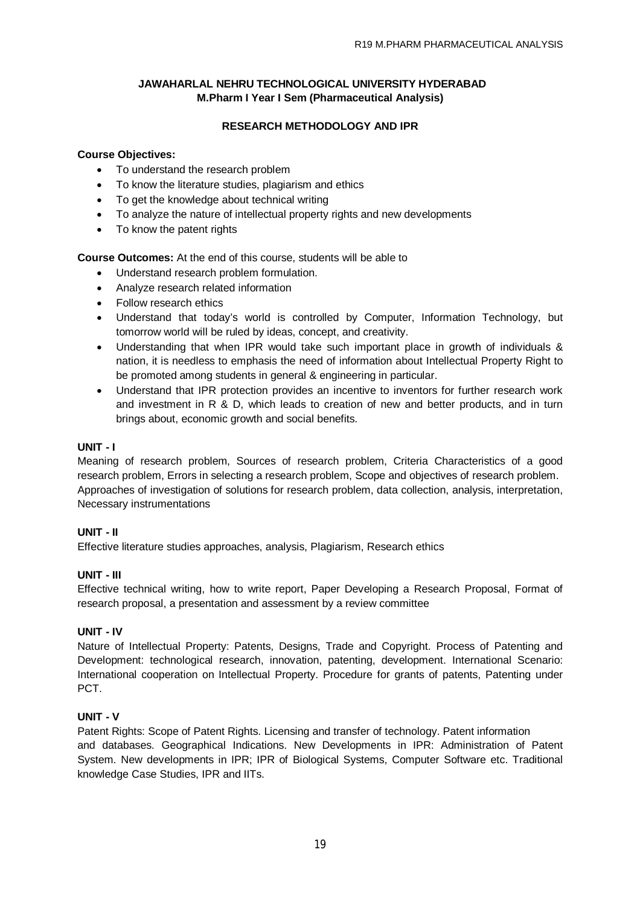**JAWAHARLAL NEHRU TECHNOLOGICAL UNIVERSITY HYDERABAD**
**M.Pharm I Year I Sem (Pharmaceutical Analysis)**

## RESEARCH METHODOLOGY AND IPR

**Course Objectives:**

- To understand the research problem
- To know the literature studies, plagiarism and ethics
- To get the knowledge about technical writing
- To analyze the nature of intellectual property rights and new developments
- To know the patent rights

**Course Outcomes:** At the end of this course, students will be able to

- Understand research problem formulation.
- Analyze research related information
- Follow research ethics
- Understand that today's world is controlled by Computer, Information Technology, but tomorrow world will be ruled by ideas, concept, and creativity.
- Understanding that when IPR would take such important place in growth of individuals & nation, it is needless to emphasis the need of information about Intellectual Property Right to be promoted among students in general & engineering in particular.
- Understand that IPR protection provides an incentive to inventors for further research work and investment in R & D, which leads to creation of new and better products, and in turn brings about, economic growth and social benefits.

**UNIT - I**

Meaning of research problem, Sources of research problem, Criteria Characteristics of a good research problem, Errors in selecting a research problem, Scope and objectives of research problem. Approaches of investigation of solutions for research problem, data collection, analysis, interpretation, Necessary instrumentations

**UNIT - II**

Effective literature studies approaches, analysis, Plagiarism, Research ethics

**UNIT - III**

Effective technical writing, how to write report, Paper Developing a Research Proposal, Format of research proposal, a presentation and assessment by a review committee

**UNIT - IV**

Nature of Intellectual Property: Patents, Designs, Trade and Copyright. Process of Patenting and Development: technological research, innovation, patenting, development. International Scenario: International cooperation on Intellectual Property. Procedure for grants of patents, Patenting under PCT.

**UNIT - V**

Patent Rights: Scope of Patent Rights. Licensing and transfer of technology. Patent information and databases. Geographical Indications. New Developments in IPR: Administration of Patent System. New developments in IPR; IPR of Biological Systems, Computer Software etc. Traditional knowledge Case Studies, IPR and IITs.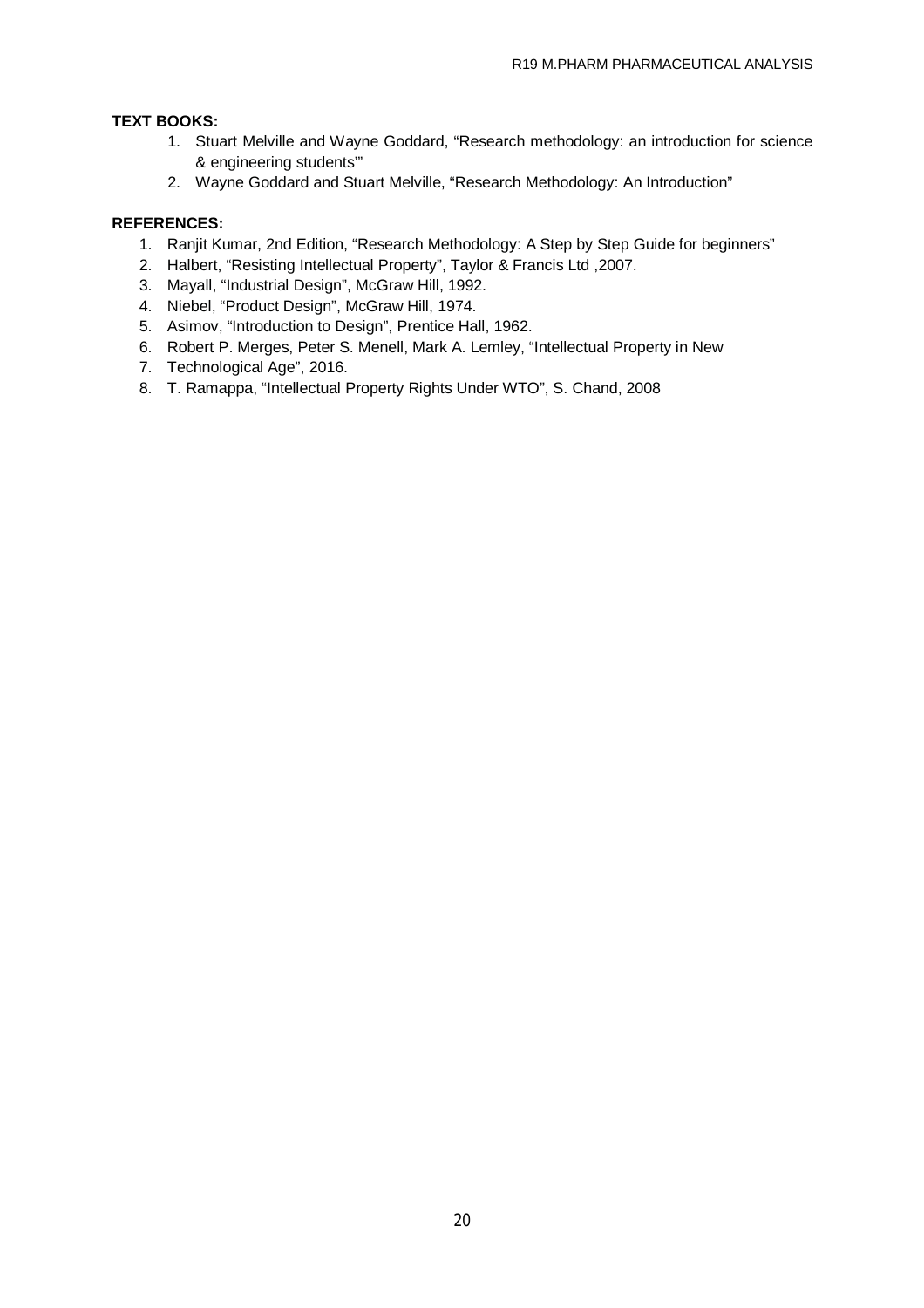**TEXT BOOKS:**

1. Stuart Melville and Wayne Goddard, "Research methodology: an introduction for science & engineering students'"
2. Wayne Goddard and Stuart Melville, "Research Methodology: An Introduction"

**REFERENCES:**

1. Ranjit Kumar, 2nd Edition, "Research Methodology: A Step by Step Guide for beginners"
2. Halbert, "Resisting Intellectual Property", Taylor & Francis Ltd ,2007.
3. Mayall, "Industrial Design", McGraw Hill, 1992.
4. Niebel, "Product Design", McGraw Hill, 1974.
5. Asimov, "Introduction to Design", Prentice Hall, 1962.
6. Robert P. Merges, Peter S. Menell, Mark A. Lemley, "Intellectual Property in New
7. Technological Age", 2016.
8. T. Ramappa, "Intellectual Property Rights Under WTO", S. Chand, 2008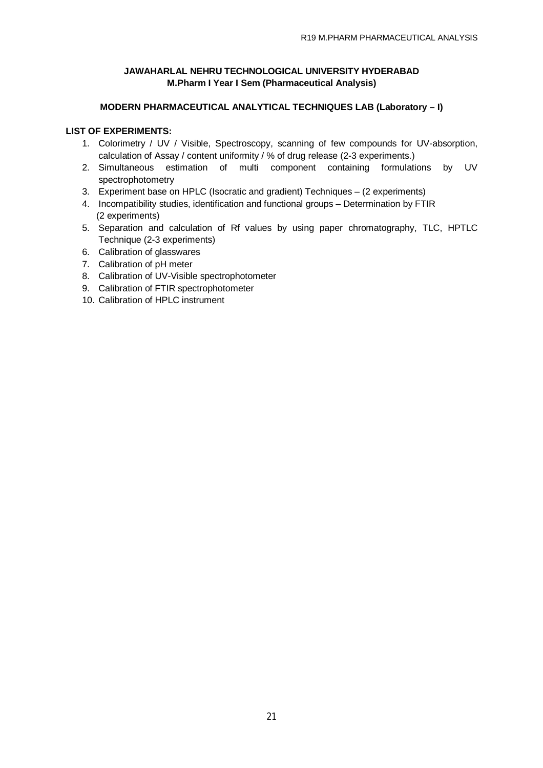**JAWAHARLAL NEHRU TECHNOLOGICAL UNIVERSITY HYDERABAD**
**M.Pharm I Year I Sem (Pharmaceutical Analysis)**

## MODERN PHARMACEUTICAL ANALYTICAL TECHNIQUES LAB (Laboratory – I)

**LIST OF EXPERIMENTS:**

1. Colorimetry / UV / Visible, Spectroscopy, scanning of few compounds for UV-absorption, calculation of Assay / content uniformity / % of drug release (2-3 experiments.)
2. Simultaneous estimation of multi component containing formulations by UV spectrophotometry
3. Experiment base on HPLC (Isocratic and gradient) Techniques – (2 experiments)
4. Incompatibility studies, identification and functional groups – Determination by FTIR (2 experiments)
5. Separation and calculation of Rf values by using paper chromatography, TLC, HPTLC Technique (2-3 experiments)
6. Calibration of glasswares
7. Calibration of pH meter
8. Calibration of UV-Visible spectrophotometer
9. Calibration of FTIR spectrophotometer
10. Calibration of HPLC instrument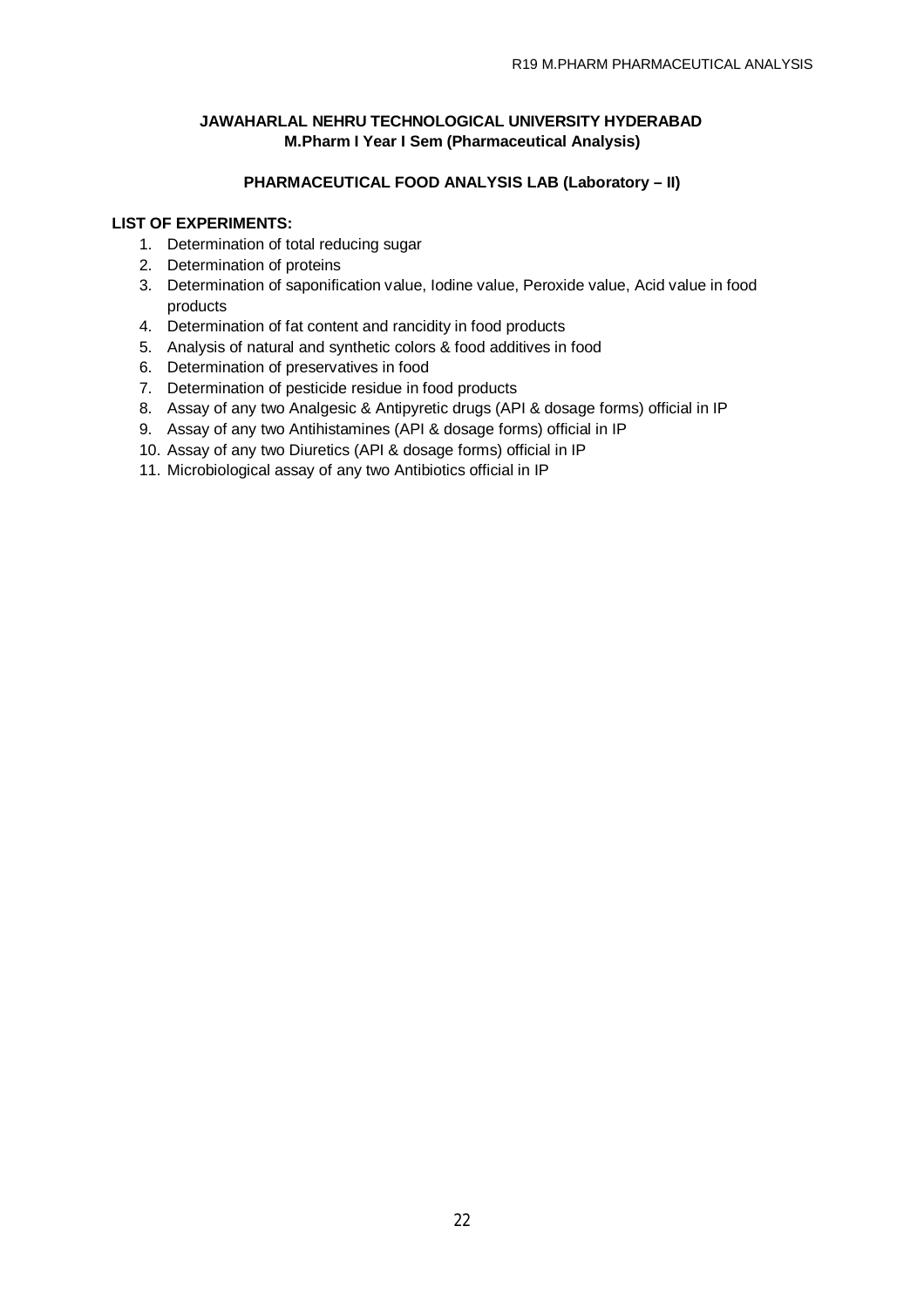**JAWAHARLAL NEHRU TECHNOLOGICAL UNIVERSITY HYDERABAD**
**M.Pharm I Year I Sem (Pharmaceutical Analysis)**

**PHARMACEUTICAL FOOD ANALYSIS LAB (Laboratory – II)**

**LIST OF EXPERIMENTS:**

1. Determination of total reducing sugar
2. Determination of proteins
3. Determination of saponification value, Iodine value, Peroxide value, Acid value in food products
4. Determination of fat content and rancidity in food products
5. Analysis of natural and synthetic colors & food additives in food
6. Determination of preservatives in food
7. Determination of pesticide residue in food products
8. Assay of any two Analgesic & Antipyretic drugs (API & dosage forms) official in IP
9. Assay of any two Antihistamines (API & dosage forms) official in IP
10. Assay of any two Diuretics (API & dosage forms) official in IP
11. Microbiological assay of any two Antibiotics official in IP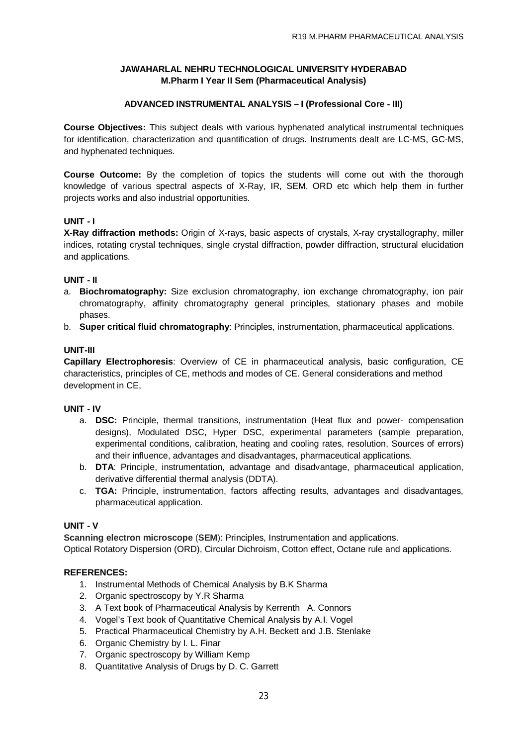**JAWAHARLAL NEHRU TECHNOLOGICAL UNIVERSITY HYDERABAD**
**M.Pharm I Year II Sem (Pharmaceutical Analysis)**

**ADVANCED INSTRUMENTAL ANALYSIS – I (Professional Core - III)**

**Course Objectives:** This subject deals with various hyphenated analytical instrumental techniques for identification, characterization and quantification of drugs. Instruments dealt are LC-MS, GC-MS, and hyphenated techniques.

**Course Outcome:** By the completion of topics the students will come out with the thorough knowledge of various spectral aspects of X-Ray, IR, SEM, ORD etc which help them in further projects works and also industrial opportunities.

**UNIT - I**

**X-Ray diffraction methods:** Origin of X-rays, basic aspects of crystals, X-ray crystallography, miller indices, rotating crystal techniques, single crystal diffraction, powder diffraction, structural elucidation and applications.

**UNIT - II**

a. **Biochromatography:** Size exclusion chromatography, ion exchange chromatography, ion pair chromatography, affinity chromatography general principles, stationary phases and mobile phases.
b. **Super critical fluid chromatography**: Principles, instrumentation, pharmaceutical applications.

**UNIT-III**

**Capillary Electrophoresis**: Overview of CE in pharmaceutical analysis, basic configuration, CE characteristics, principles of CE, methods and modes of CE. General considerations and method development in CE,

**UNIT - IV**

a. **DSC:** Principle, thermal transitions, instrumentation (Heat flux and power- compensation designs), Modulated DSC, Hyper DSC, experimental parameters (sample preparation, experimental conditions, calibration, heating and cooling rates, resolution, Sources of errors) and their influence, advantages and disadvantages, pharmaceutical applications.
b. **DTA**: Principle, instrumentation, advantage and disadvantage, pharmaceutical application, derivative differential thermal analysis (DDTA).
c. **TGA:** Principle, instrumentation, factors affecting results, advantages and disadvantages, pharmaceutical application.

**UNIT - V**

**Scanning electron microscope** (**SEM**): Principles, Instrumentation and applications.
Optical Rotatory Dispersion (ORD), Circular Dichroism, Cotton effect, Octane rule and applications.

**REFERENCES:**

1. Instrumental Methods of Chemical Analysis by B.K Sharma
2. Organic spectroscopy by Y.R Sharma
3. A Text book of Pharmaceutical Analysis by Kerrenth A. Connors
4. Vogel's Text book of Quantitative Chemical Analysis by A.I. Vogel
5. Practical Pharmaceutical Chemistry by A.H. Beckett and J.B. Stenlake
6. Organic Chemistry by I. L. Finar
7. Organic spectroscopy by William Kemp
8. Quantitative Analysis of Drugs by D. C. Garrett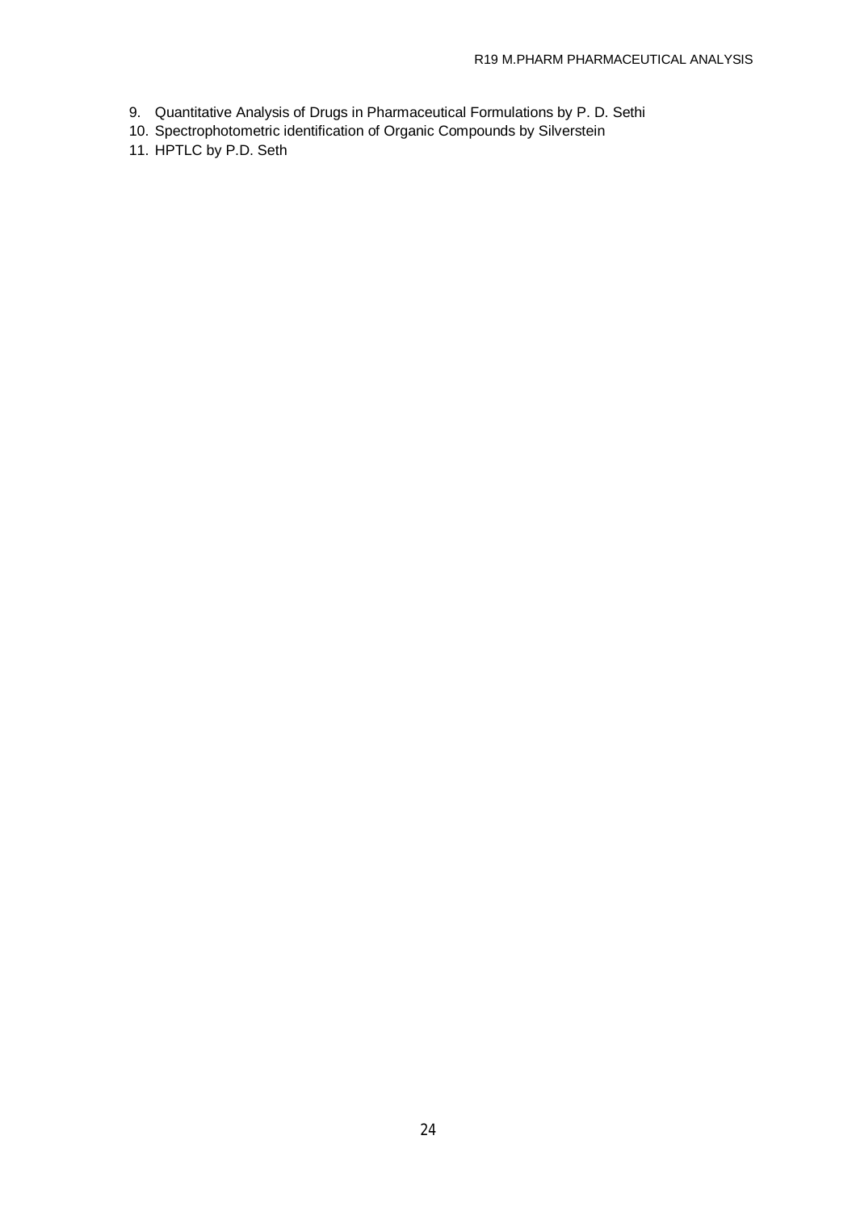9. Quantitative Analysis of Drugs in Pharmaceutical Formulations by P. D. Sethi
10. Spectrophotometric identification of Organic Compounds by Silverstein
11. HPTLC by P.D. Seth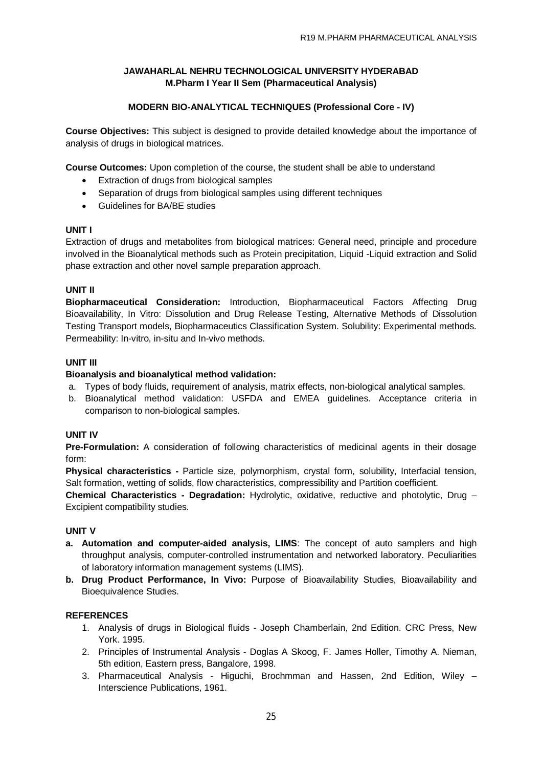**JAWAHARLAL NEHRU TECHNOLOGICAL UNIVERSITY HYDERABAD**
**M.Pharm I Year II Sem (Pharmaceutical Analysis)**

**MODERN BIO-ANALYTICAL TECHNIQUES (Professional Core - IV)**

**Course Objectives:** This subject is designed to provide detailed knowledge about the importance of analysis of drugs in biological matrices.

**Course Outcomes:** Upon completion of the course, the student shall be able to understand

- Extraction of drugs from biological samples
- Separation of drugs from biological samples using different techniques
- Guidelines for BA/BE studies

**UNIT I**

Extraction of drugs and metabolites from biological matrices: General need, principle and procedure involved in the Bioanalytical methods such as Protein precipitation, Liquid -Liquid extraction and Solid phase extraction and other novel sample preparation approach.

**UNIT II**

**Biopharmaceutical Consideration:** Introduction, Biopharmaceutical Factors Affecting Drug Bioavailability, In Vitro: Dissolution and Drug Release Testing, Alternative Methods of Dissolution Testing Transport models, Biopharmaceutics Classification System. Solubility: Experimental methods. Permeability: In-vitro, in-situ and In-vivo methods.

**UNIT III**

**Bioanalysis and bioanalytical method validation:**

a. Types of body fluids, requirement of analysis, matrix effects, non-biological analytical samples.
b. Bioanalytical method validation: USFDA and EMEA guidelines. Acceptance criteria in comparison to non-biological samples.

**UNIT IV**

**Pre-Formulation:** A consideration of following characteristics of medicinal agents in their dosage form:

**Physical characteristics -** Particle size, polymorphism, crystal form, solubility, Interfacial tension, Salt formation, wetting of solids, flow characteristics, compressibility and Partition coefficient.

**Chemical Characteristics - Degradation:** Hydrolytic, oxidative, reductive and photolytic, Drug – Excipient compatibility studies.

**UNIT V**

**a. Automation and computer-aided analysis, LIMS**: The concept of auto samplers and high throughput analysis, computer-controlled instrumentation and networked laboratory. Peculiarities of laboratory information management systems (LIMS).

**b. Drug Product Performance, In Vivo:** Purpose of Bioavailability Studies, Bioavailability and Bioequivalence Studies.

**REFERENCES**

1. Analysis of drugs in Biological fluids - Joseph Chamberlain, 2nd Edition. CRC Press, New York. 1995.
2. Principles of Instrumental Analysis - Doglas A Skoog, F. James Holler, Timothy A. Nieman, 5th edition, Eastern press, Bangalore, 1998.
3. Pharmaceutical Analysis - Higuchi, Brochmman and Hassen, 2nd Edition, Wiley – Interscience Publications, 1961.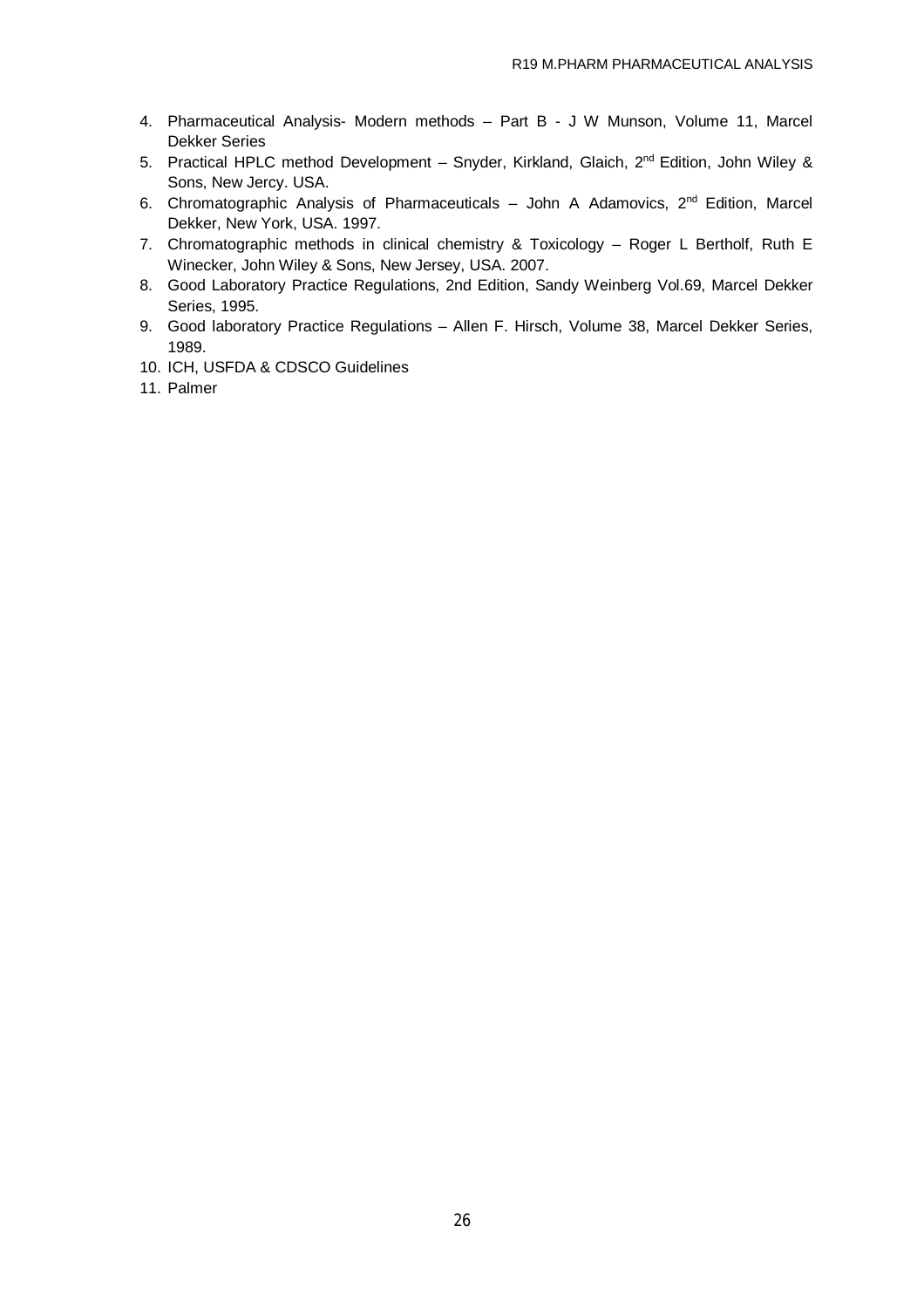4. Pharmaceutical Analysis- Modern methods – Part B - J W Munson, Volume 11, Marcel Dekker Series
5. Practical HPLC method Development – Snyder, Kirkland, Glaich, 2nd Edition, John Wiley & Sons, New Jercy. USA.
6. Chromatographic Analysis of Pharmaceuticals – John A Adamovics, 2nd Edition, Marcel Dekker, New York, USA. 1997.
7. Chromatographic methods in clinical chemistry & Toxicology – Roger L Bertholf, Ruth E Winecker, John Wiley & Sons, New Jersey, USA. 2007.
8. Good Laboratory Practice Regulations, 2nd Edition, Sandy Weinberg Vol.69, Marcel Dekker Series, 1995.
9. Good laboratory Practice Regulations – Allen F. Hirsch, Volume 38, Marcel Dekker Series, 1989.
10. ICH, USFDA & CDSCO Guidelines
11. Palmer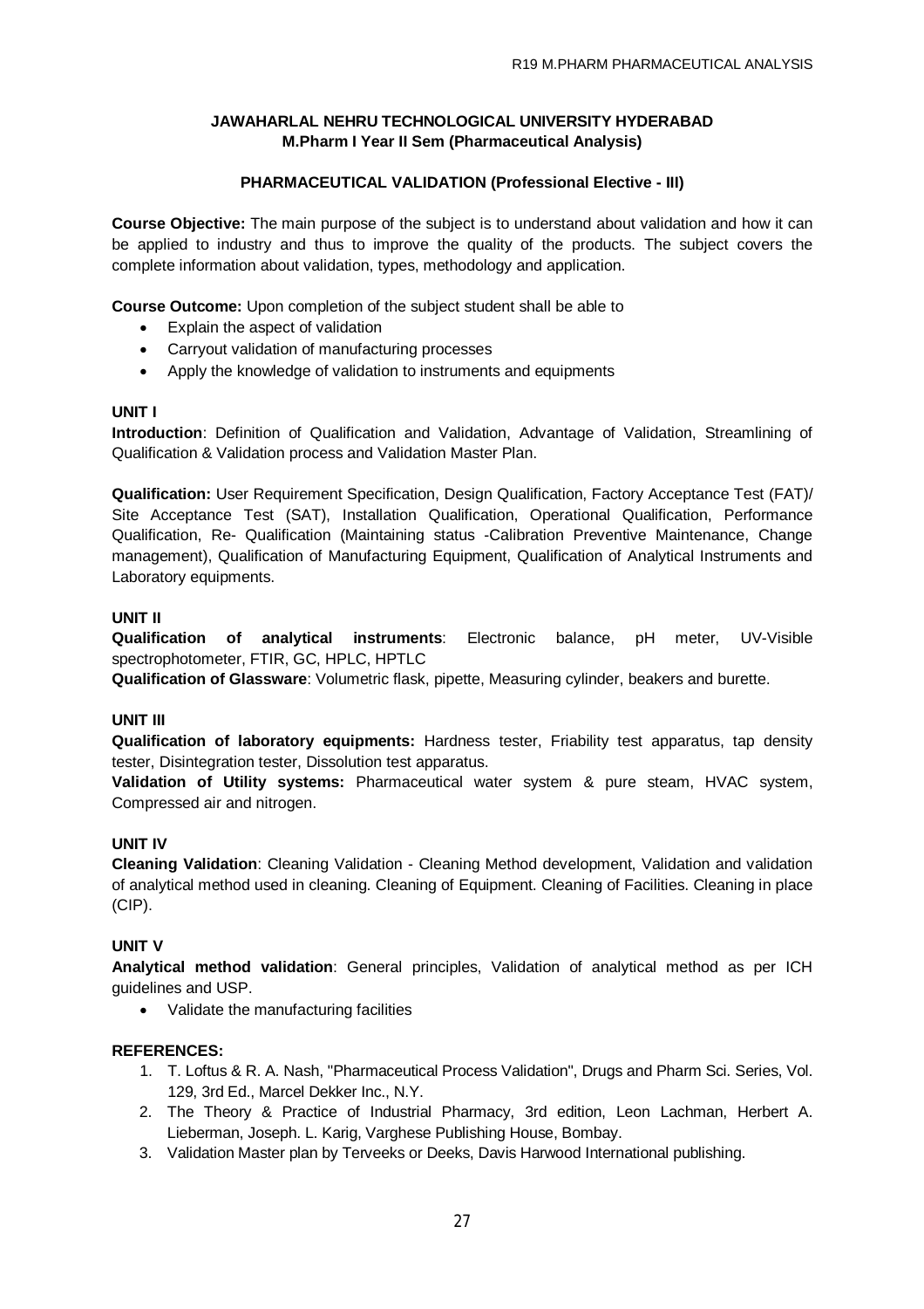**JAWAHARLAL NEHRU TECHNOLOGICAL UNIVERSITY HYDERABAD**
**M.Pharm I Year II Sem (Pharmaceutical Analysis)**

**PHARMACEUTICAL VALIDATION (Professional Elective - III)**

**Course Objective:** The main purpose of the subject is to understand about validation and how it can be applied to industry and thus to improve the quality of the products. The subject covers the complete information about validation, types, methodology and application.

**Course Outcome:** Upon completion of the subject student shall be able to

- Explain the aspect of validation
- Carryout validation of manufacturing processes
- Apply the knowledge of validation to instruments and equipments

**UNIT I**

**Introduction**: Definition of Qualification and Validation, Advantage of Validation, Streamlining of Qualification & Validation process and Validation Master Plan.

**Qualification:** User Requirement Specification, Design Qualification, Factory Acceptance Test (FAT)/ Site Acceptance Test (SAT), Installation Qualification, Operational Qualification, Performance Qualification, Re- Qualification (Maintaining status -Calibration Preventive Maintenance, Change management), Qualification of Manufacturing Equipment, Qualification of Analytical Instruments and Laboratory equipments.

**UNIT II**

**Qualification of analytical instruments**: Electronic balance, pH meter, UV-Visible spectrophotometer, FTIR, GC, HPLC, HPTLC

**Qualification of Glassware**: Volumetric flask, pipette, Measuring cylinder, beakers and burette.

**UNIT III**

**Qualification of laboratory equipments:** Hardness tester, Friability test apparatus, tap density tester, Disintegration tester, Dissolution test apparatus.

**Validation of Utility systems:** Pharmaceutical water system & pure steam, HVAC system, Compressed air and nitrogen.

**UNIT IV**

**Cleaning Validation**: Cleaning Validation - Cleaning Method development, Validation and validation of analytical method used in cleaning. Cleaning of Equipment. Cleaning of Facilities. Cleaning in place (CIP).

**UNIT V**

**Analytical method validation**: General principles, Validation of analytical method as per ICH guidelines and USP.

- Validate the manufacturing facilities

**REFERENCES:**

1. T. Loftus & R. A. Nash, "Pharmaceutical Process Validation", Drugs and Pharm Sci. Series, Vol. 129, 3rd Ed., Marcel Dekker Inc., N.Y.
2. The Theory & Practice of Industrial Pharmacy, 3rd edition, Leon Lachman, Herbert A. Lieberman, Joseph. L. Karig, Varghese Publishing House, Bombay.
3. Validation Master plan by Terveeks or Deeks, Davis Harwood International publishing.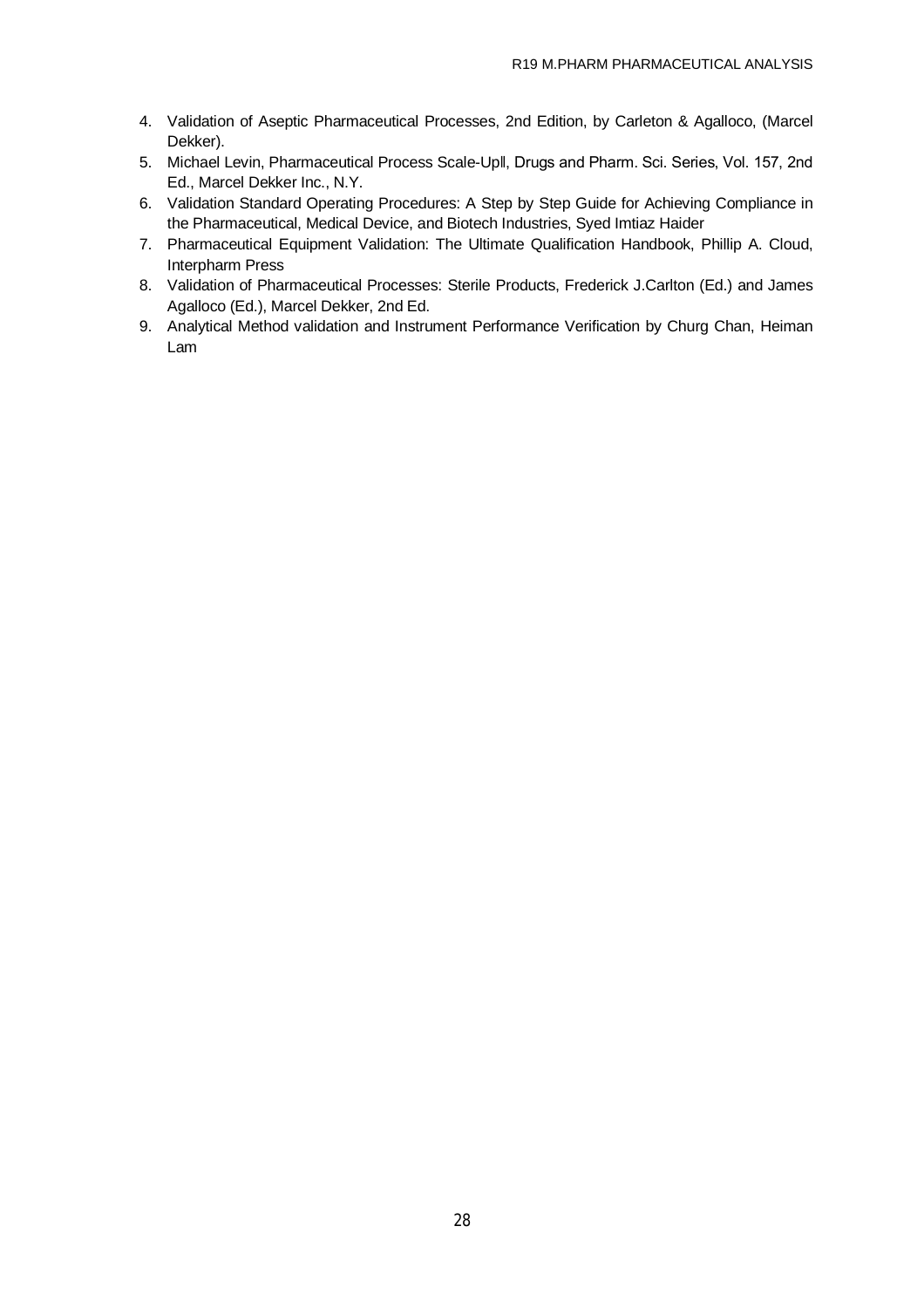4. Validation of Aseptic Pharmaceutical Processes, 2nd Edition, by Carleton & Agalloco, (Marcel Dekker).
5. Michael Levin, Pharmaceutical Process Scale-Upǁ, Drugs and Pharm. Sci. Series, Vol. 157, 2nd Ed., Marcel Dekker Inc., N.Y.
6. Validation Standard Operating Procedures: A Step by Step Guide for Achieving Compliance in the Pharmaceutical, Medical Device, and Biotech Industries, Syed Imtiaz Haider
7. Pharmaceutical Equipment Validation: The Ultimate Qualification Handbook, Phillip A. Cloud, Interpharm Press
8. Validation of Pharmaceutical Processes: Sterile Products, Frederick J.Carlton (Ed.) and James Agalloco (Ed.), Marcel Dekker, 2nd Ed.
9. Analytical Method validation and Instrument Performance Verification by Churg Chan, Heiman Lam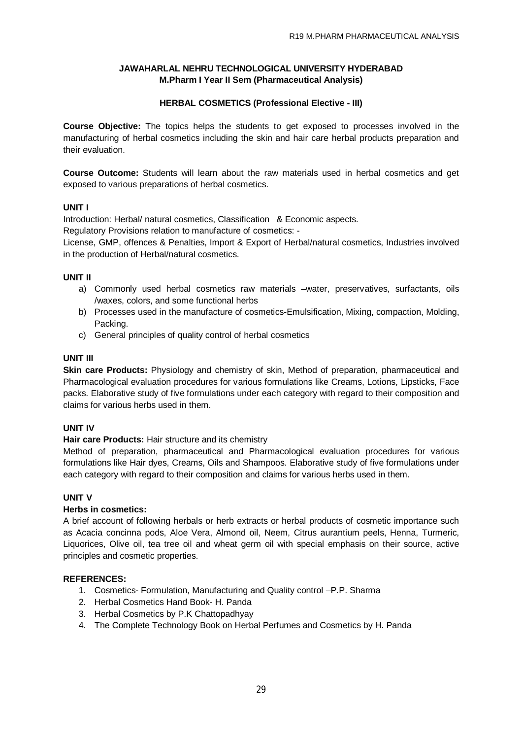**JAWAHARLAL NEHRU TECHNOLOGICAL UNIVERSITY HYDERABAD**
**M.Pharm I Year II Sem (Pharmaceutical Analysis)**

## HERBAL COSMETICS (Professional Elective - III)

**Course Objective:** The topics helps the students to get exposed to processes involved in the manufacturing of herbal cosmetics including the skin and hair care herbal products preparation and their evaluation.

**Course Outcome:** Students will learn about the raw materials used in herbal cosmetics and get exposed to various preparations of herbal cosmetics.

### UNIT I

Introduction: Herbal/ natural cosmetics, Classification & Economic aspects.

Regulatory Provisions relation to manufacture of cosmetics: -

License, GMP, offences & Penalties, Import & Export of Herbal/natural cosmetics, Industries involved in the production of Herbal/natural cosmetics.

### UNIT II

a) Commonly used herbal cosmetics raw materials –water, preservatives, surfactants, oils /waxes, colors, and some functional herbs
b) Processes used in the manufacture of cosmetics-Emulsification, Mixing, compaction, Molding, Packing.
c) General principles of quality control of herbal cosmetics

### UNIT III

**Skin care Products:** Physiology and chemistry of skin, Method of preparation, pharmaceutical and Pharmacological evaluation procedures for various formulations like Creams, Lotions, Lipsticks, Face packs. Elaborative study of five formulations under each category with regard to their composition and claims for various herbs used in them.

### UNIT IV

**Hair care Products:** Hair structure and its chemistry

Method of preparation, pharmaceutical and Pharmacological evaluation procedures for various formulations like Hair dyes, Creams, Oils and Shampoos. Elaborative study of five formulations under each category with regard to their composition and claims for various herbs used in them.

### UNIT V

**Herbs in cosmetics:**

A brief account of following herbals or herb extracts or herbal products of cosmetic importance such as Acacia concinna pods, Aloe Vera, Almond oil, Neem, Citrus aurantium peels, Henna, Turmeric, Liquorices, Olive oil, tea tree oil and wheat germ oil with special emphasis on their source, active principles and cosmetic properties.

### REFERENCES:

1. Cosmetics- Formulation, Manufacturing and Quality control –P.P. Sharma
2. Herbal Cosmetics Hand Book- H. Panda
3. Herbal Cosmetics by P.K Chattopadhyay
4. The Complete Technology Book on Herbal Perfumes and Cosmetics by H. Panda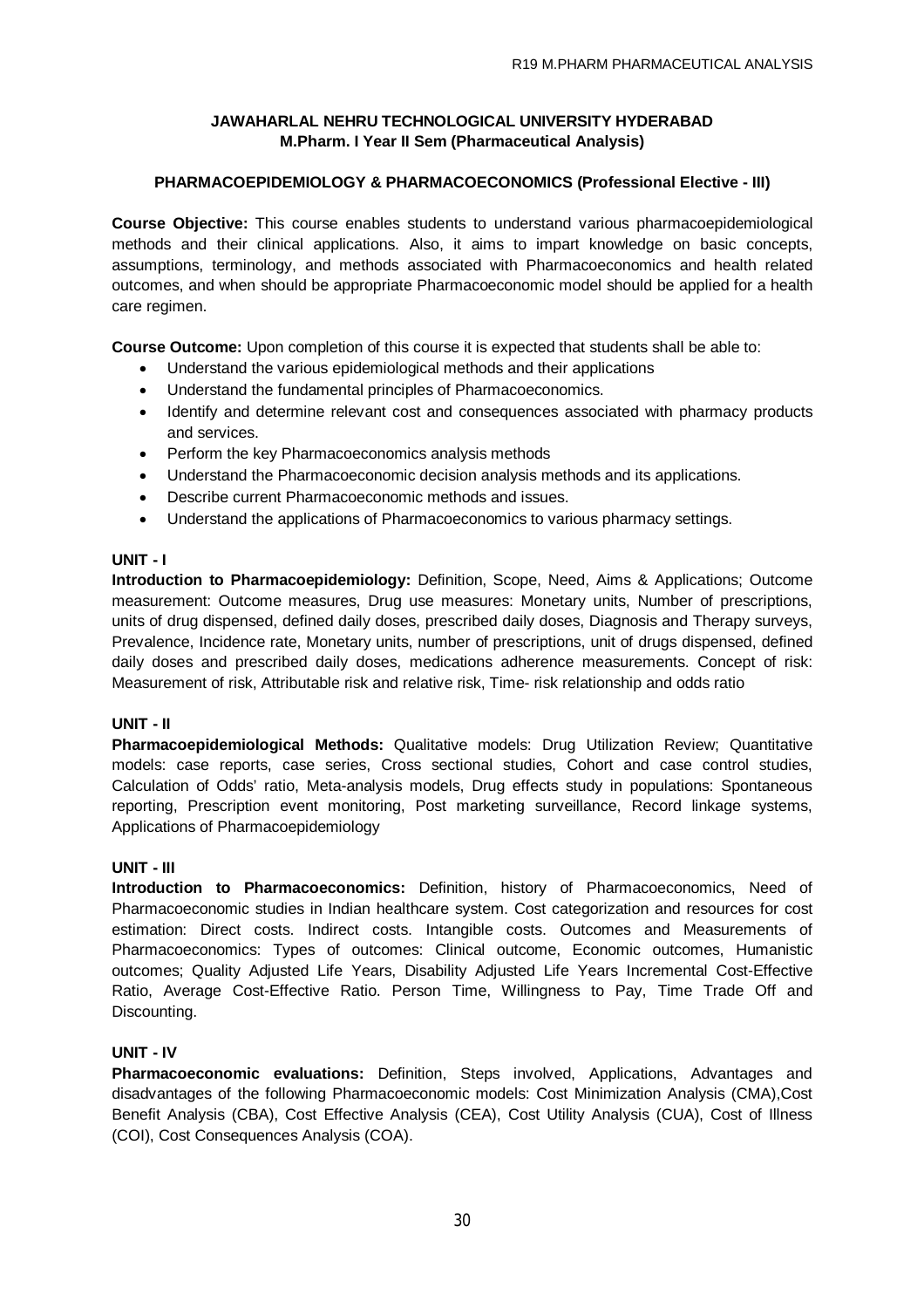**JAWAHARLAL NEHRU TECHNOLOGICAL UNIVERSITY HYDERABAD**
**M.Pharm. I Year II Sem (Pharmaceutical Analysis)**

**PHARMACOEPIDEMIOLOGY & PHARMACOECONOMICS (Professional Elective - III)**

**Course Objective:** This course enables students to understand various pharmacoepidemiological methods and their clinical applications. Also, it aims to impart knowledge on basic concepts, assumptions, terminology, and methods associated with Pharmacoeconomics and health related outcomes, and when should be appropriate Pharmacoeconomic model should be applied for a health care regimen.

**Course Outcome:** Upon completion of this course it is expected that students shall be able to:

- Understand the various epidemiological methods and their applications
- Understand the fundamental principles of Pharmacoeconomics.
- Identify and determine relevant cost and consequences associated with pharmacy products and services.
- Perform the key Pharmacoeconomics analysis methods
- Understand the Pharmacoeconomic decision analysis methods and its applications.
- Describe current Pharmacoeconomic methods and issues.
- Understand the applications of Pharmacoeconomics to various pharmacy settings.

**UNIT - I**

**Introduction to Pharmacoepidemiology:** Definition, Scope, Need, Aims & Applications; Outcome measurement: Outcome measures, Drug use measures: Monetary units, Number of prescriptions, units of drug dispensed, defined daily doses, prescribed daily doses, Diagnosis and Therapy surveys, Prevalence, Incidence rate, Monetary units, number of prescriptions, unit of drugs dispensed, defined daily doses and prescribed daily doses, medications adherence measurements. Concept of risk: Measurement of risk, Attributable risk and relative risk, Time- risk relationship and odds ratio

**UNIT - II**

**Pharmacoepidemiological Methods:** Qualitative models: Drug Utilization Review; Quantitative models: case reports, case series, Cross sectional studies, Cohort and case control studies, Calculation of Odds' ratio, Meta-analysis models, Drug effects study in populations: Spontaneous reporting, Prescription event monitoring, Post marketing surveillance, Record linkage systems, Applications of Pharmacoepidemiology

**UNIT - III**

**Introduction to Pharmacoeconomics:** Definition, history of Pharmacoeconomics, Need of Pharmacoeconomic studies in Indian healthcare system. Cost categorization and resources for cost estimation: Direct costs. Indirect costs. Intangible costs. Outcomes and Measurements of Pharmacoeconomics: Types of outcomes: Clinical outcome, Economic outcomes, Humanistic outcomes; Quality Adjusted Life Years, Disability Adjusted Life Years Incremental Cost-Effective Ratio, Average Cost-Effective Ratio. Person Time, Willingness to Pay, Time Trade Off and Discounting.

**UNIT - IV**

**Pharmacoeconomic evaluations:** Definition, Steps involved, Applications, Advantages and disadvantages of the following Pharmacoeconomic models: Cost Minimization Analysis (CMA),Cost Benefit Analysis (CBA), Cost Effective Analysis (CEA), Cost Utility Analysis (CUA), Cost of Illness (COI), Cost Consequences Analysis (COA).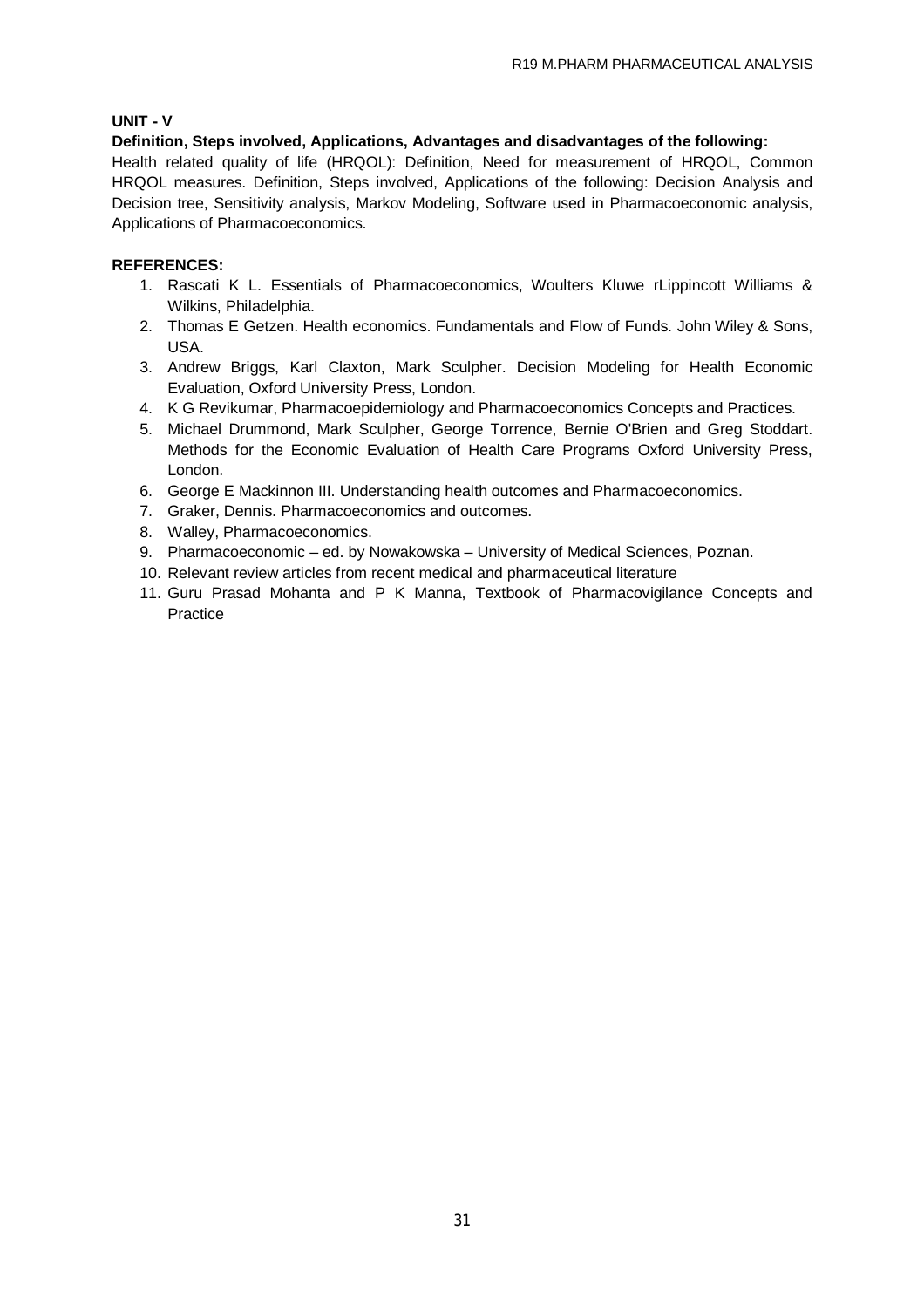**UNIT - V**

**Definition, Steps involved, Applications, Advantages and disadvantages of the following:**

Health related quality of life (HRQOL): Definition, Need for measurement of HRQOL, Common HRQOL measures. Definition, Steps involved, Applications of the following: Decision Analysis and Decision tree, Sensitivity analysis, Markov Modeling, Software used in Pharmacoeconomic analysis, Applications of Pharmacoeconomics.

**REFERENCES:**

1. Rascati K L. Essentials of Pharmacoeconomics, Woulters Kluwe rLippincott Williams & Wilkins, Philadelphia.
2. Thomas E Getzen. Health economics. Fundamentals and Flow of Funds. John Wiley & Sons, USA.
3. Andrew Briggs, Karl Claxton, Mark Sculpher. Decision Modeling for Health Economic Evaluation, Oxford University Press, London.
4. K G Revikumar, Pharmacoepidemiology and Pharmacoeconomics Concepts and Practices.
5. Michael Drummond, Mark Sculpher, George Torrence, Bernie O'Brien and Greg Stoddart. Methods for the Economic Evaluation of Health Care Programs Oxford University Press, London.
6. George E Mackinnon III. Understanding health outcomes and Pharmacoeconomics.
7. Graker, Dennis. Pharmacoeconomics and outcomes.
8. Walley, Pharmacoeconomics.
9. Pharmacoeconomic – ed. by Nowakowska – University of Medical Sciences, Poznan.
10. Relevant review articles from recent medical and pharmaceutical literature
11. Guru Prasad Mohanta and P K Manna, Textbook of Pharmacovigilance Concepts and Practice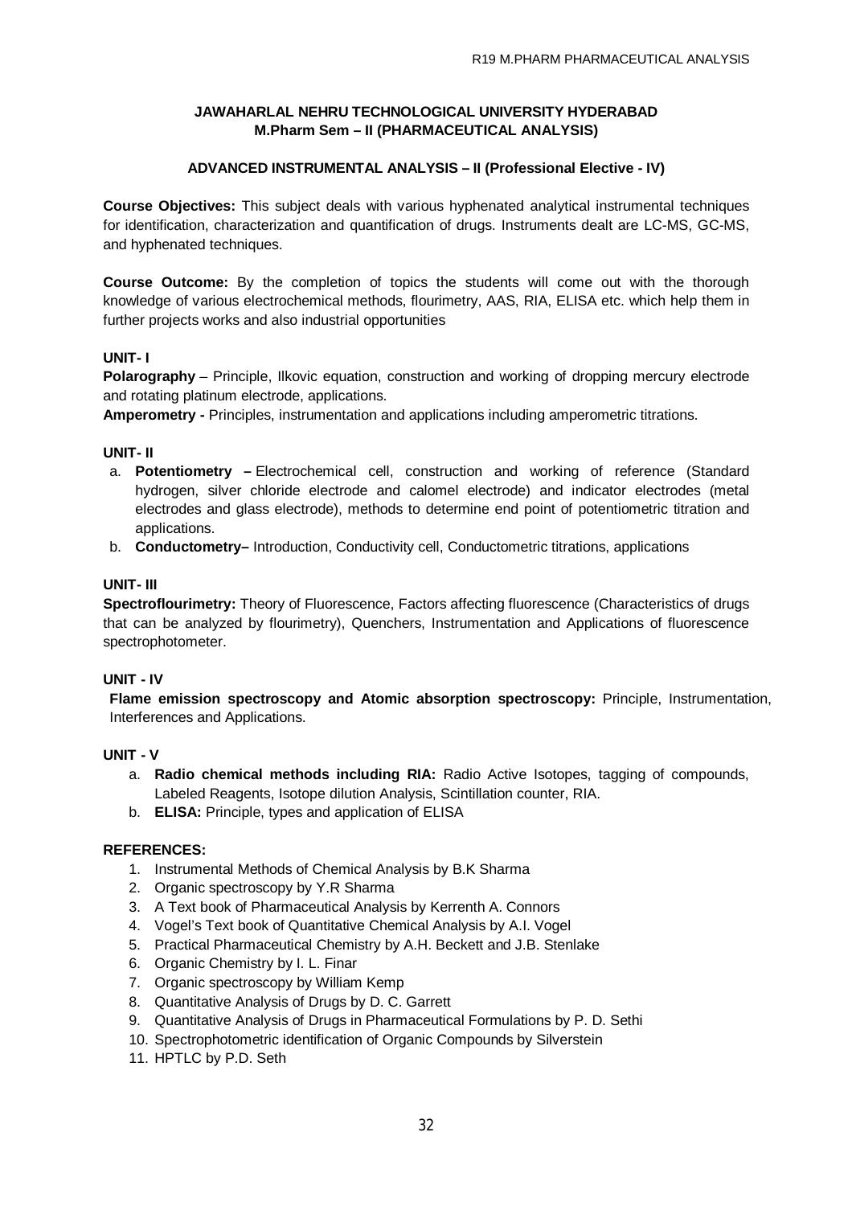**JAWAHARLAL NEHRU TECHNOLOGICAL UNIVERSITY HYDERABAD**
**M.Pharm Sem – II (PHARMACEUTICAL ANALYSIS)**

## ADVANCED INSTRUMENTAL ANALYSIS – II (Professional Elective - IV)

**Course Objectives:** This subject deals with various hyphenated analytical instrumental techniques for identification, characterization and quantification of drugs. Instruments dealt are LC-MS, GC-MS, and hyphenated techniques.

**Course Outcome:** By the completion of topics the students will come out with the thorough knowledge of various electrochemical methods, flourimetry, AAS, RIA, ELISA etc. which help them in further projects works and also industrial opportunities

### UNIT- I

**Polarography** – Principle, Ilkovic equation, construction and working of dropping mercury electrode and rotating platinum electrode, applications.

**Amperometry -** Principles, instrumentation and applications including amperometric titrations.

### UNIT- II

a. **Potentiometry –** Electrochemical cell, construction and working of reference (Standard hydrogen, silver chloride electrode and calomel electrode) and indicator electrodes (metal electrodes and glass electrode), methods to determine end point of potentiometric titration and applications.
b. **Conductometry–** Introduction, Conductivity cell, Conductometric titrations, applications

### UNIT- III

**Spectroflourimetry:** Theory of Fluorescence, Factors affecting fluorescence (Characteristics of drugs that can be analyzed by flourimetry), Quenchers, Instrumentation and Applications of fluorescence spectrophotometer.

### UNIT - IV

**Flame emission spectroscopy and Atomic absorption spectroscopy:** Principle, Instrumentation, Interferences and Applications.

### UNIT - V

a. **Radio chemical methods including RIA:** Radio Active Isotopes, tagging of compounds, Labeled Reagents, Isotope dilution Analysis, Scintillation counter, RIA.
b. **ELISA:** Principle, types and application of ELISA

### REFERENCES:

1. Instrumental Methods of Chemical Analysis by B.K Sharma
2. Organic spectroscopy by Y.R Sharma
3. A Text book of Pharmaceutical Analysis by Kerrenth A. Connors
4. Vogel's Text book of Quantitative Chemical Analysis by A.I. Vogel
5. Practical Pharmaceutical Chemistry by A.H. Beckett and J.B. Stenlake
6. Organic Chemistry by I. L. Finar
7. Organic spectroscopy by William Kemp
8. Quantitative Analysis of Drugs by D. C. Garrett
9. Quantitative Analysis of Drugs in Pharmaceutical Formulations by P. D. Sethi
10. Spectrophotometric identification of Organic Compounds by Silverstein
11. HPTLC by P.D. Seth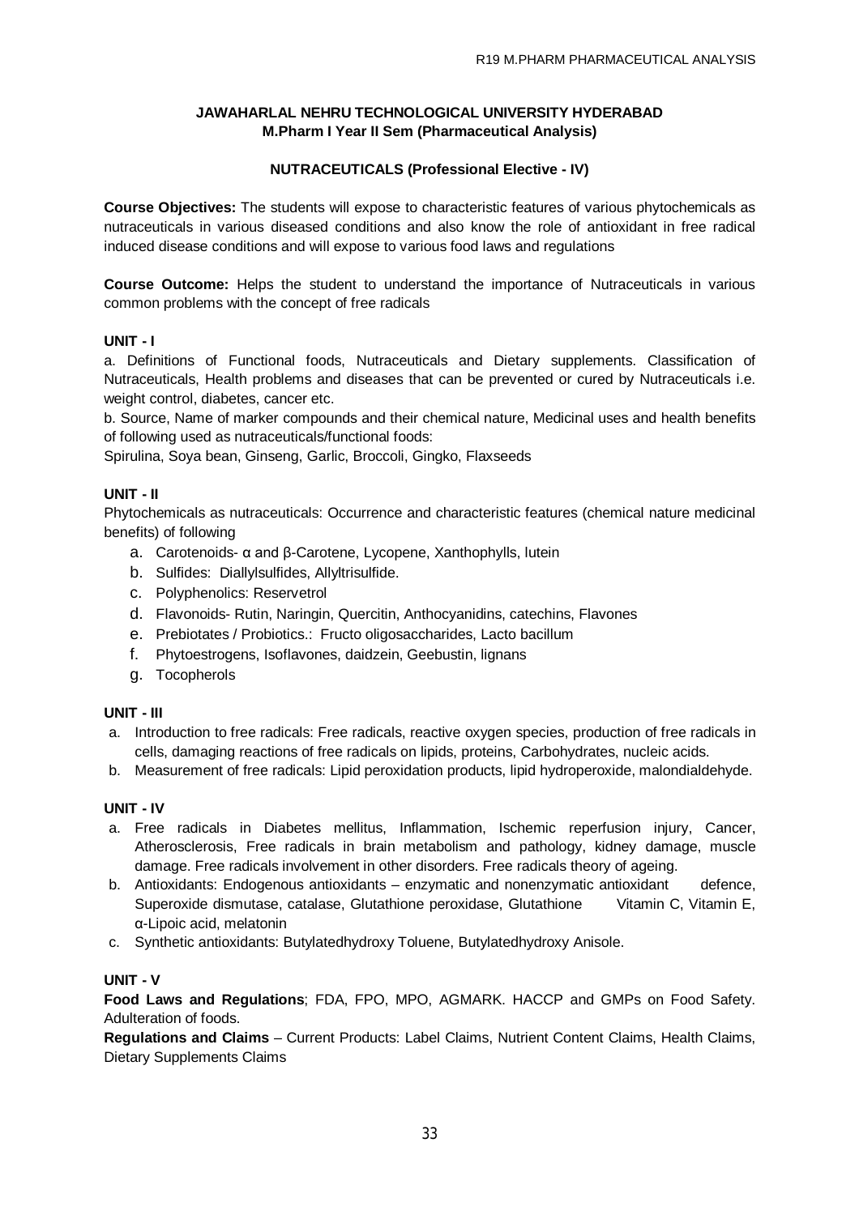**JAWAHARLAL NEHRU TECHNOLOGICAL UNIVERSITY HYDERABAD**
**M.Pharm I Year II Sem (Pharmaceutical Analysis)**

**NUTRACEUTICALS (Professional Elective - IV)**

**Course Objectives:** The students will expose to characteristic features of various phytochemicals as nutraceuticals in various diseased conditions and also know the role of antioxidant in free radical induced disease conditions and will expose to various food laws and regulations

**Course Outcome:** Helps the student to understand the importance of Nutraceuticals in various common problems with the concept of free radicals

**UNIT - I**

a. Definitions of Functional foods, Nutraceuticals and Dietary supplements. Classification of Nutraceuticals, Health problems and diseases that can be prevented or cured by Nutraceuticals i.e. weight control, diabetes, cancer etc.

b. Source, Name of marker compounds and their chemical nature, Medicinal uses and health benefits of following used as nutraceuticals/functional foods:

Spirulina, Soya bean, Ginseng, Garlic, Broccoli, Gingko, Flaxseeds

**UNIT - II**

Phytochemicals as nutraceuticals: Occurrence and characteristic features (chemical nature medicinal benefits) of following

a. Carotenoids- α and β-Carotene, Lycopene, Xanthophylls, lutein
b. Sulfides: Diallylsulfides, Allyltrisulfide.
c. Polyphenolics: Reservetrol
d. Flavonoids- Rutin, Naringin, Quercitin, Anthocyanidins, catechins, Flavones
e. Prebiotates / Probiotics.: Fructo oligosaccharides, Lacto bacillum
f. Phytoestrogens, Isoflavones, daidzein, Geebustin, lignans
g. Tocopherols

**UNIT - III**

a. Introduction to free radicals: Free radicals, reactive oxygen species, production of free radicals in cells, damaging reactions of free radicals on lipids, proteins, Carbohydrates, nucleic acids.
b. Measurement of free radicals: Lipid peroxidation products, lipid hydroperoxide, malondialdehyde.

**UNIT - IV**

a. Free radicals in Diabetes mellitus, Inflammation, Ischemic reperfusion injury, Cancer, Atherosclerosis, Free radicals in brain metabolism and pathology, kidney damage, muscle damage. Free radicals involvement in other disorders. Free radicals theory of ageing.
b. Antioxidants: Endogenous antioxidants – enzymatic and nonenzymatic antioxidant defence, Superoxide dismutase, catalase, Glutathione peroxidase, Glutathione Vitamin C, Vitamin E, α-Lipoic acid, melatonin
c. Synthetic antioxidants: Butylatedhydroxy Toluene, Butylatedhydroxy Anisole.

**UNIT - V**

**Food Laws and Regulations**; FDA, FPO, MPO, AGMARK. HACCP and GMPs on Food Safety. Adulteration of foods.

**Regulations and Claims** – Current Products: Label Claims, Nutrient Content Claims, Health Claims, Dietary Supplements Claims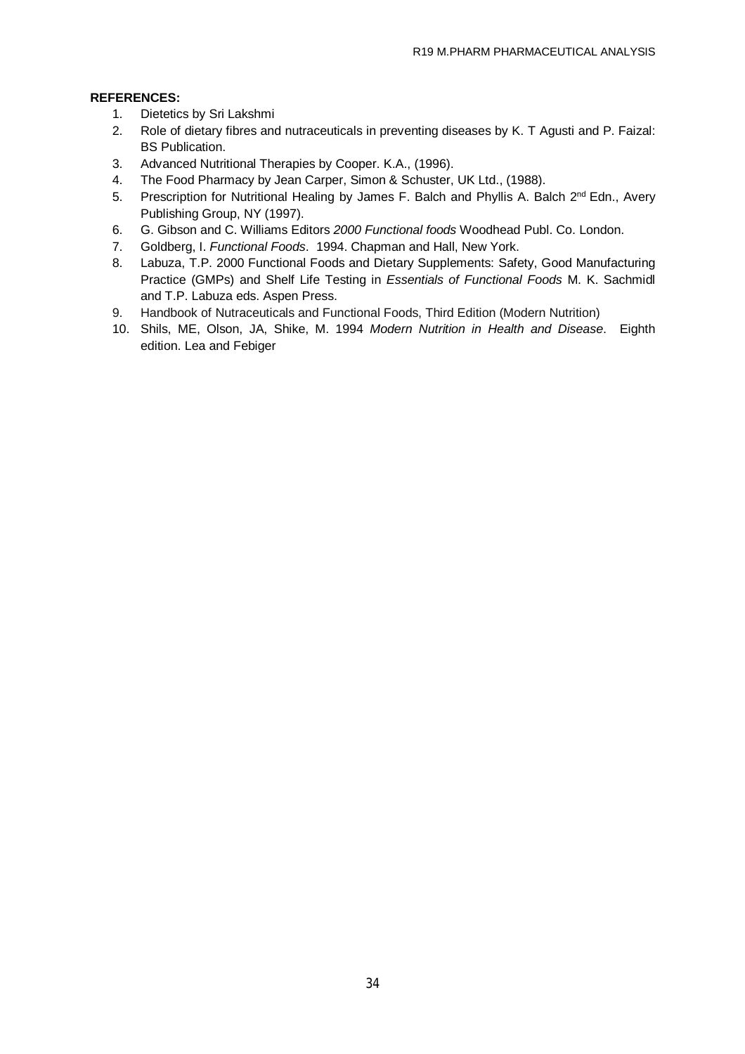**REFERENCES:**

1. Dietetics by Sri Lakshmi
2. Role of dietary fibres and nutraceuticals in preventing diseases by K. T Agusti and P. Faizal: BS Publication.
3. Advanced Nutritional Therapies by Cooper. K.A., (1996).
4. The Food Pharmacy by Jean Carper, Simon & Schuster, UK Ltd., (1988).
5. Prescription for Nutritional Healing by James F. Balch and Phyllis A. Balch 2nd Edn., Avery Publishing Group, NY (1997).
6. G. Gibson and C. Williams Editors *2000 Functional foods* Woodhead Publ. Co. London.
7. Goldberg, I. *Functional Foods*. 1994. Chapman and Hall, New York.
8. Labuza, T.P. 2000 Functional Foods and Dietary Supplements: Safety, Good Manufacturing Practice (GMPs) and Shelf Life Testing in *Essentials of Functional Foods* M. K. Sachmidl and T.P. Labuza eds. Aspen Press.
9. Handbook of Nutraceuticals and Functional Foods, Third Edition (Modern Nutrition)
10. Shils, ME, Olson, JA, Shike, M. 1994 *Modern Nutrition in Health and Disease*. Eighth edition. Lea and Febiger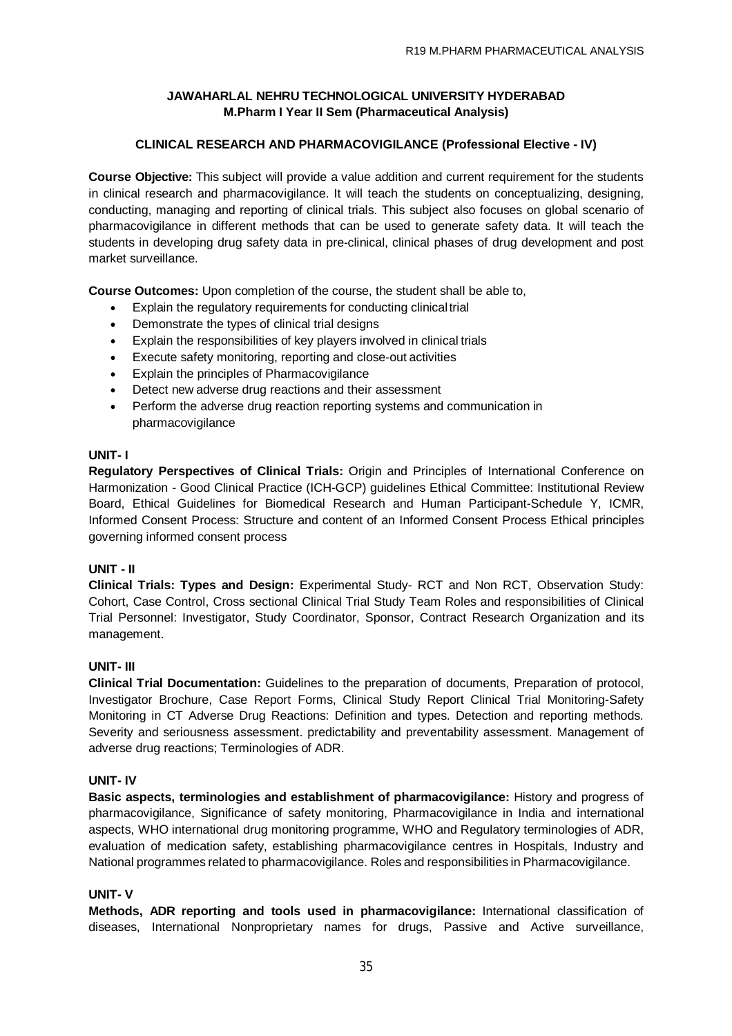**JAWAHARLAL NEHRU TECHNOLOGICAL UNIVERSITY HYDERABAD**
**M.Pharm I Year II Sem (Pharmaceutical Analysis)**

**CLINICAL RESEARCH AND PHARMACOVIGILANCE (Professional Elective - IV)**

**Course Objective:** This subject will provide a value addition and current requirement for the students in clinical research and pharmacovigilance. It will teach the students on conceptualizing, designing, conducting, managing and reporting of clinical trials. This subject also focuses on global scenario of pharmacovigilance in different methods that can be used to generate safety data. It will teach the students in developing drug safety data in pre-clinical, clinical phases of drug development and post market surveillance.

**Course Outcomes:** Upon completion of the course, the student shall be able to,

- Explain the regulatory requirements for conducting clinical trial
- Demonstrate the types of clinical trial designs
- Explain the responsibilities of key players involved in clinical trials
- Execute safety monitoring, reporting and close-out activities
- Explain the principles of Pharmacovigilance
- Detect new adverse drug reactions and their assessment
- Perform the adverse drug reaction reporting systems and communication in pharmacovigilance

**UNIT- I**

**Regulatory Perspectives of Clinical Trials:** Origin and Principles of International Conference on Harmonization - Good Clinical Practice (ICH-GCP) guidelines Ethical Committee: Institutional Review Board, Ethical Guidelines for Biomedical Research and Human Participant-Schedule Y, ICMR, Informed Consent Process: Structure and content of an Informed Consent Process Ethical principles governing informed consent process

**UNIT - II**

**Clinical Trials: Types and Design:** Experimental Study- RCT and Non RCT, Observation Study: Cohort, Case Control, Cross sectional Clinical Trial Study Team Roles and responsibilities of Clinical Trial Personnel: Investigator, Study Coordinator, Sponsor, Contract Research Organization and its management.

**UNIT- III**

**Clinical Trial Documentation:** Guidelines to the preparation of documents, Preparation of protocol, Investigator Brochure, Case Report Forms, Clinical Study Report Clinical Trial Monitoring-Safety Monitoring in CT Adverse Drug Reactions: Definition and types. Detection and reporting methods. Severity and seriousness assessment. predictability and preventability assessment. Management of adverse drug reactions; Terminologies of ADR.

**UNIT- IV**

**Basic aspects, terminologies and establishment of pharmacovigilance:** History and progress of pharmacovigilance, Significance of safety monitoring, Pharmacovigilance in India and international aspects, WHO international drug monitoring programme, WHO and Regulatory terminologies of ADR, evaluation of medication safety, establishing pharmacovigilance centres in Hospitals, Industry and National programmes related to pharmacovigilance. Roles and responsibilities in Pharmacovigilance.

**UNIT- V**

**Methods, ADR reporting and tools used in pharmacovigilance:** International classification of diseases, International Nonproprietary names for drugs, Passive and Active surveillance,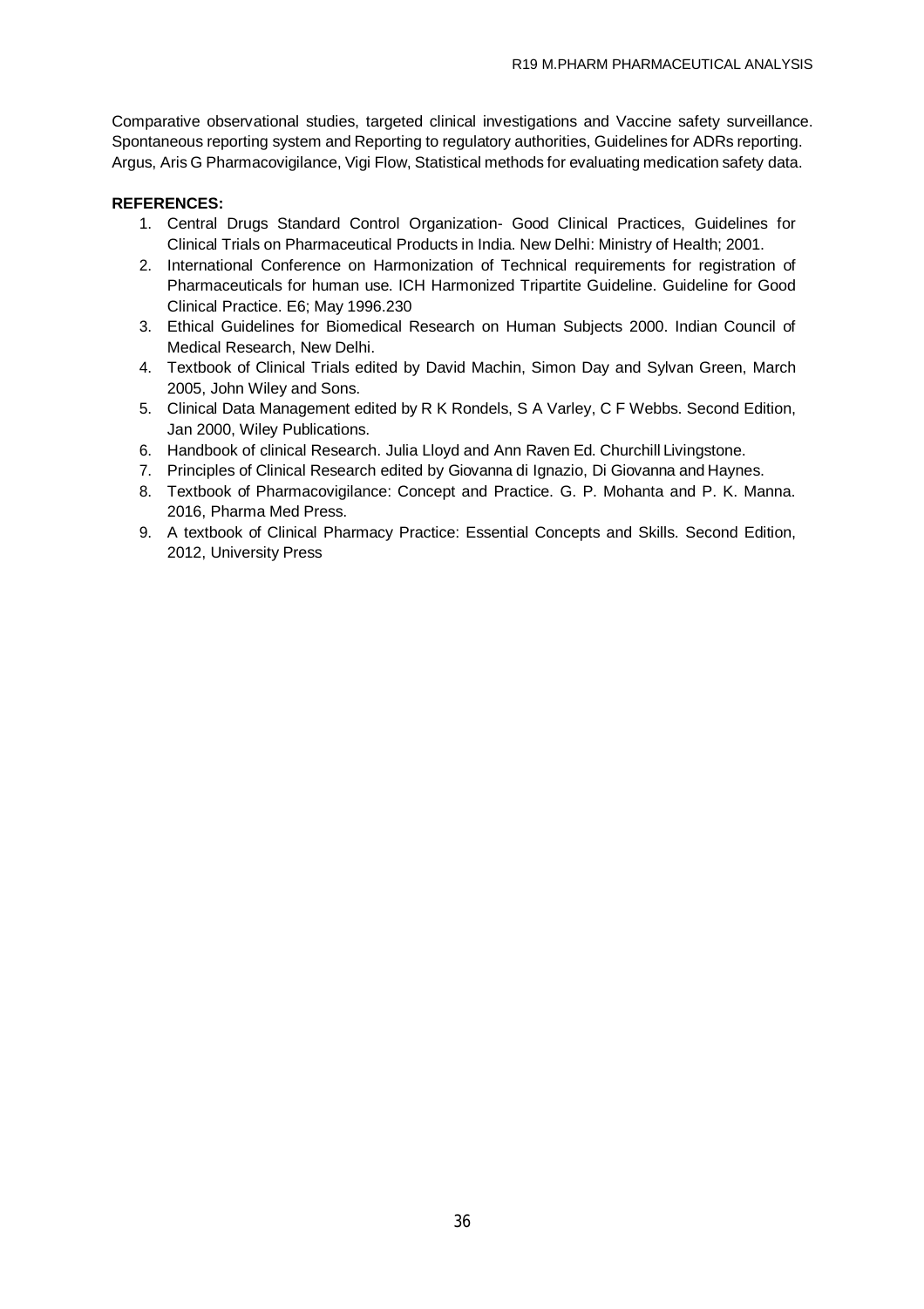Comparative observational studies, targeted clinical investigations and Vaccine safety surveillance. Spontaneous reporting system and Reporting to regulatory authorities, Guidelines for ADRs reporting. Argus, Aris G Pharmacovigilance, Vigi Flow, Statistical methods for evaluating medication safety data.

**REFERENCES:**

1. Central Drugs Standard Control Organization- Good Clinical Practices, Guidelines for Clinical Trials on Pharmaceutical Products in India. New Delhi: Ministry of Health; 2001.
2. International Conference on Harmonization of Technical requirements for registration of Pharmaceuticals for human use. ICH Harmonized Tripartite Guideline. Guideline for Good Clinical Practice. E6; May 1996.230
3. Ethical Guidelines for Biomedical Research on Human Subjects 2000. Indian Council of Medical Research, New Delhi.
4. Textbook of Clinical Trials edited by David Machin, Simon Day and Sylvan Green, March 2005, John Wiley and Sons.
5. Clinical Data Management edited by R K Rondels, S A Varley, C F Webbs. Second Edition, Jan 2000, Wiley Publications.
6. Handbook of clinical Research. Julia Lloyd and Ann Raven Ed. Churchill Livingstone.
7. Principles of Clinical Research edited by Giovanna di Ignazio, Di Giovanna and Haynes.
8. Textbook of Pharmacovigilance: Concept and Practice. G. P. Mohanta and P. K. Manna. 2016, Pharma Med Press.
9. A textbook of Clinical Pharmacy Practice: Essential Concepts and Skills. Second Edition, 2012, University Press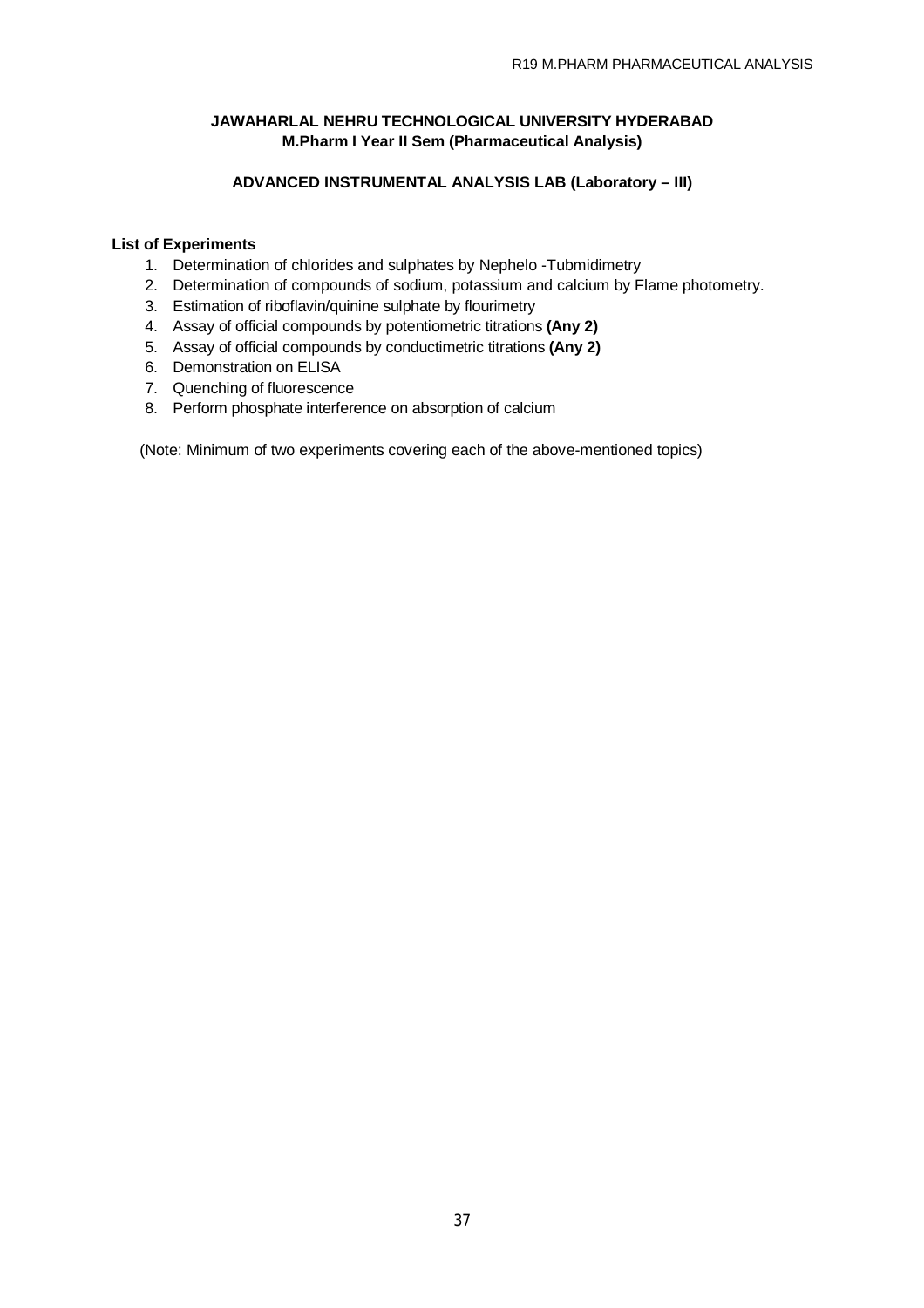**JAWAHARLAL NEHRU TECHNOLOGICAL UNIVERSITY HYDERABAD**
**M.Pharm I Year II Sem (Pharmaceutical Analysis)**

## ADVANCED INSTRUMENTAL ANALYSIS LAB (Laboratory – III)

**List of Experiments**

1. Determination of chlorides and sulphates by Nephelo -Tubmidimetry
2. Determination of compounds of sodium, potassium and calcium by Flame photometry.
3. Estimation of riboflavin/quinine sulphate by flourimetry
4. Assay of official compounds by potentiometric titrations **(Any 2)**
5. Assay of official compounds by conductimetric titrations **(Any 2)**
6. Demonstration on ELISA
7. Quenching of fluorescence
8. Perform phosphate interference on absorption of calcium

(Note: Minimum of two experiments covering each of the above-mentioned topics)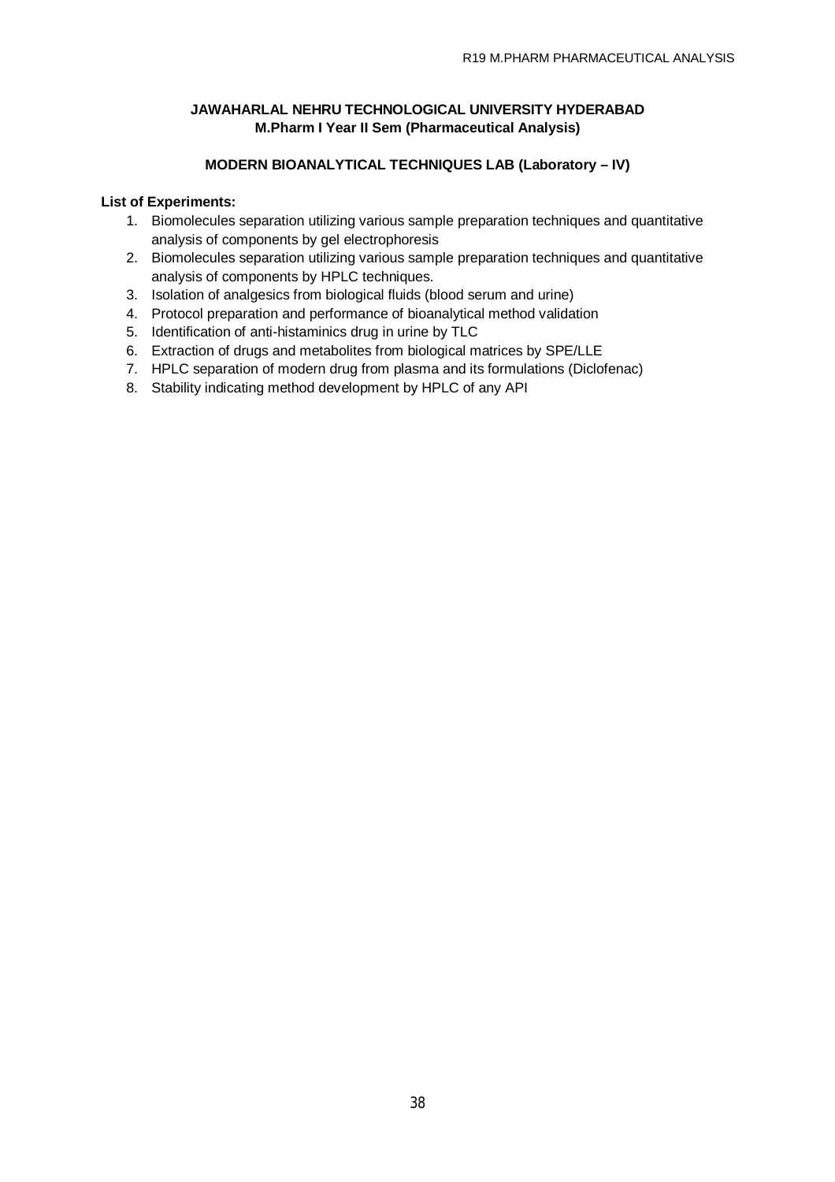**JAWAHARLAL NEHRU TECHNOLOGICAL UNIVERSITY HYDERABAD**
**M.Pharm I Year II Sem (Pharmaceutical Analysis)**

## MODERN BIOANALYTICAL TECHNIQUES LAB (Laboratory – IV)

**List of Experiments:**

1. Biomolecules separation utilizing various sample preparation techniques and quantitative analysis of components by gel electrophoresis
2. Biomolecules separation utilizing various sample preparation techniques and quantitative analysis of components by HPLC techniques.
3. Isolation of analgesics from biological fluids (blood serum and urine)
4. Protocol preparation and performance of bioanalytical method validation
5. Identification of anti-histaminics drug in urine by TLC
6. Extraction of drugs and metabolites from biological matrices by SPE/LLE
7. HPLC separation of modern drug from plasma and its formulations (Diclofenac)
8. Stability indicating method development by HPLC of any API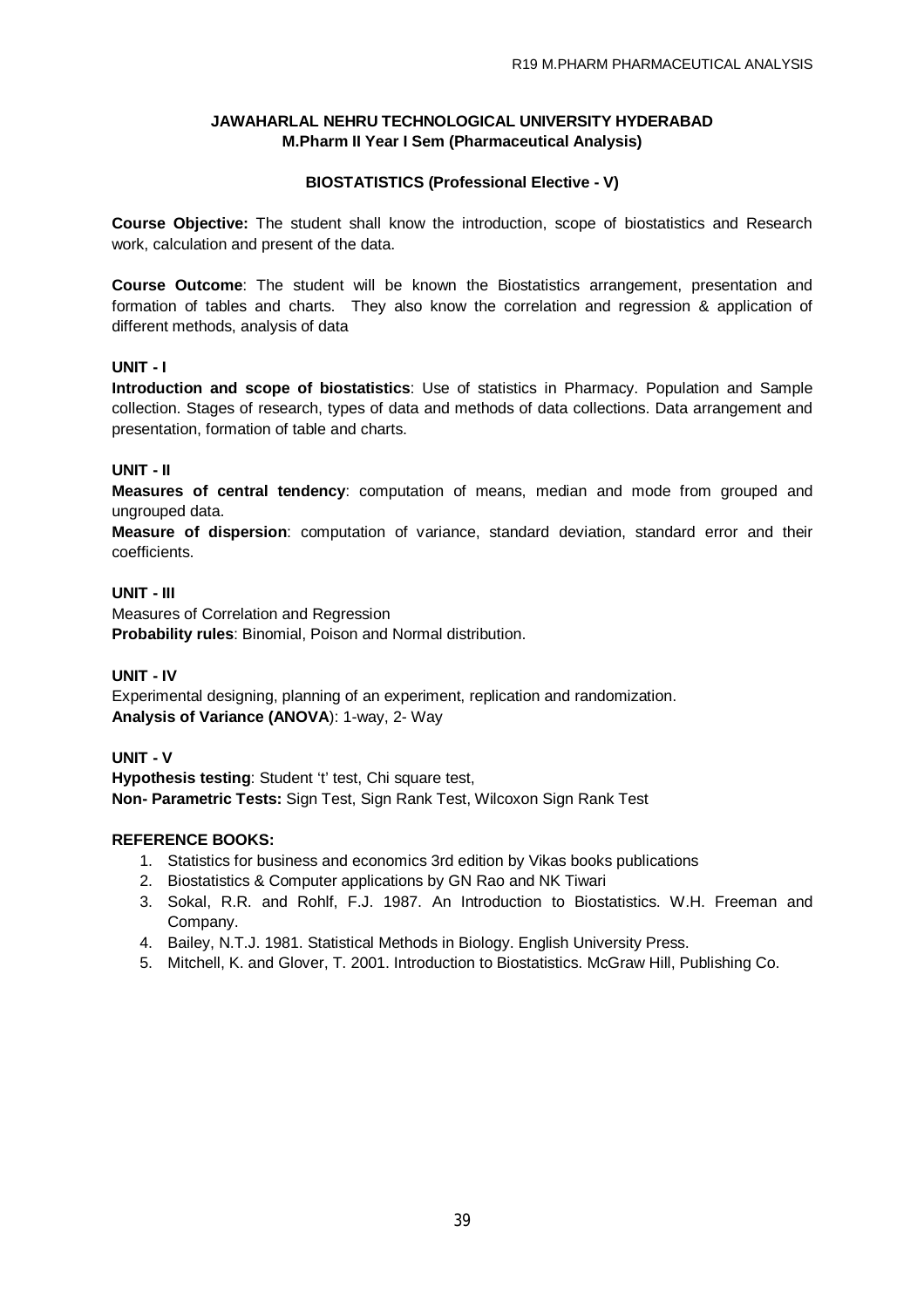**JAWAHARLAL NEHRU TECHNOLOGICAL UNIVERSITY HYDERABAD**
**M.Pharm II Year I Sem (Pharmaceutical Analysis)**

**BIOSTATISTICS (Professional Elective - V)**

**Course Objective:** The student shall know the introduction, scope of biostatistics and Research work, calculation and present of the data.

**Course Outcome**: The student will be known the Biostatistics arrangement, presentation and formation of tables and charts. They also know the correlation and regression & application of different methods, analysis of data

**UNIT - I**

**Introduction and scope of biostatistics**: Use of statistics in Pharmacy. Population and Sample collection. Stages of research, types of data and methods of data collections. Data arrangement and presentation, formation of table and charts.

**UNIT - II**

**Measures of central tendency**: computation of means, median and mode from grouped and ungrouped data.

**Measure of dispersion**: computation of variance, standard deviation, standard error and their coefficients.

**UNIT - III**

Measures of Correlation and Regression

**Probability rules**: Binomial, Poison and Normal distribution.

**UNIT - IV**

Experimental designing, planning of an experiment, replication and randomization.

**Analysis of Variance (ANOVA**): 1-way, 2- Way

**UNIT - V**

**Hypothesis testing**: Student 't' test, Chi square test,

**Non- Parametric Tests:** Sign Test, Sign Rank Test, Wilcoxon Sign Rank Test

**REFERENCE BOOKS:**

1. Statistics for business and economics 3rd edition by Vikas books publications
2. Biostatistics & Computer applications by GN Rao and NK Tiwari
3. Sokal, R.R. and Rohlf, F.J. 1987. An Introduction to Biostatistics. W.H. Freeman and Company.
4. Bailey, N.T.J. 1981. Statistical Methods in Biology. English University Press.
5. Mitchell, K. and Glover, T. 2001. Introduction to Biostatistics. McGraw Hill, Publishing Co.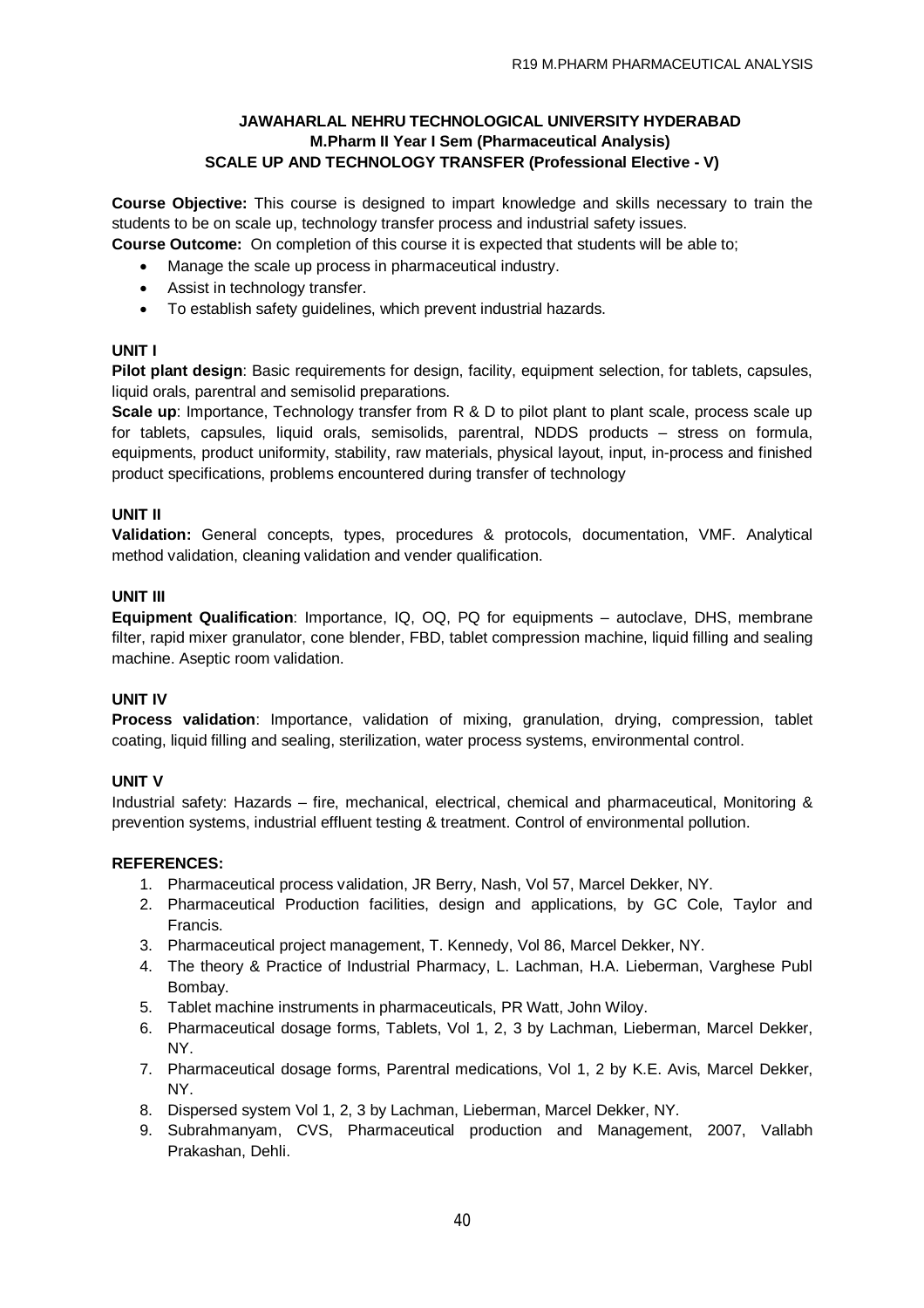**JAWAHARLAL NEHRU TECHNOLOGICAL UNIVERSITY HYDERABAD**
**M.Pharm II Year I Sem (Pharmaceutical Analysis)**
**SCALE UP AND TECHNOLOGY TRANSFER (Professional Elective - V)**

**Course Objective:** This course is designed to impart knowledge and skills necessary to train the students to be on scale up, technology transfer process and industrial safety issues.

**Course Outcome:** On completion of this course it is expected that students will be able to;

- Manage the scale up process in pharmaceutical industry.
- Assist in technology transfer.
- To establish safety guidelines, which prevent industrial hazards.

**UNIT I**

**Pilot plant design**: Basic requirements for design, facility, equipment selection, for tablets, capsules, liquid orals, parentral and semisolid preparations.

**Scale up**: Importance, Technology transfer from R & D to pilot plant to plant scale, process scale up for tablets, capsules, liquid orals, semisolids, parentral, NDDS products – stress on formula, equipments, product uniformity, stability, raw materials, physical layout, input, in-process and finished product specifications, problems encountered during transfer of technology

**UNIT II**

**Validation:** General concepts, types, procedures & protocols, documentation, VMF. Analytical method validation, cleaning validation and vender qualification.

**UNIT III**

**Equipment Qualification**: Importance, IQ, OQ, PQ for equipments – autoclave, DHS, membrane filter, rapid mixer granulator, cone blender, FBD, tablet compression machine, liquid filling and sealing machine. Aseptic room validation.

**UNIT IV**

**Process validation**: Importance, validation of mixing, granulation, drying, compression, tablet coating, liquid filling and sealing, sterilization, water process systems, environmental control.

**UNIT V**

Industrial safety: Hazards – fire, mechanical, electrical, chemical and pharmaceutical, Monitoring & prevention systems, industrial effluent testing & treatment. Control of environmental pollution.

**REFERENCES:**

1. Pharmaceutical process validation, JR Berry, Nash, Vol 57, Marcel Dekker, NY.
2. Pharmaceutical Production facilities, design and applications, by GC Cole, Taylor and Francis.
3. Pharmaceutical project management, T. Kennedy, Vol 86, Marcel Dekker, NY.
4. The theory & Practice of Industrial Pharmacy, L. Lachman, H.A. Lieberman, Varghese Publ Bombay.
5. Tablet machine instruments in pharmaceuticals, PR Watt, John Wiloy.
6. Pharmaceutical dosage forms, Tablets, Vol 1, 2, 3 by Lachman, Lieberman, Marcel Dekker, NY.
7. Pharmaceutical dosage forms, Parentral medications, Vol 1, 2 by K.E. Avis, Marcel Dekker, NY.
8. Dispersed system Vol 1, 2, 3 by Lachman, Lieberman, Marcel Dekker, NY.
9. Subrahmanyam, CVS, Pharmaceutical production and Management, 2007, Vallabh Prakashan, Dehli.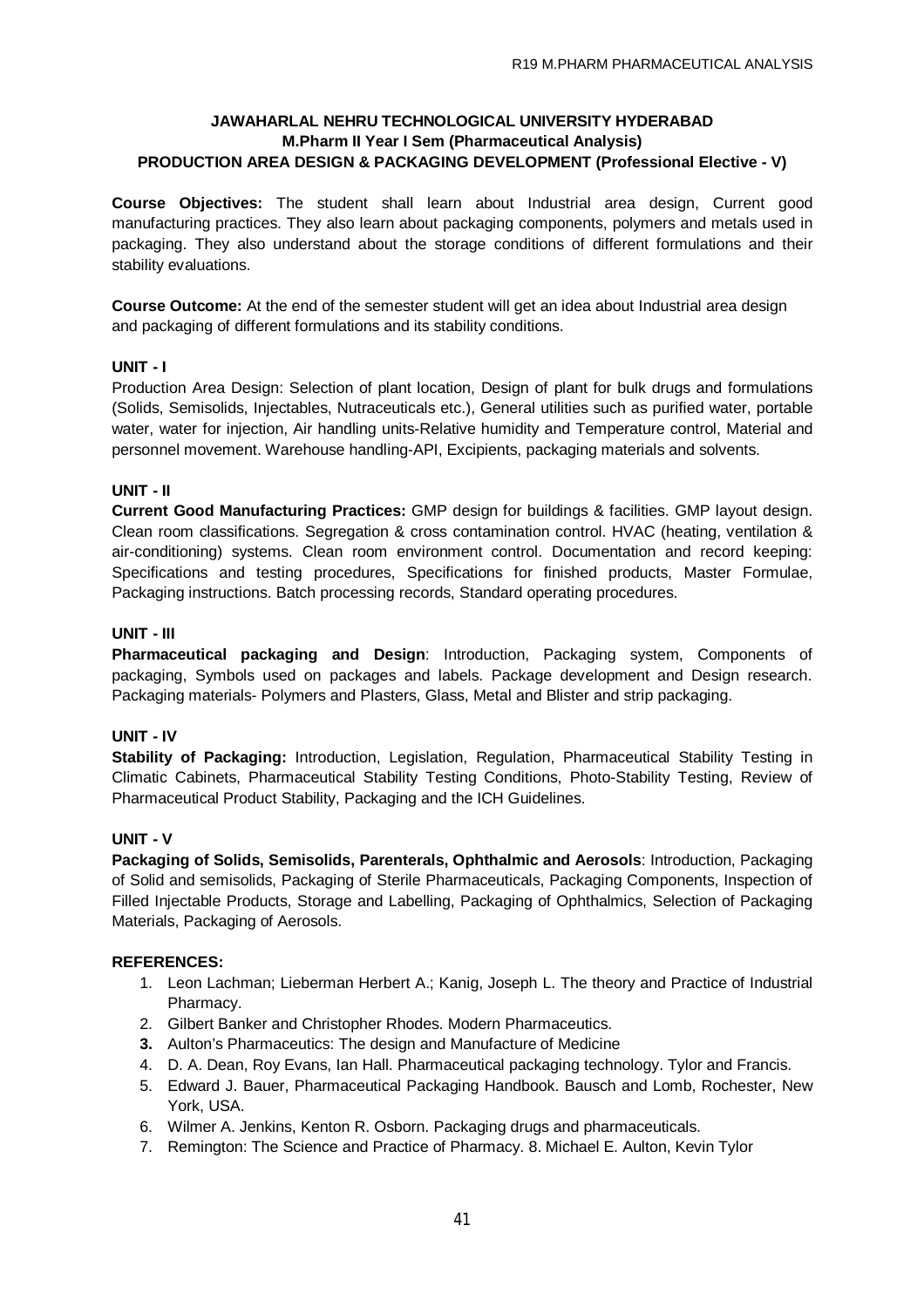**JAWAHARLAL NEHRU TECHNOLOGICAL UNIVERSITY HYDERABAD**
**M.Pharm II Year I Sem (Pharmaceutical Analysis)**
**PRODUCTION AREA DESIGN & PACKAGING DEVELOPMENT (Professional Elective - V)**

**Course Objectives:** The student shall learn about Industrial area design, Current good manufacturing practices. They also learn about packaging components, polymers and metals used in packaging. They also understand about the storage conditions of different formulations and their stability evaluations.

**Course Outcome:** At the end of the semester student will get an idea about Industrial area design and packaging of different formulations and its stability conditions.

**UNIT - I**

Production Area Design: Selection of plant location, Design of plant for bulk drugs and formulations (Solids, Semisolids, Injectables, Nutraceuticals etc.), General utilities such as purified water, portable water, water for injection, Air handling units-Relative humidity and Temperature control, Material and personnel movement. Warehouse handling-API, Excipients, packaging materials and solvents.

**UNIT - II**

**Current Good Manufacturing Practices:** GMP design for buildings & facilities. GMP layout design. Clean room classifications. Segregation & cross contamination control. HVAC (heating, ventilation & air-conditioning) systems. Clean room environment control. Documentation and record keeping: Specifications and testing procedures, Specifications for finished products, Master Formulae, Packaging instructions. Batch processing records, Standard operating procedures.

**UNIT - III**

**Pharmaceutical packaging and Design**: Introduction, Packaging system, Components of packaging, Symbols used on packages and labels. Package development and Design research. Packaging materials- Polymers and Plasters, Glass, Metal and Blister and strip packaging.

**UNIT - IV**

**Stability of Packaging:** Introduction, Legislation, Regulation, Pharmaceutical Stability Testing in Climatic Cabinets, Pharmaceutical Stability Testing Conditions, Photo-Stability Testing, Review of Pharmaceutical Product Stability, Packaging and the ICH Guidelines.

**UNIT - V**

**Packaging of Solids, Semisolids, Parenterals, Ophthalmic and Aerosols**: Introduction, Packaging of Solid and semisolids, Packaging of Sterile Pharmaceuticals, Packaging Components, Inspection of Filled Injectable Products, Storage and Labelling, Packaging of Ophthalmics, Selection of Packaging Materials, Packaging of Aerosols.

**REFERENCES:**

1. Leon Lachman; Lieberman Herbert A.; Kanig, Joseph L. The theory and Practice of Industrial Pharmacy.
2. Gilbert Banker and Christopher Rhodes. Modern Pharmaceutics.
3. Aulton's Pharmaceutics: The design and Manufacture of Medicine
4. D. A. Dean, Roy Evans, Ian Hall. Pharmaceutical packaging technology. Tylor and Francis.
5. Edward J. Bauer, Pharmaceutical Packaging Handbook. Bausch and Lomb, Rochester, New York, USA.
6. Wilmer A. Jenkins, Kenton R. Osborn. Packaging drugs and pharmaceuticals.
7. Remington: The Science and Practice of Pharmacy. 8. Michael E. Aulton, Kevin Tylor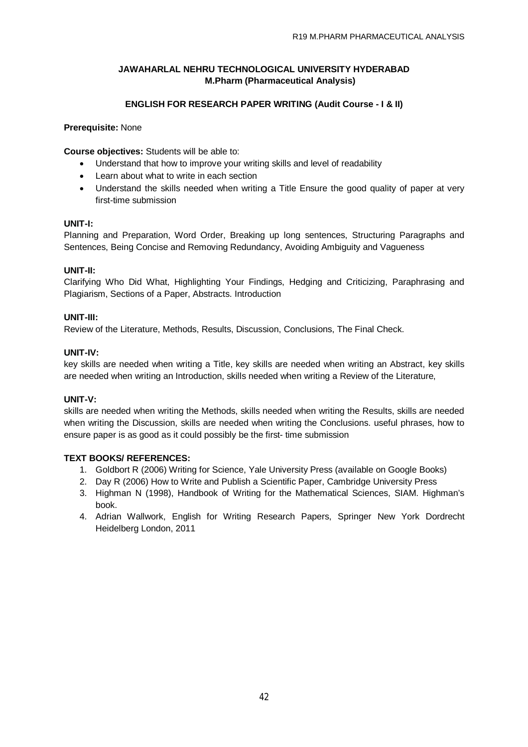## JAWAHARLAL NEHRU TECHNOLOGICAL UNIVERSITY HYDERABAD
## M.Pharm (Pharmaceutical Analysis)

### ENGLISH FOR RESEARCH PAPER WRITING (Audit Course - I & II)

**Prerequisite:** None

**Course objectives:** Students will be able to:

- Understand that how to improve your writing skills and level of readability
- Learn about what to write in each section
- Understand the skills needed when writing a Title Ensure the good quality of paper at very first-time submission

**UNIT-I:**

Planning and Preparation, Word Order, Breaking up long sentences, Structuring Paragraphs and Sentences, Being Concise and Removing Redundancy, Avoiding Ambiguity and Vagueness

**UNIT-II:**

Clarifying Who Did What, Highlighting Your Findings, Hedging and Criticizing, Paraphrasing and Plagiarism, Sections of a Paper, Abstracts. Introduction

**UNIT-III:**

Review of the Literature, Methods, Results, Discussion, Conclusions, The Final Check.

**UNIT-IV:**

key skills are needed when writing a Title, key skills are needed when writing an Abstract, key skills are needed when writing an Introduction, skills needed when writing a Review of the Literature,

**UNIT-V:**

skills are needed when writing the Methods, skills needed when writing the Results, skills are needed when writing the Discussion, skills are needed when writing the Conclusions. useful phrases, how to ensure paper is as good as it could possibly be the first- time submission

**TEXT BOOKS/ REFERENCES:**

1. Goldbort R (2006) Writing for Science, Yale University Press (available on Google Books)
2. Day R (2006) How to Write and Publish a Scientific Paper, Cambridge University Press
3. Highman N (1998), Handbook of Writing for the Mathematical Sciences, SIAM. Highman's book.
4. Adrian Wallwork, English for Writing Research Papers, Springer New York Dordrecht Heidelberg London, 2011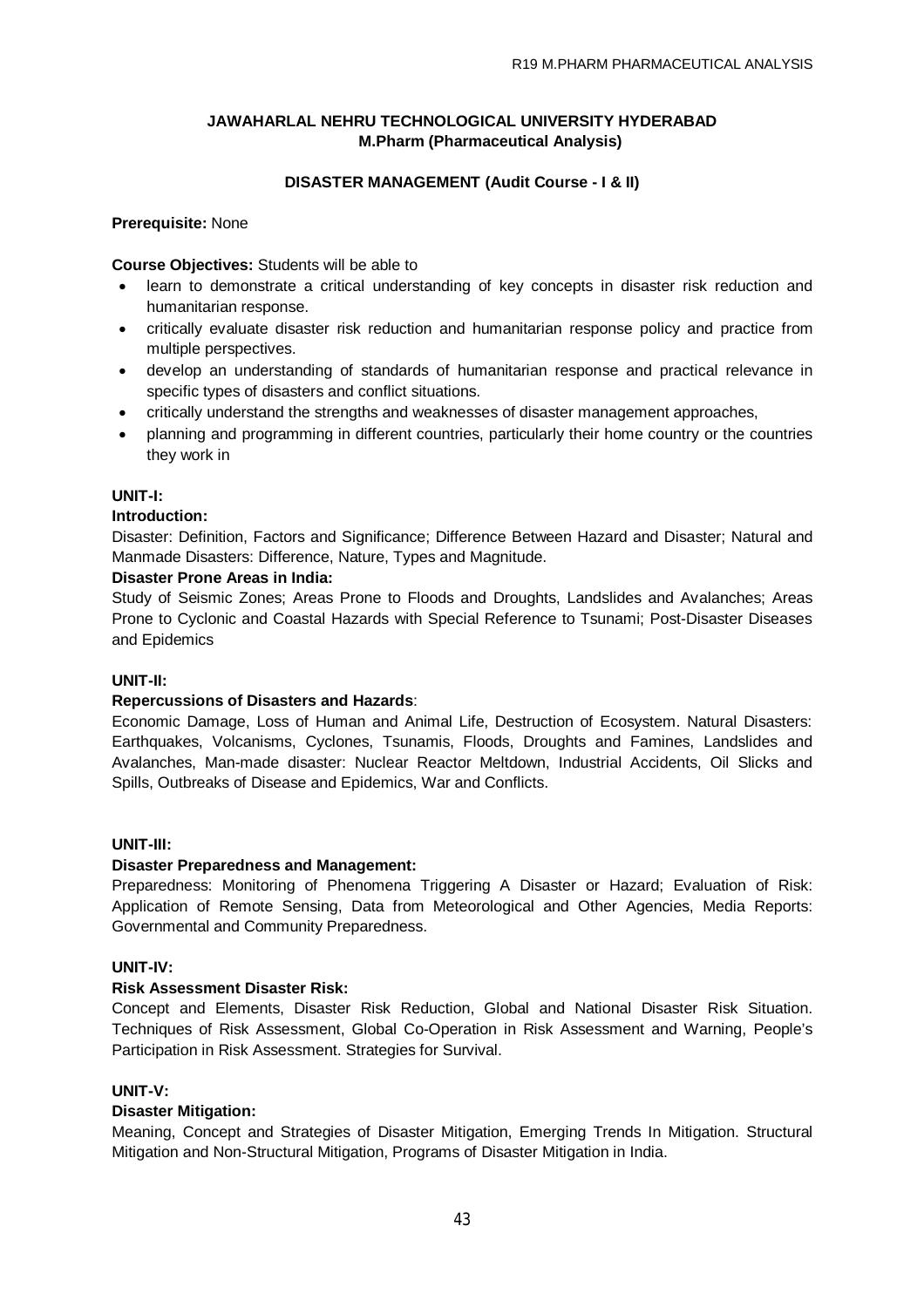**JAWAHARLAL NEHRU TECHNOLOGICAL UNIVERSITY HYDERABAD**
**M.Pharm (Pharmaceutical Analysis)**

## DISASTER MANAGEMENT (Audit Course - I & II)

**Prerequisite:** None

**Course Objectives:** Students will be able to

- learn to demonstrate a critical understanding of key concepts in disaster risk reduction and humanitarian response.
- critically evaluate disaster risk reduction and humanitarian response policy and practice from multiple perspectives.
- develop an understanding of standards of humanitarian response and practical relevance in specific types of disasters and conflict situations.
- critically understand the strengths and weaknesses of disaster management approaches,
- planning and programming in different countries, particularly their home country or the countries they work in

### UNIT-I:

**Introduction:**

Disaster: Definition, Factors and Significance; Difference Between Hazard and Disaster; Natural and Manmade Disasters: Difference, Nature, Types and Magnitude.

**Disaster Prone Areas in India:**

Study of Seismic Zones; Areas Prone to Floods and Droughts, Landslides and Avalanches; Areas Prone to Cyclonic and Coastal Hazards with Special Reference to Tsunami; Post-Disaster Diseases and Epidemics

### UNIT-II:

**Repercussions of Disasters and Hazards**:

Economic Damage, Loss of Human and Animal Life, Destruction of Ecosystem. Natural Disasters: Earthquakes, Volcanisms, Cyclones, Tsunamis, Floods, Droughts and Famines, Landslides and Avalanches, Man-made disaster: Nuclear Reactor Meltdown, Industrial Accidents, Oil Slicks and Spills, Outbreaks of Disease and Epidemics, War and Conflicts.

### UNIT-III:

**Disaster Preparedness and Management:**

Preparedness: Monitoring of Phenomena Triggering A Disaster or Hazard; Evaluation of Risk: Application of Remote Sensing, Data from Meteorological and Other Agencies, Media Reports: Governmental and Community Preparedness.

### UNIT-IV:

**Risk Assessment Disaster Risk:**

Concept and Elements, Disaster Risk Reduction, Global and National Disaster Risk Situation. Techniques of Risk Assessment, Global Co-Operation in Risk Assessment and Warning, People's Participation in Risk Assessment. Strategies for Survival.

### UNIT-V:

**Disaster Mitigation:**

Meaning, Concept and Strategies of Disaster Mitigation, Emerging Trends In Mitigation. Structural Mitigation and Non-Structural Mitigation, Programs of Disaster Mitigation in India.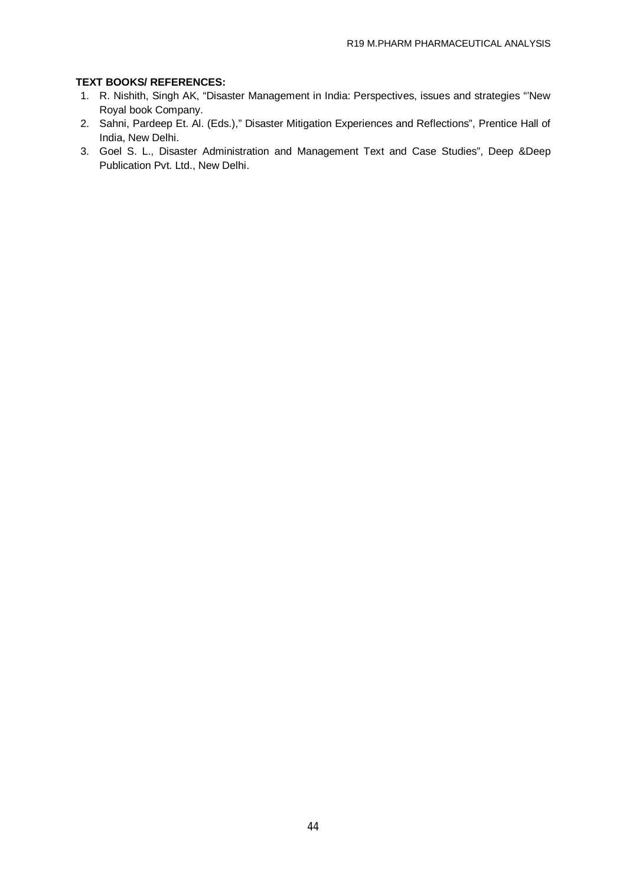**TEXT BOOKS/ REFERENCES:**

1. R. Nishith, Singh AK, "Disaster Management in India: Perspectives, issues and strategies "'New Royal book Company.
2. Sahni, Pardeep Et. Al. (Eds.)," Disaster Mitigation Experiences and Reflections", Prentice Hall of India, New Delhi.
3. Goel S. L., Disaster Administration and Management Text and Case Studies", Deep &Deep Publication Pvt. Ltd., New Delhi.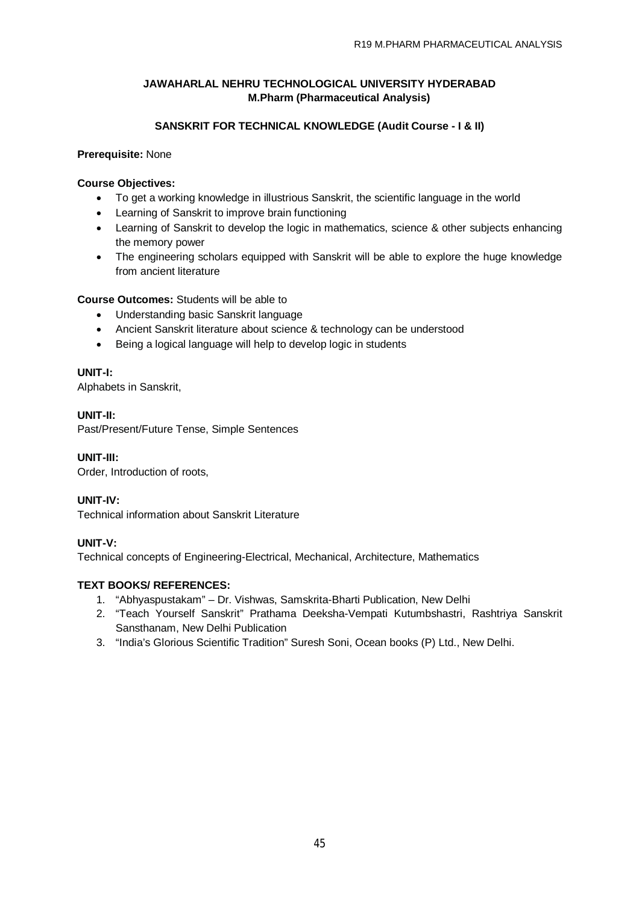**JAWAHARLAL NEHRU TECHNOLOGICAL UNIVERSITY HYDERABAD**
**M.Pharm (Pharmaceutical Analysis)**

## SANSKRIT FOR TECHNICAL KNOWLEDGE (Audit Course - I & II)

**Prerequisite:** None

**Course Objectives:**

- To get a working knowledge in illustrious Sanskrit, the scientific language in the world
- Learning of Sanskrit to improve brain functioning
- Learning of Sanskrit to develop the logic in mathematics, science & other subjects enhancing the memory power
- The engineering scholars equipped with Sanskrit will be able to explore the huge knowledge from ancient literature

**Course Outcomes:** Students will be able to

- Understanding basic Sanskrit language
- Ancient Sanskrit literature about science & technology can be understood
- Being a logical language will help to develop logic in students

**UNIT-I:**
Alphabets in Sanskrit,

**UNIT-II:**
Past/Present/Future Tense, Simple Sentences

**UNIT-III:**
Order, Introduction of roots,

**UNIT-IV:**
Technical information about Sanskrit Literature

**UNIT-V:**
Technical concepts of Engineering-Electrical, Mechanical, Architecture, Mathematics

**TEXT BOOKS/ REFERENCES:**

1. "Abhyaspustakam" – Dr. Vishwas, Samskrita-Bharti Publication, New Delhi
2. "Teach Yourself Sanskrit" Prathama Deeksha-Vempati Kutumbshastri, Rashtriya Sanskrit Sansthanam, New Delhi Publication
3. "India's Glorious Scientific Tradition" Suresh Soni, Ocean books (P) Ltd., New Delhi.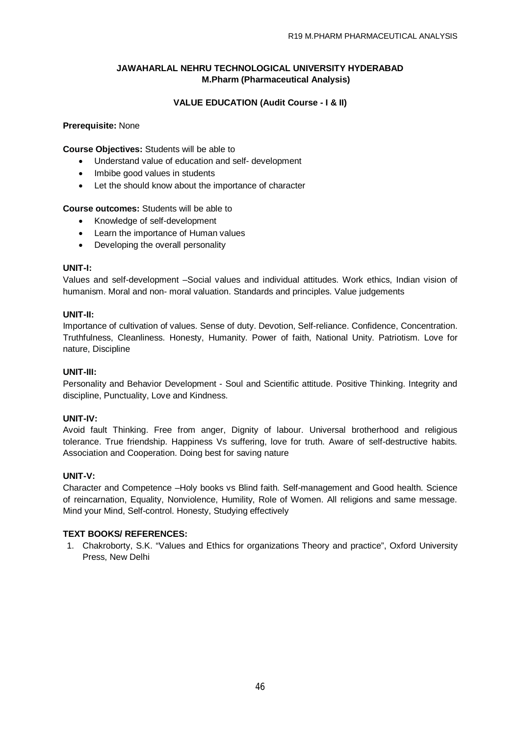**JAWAHARLAL NEHRU TECHNOLOGICAL UNIVERSITY HYDERABAD**
**M.Pharm (Pharmaceutical Analysis)**

**VALUE EDUCATION (Audit Course - I & II)**

**Prerequisite:** None

**Course Objectives:** Students will be able to

- Understand value of education and self- development
- Imbibe good values in students
- Let the should know about the importance of character

**Course outcomes:** Students will be able to

- Knowledge of self-development
- Learn the importance of Human values
- Developing the overall personality

**UNIT-I:**

Values and self-development –Social values and individual attitudes. Work ethics, Indian vision of humanism. Moral and non- moral valuation. Standards and principles. Value judgements

**UNIT-II:**

Importance of cultivation of values. Sense of duty. Devotion, Self-reliance. Confidence, Concentration. Truthfulness, Cleanliness. Honesty, Humanity. Power of faith, National Unity. Patriotism. Love for nature, Discipline

**UNIT-III:**

Personality and Behavior Development - Soul and Scientific attitude. Positive Thinking. Integrity and discipline, Punctuality, Love and Kindness.

**UNIT-IV:**

Avoid fault Thinking. Free from anger, Dignity of labour. Universal brotherhood and religious tolerance. True friendship. Happiness Vs suffering, love for truth. Aware of self-destructive habits. Association and Cooperation. Doing best for saving nature

**UNIT-V:**

Character and Competence –Holy books vs Blind faith. Self-management and Good health. Science of reincarnation, Equality, Nonviolence, Humility, Role of Women. All religions and same message. Mind your Mind, Self-control. Honesty, Studying effectively

**TEXT BOOKS/ REFERENCES:**

1. Chakroborty, S.K. "Values and Ethics for organizations Theory and practice", Oxford University Press, New Delhi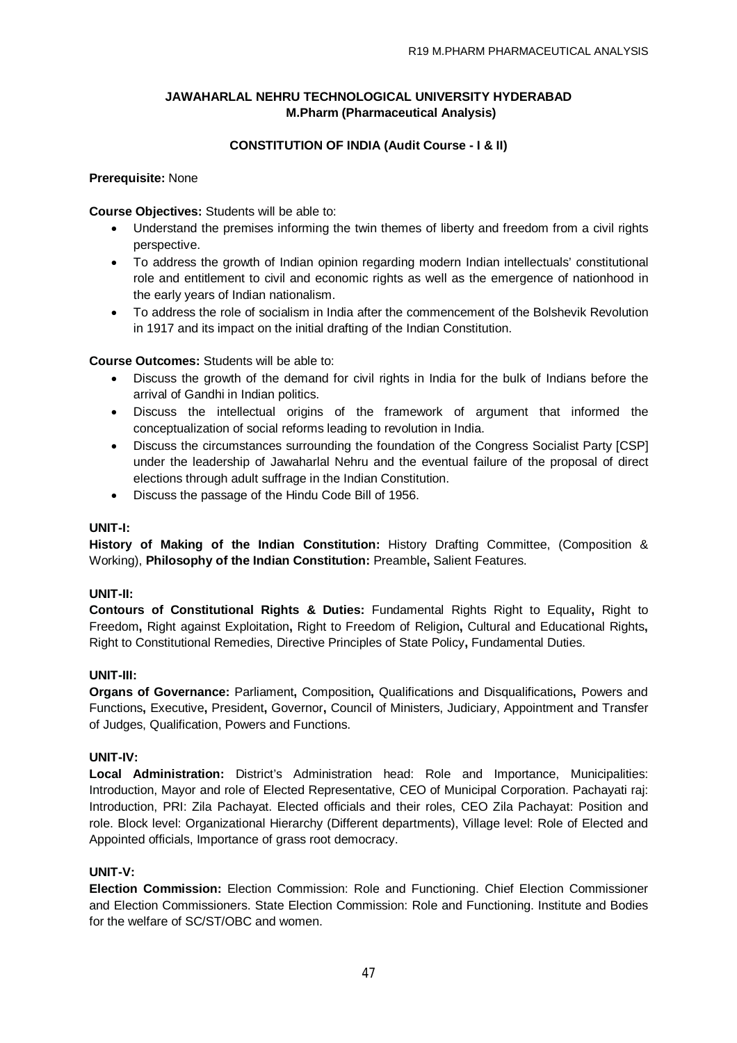**JAWAHARLAL NEHRU TECHNOLOGICAL UNIVERSITY HYDERABAD**
**M.Pharm (Pharmaceutical Analysis)**

**CONSTITUTION OF INDIA (Audit Course - I & II)**

**Prerequisite:** None

**Course Objectives:** Students will be able to:

- Understand the premises informing the twin themes of liberty and freedom from a civil rights perspective.
- To address the growth of Indian opinion regarding modern Indian intellectuals' constitutional role and entitlement to civil and economic rights as well as the emergence of nationhood in the early years of Indian nationalism.
- To address the role of socialism in India after the commencement of the Bolshevik Revolution in 1917 and its impact on the initial drafting of the Indian Constitution.

**Course Outcomes:** Students will be able to:

- Discuss the growth of the demand for civil rights in India for the bulk of Indians before the arrival of Gandhi in Indian politics.
- Discuss the intellectual origins of the framework of argument that informed the conceptualization of social reforms leading to revolution in India.
- Discuss the circumstances surrounding the foundation of the Congress Socialist Party [CSP] under the leadership of Jawaharlal Nehru and the eventual failure of the proposal of direct elections through adult suffrage in the Indian Constitution.
- Discuss the passage of the Hindu Code Bill of 1956.

**UNIT-I:**

**History of Making of the Indian Constitution:** History Drafting Committee, (Composition & Working), **Philosophy of the Indian Constitution:** Preamble**,** Salient Features.

**UNIT-II:**

**Contours of Constitutional Rights & Duties:** Fundamental Rights Right to Equality**,** Right to Freedom**,** Right against Exploitation**,** Right to Freedom of Religion**,** Cultural and Educational Rights**,** Right to Constitutional Remedies, Directive Principles of State Policy**,** Fundamental Duties.

**UNIT-III:**

**Organs of Governance:** Parliament**,** Composition**,** Qualifications and Disqualifications**,** Powers and Functions**,** Executive**,** President**,** Governor**,** Council of Ministers, Judiciary, Appointment and Transfer of Judges, Qualification, Powers and Functions.

**UNIT-IV:**

**Local Administration:** District's Administration head: Role and Importance, Municipalities: Introduction, Mayor and role of Elected Representative, CEO of Municipal Corporation. Pachayati raj: Introduction, PRI: Zila Pachayat. Elected officials and their roles, CEO Zila Pachayat: Position and role. Block level: Organizational Hierarchy (Different departments), Village level: Role of Elected and Appointed officials, Importance of grass root democracy.

**UNIT-V:**

**Election Commission:** Election Commission: Role and Functioning. Chief Election Commissioner and Election Commissioners. State Election Commission: Role and Functioning. Institute and Bodies for the welfare of SC/ST/OBC and women.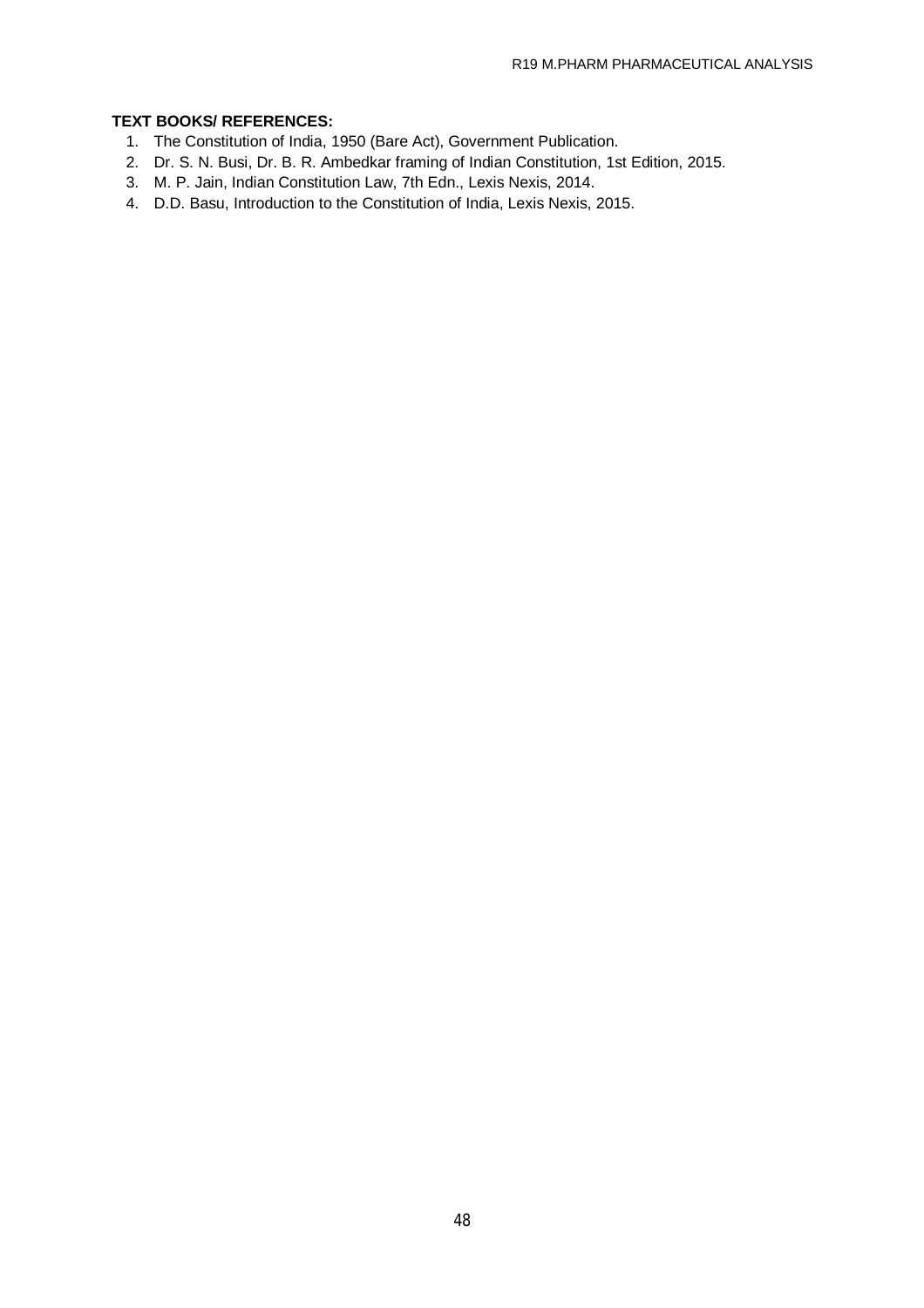**TEXT BOOKS/ REFERENCES:**

1. The Constitution of India, 1950 (Bare Act), Government Publication.
2. Dr. S. N. Busi, Dr. B. R. Ambedkar framing of Indian Constitution, 1st Edition, 2015.
3. M. P. Jain, Indian Constitution Law, 7th Edn., Lexis Nexis, 2014.
4. D.D. Basu, Introduction to the Constitution of India, Lexis Nexis, 2015.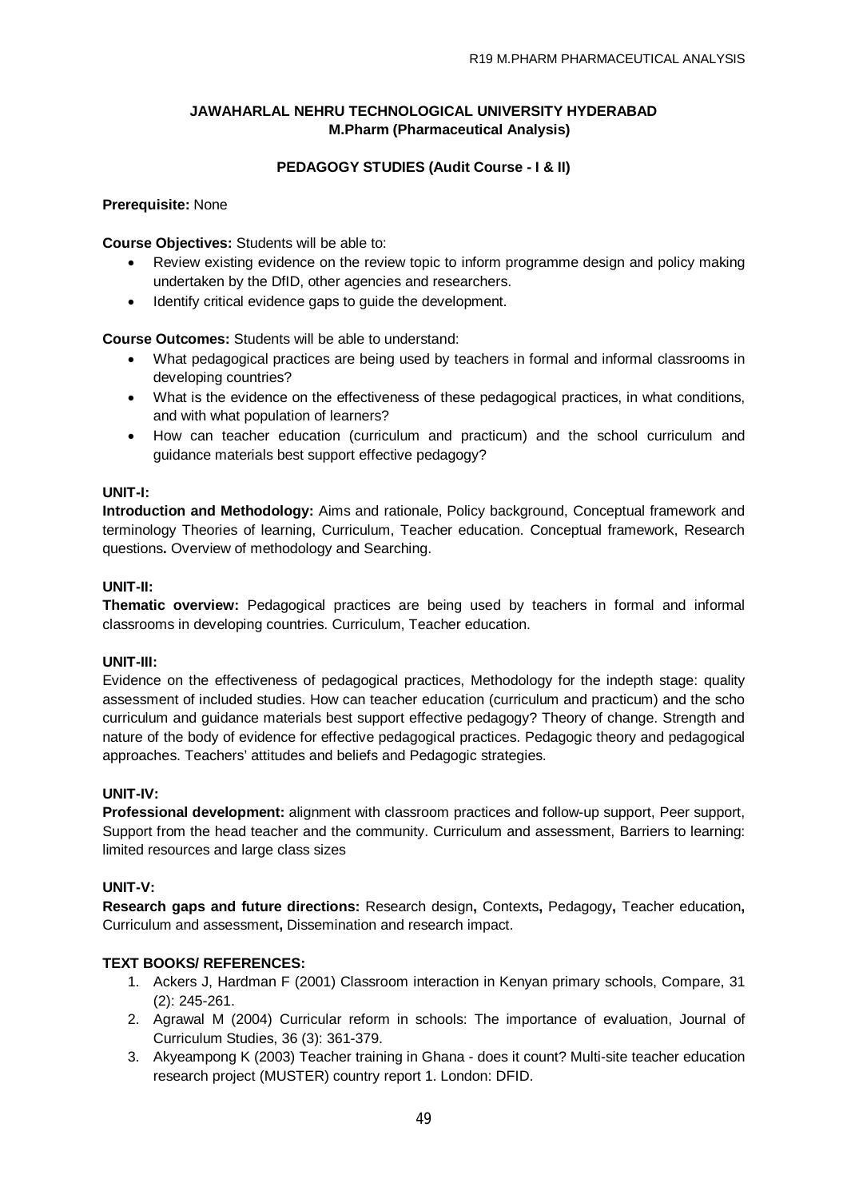**JAWAHARLAL NEHRU TECHNOLOGICAL UNIVERSITY HYDERABAD**
**M.Pharm (Pharmaceutical Analysis)**

**PEDAGOGY STUDIES (Audit Course - I & II)**

**Prerequisite:** None

**Course Objectives:** Students will be able to:

- Review existing evidence on the review topic to inform programme design and policy making undertaken by the DfID, other agencies and researchers.
- Identify critical evidence gaps to guide the development.

**Course Outcomes:** Students will be able to understand:

- What pedagogical practices are being used by teachers in formal and informal classrooms in developing countries?
- What is the evidence on the effectiveness of these pedagogical practices, in what conditions, and with what population of learners?
- How can teacher education (curriculum and practicum) and the school curriculum and guidance materials best support effective pedagogy?

**UNIT-I:**

**Introduction and Methodology:** Aims and rationale, Policy background, Conceptual framework and terminology Theories of learning, Curriculum, Teacher education. Conceptual framework, Research questions**.** Overview of methodology and Searching.

**UNIT-II:**

**Thematic overview:** Pedagogical practices are being used by teachers in formal and informal classrooms in developing countries. Curriculum, Teacher education.

**UNIT-III:**

Evidence on the effectiveness of pedagogical practices, Methodology for the indepth stage: quality assessment of included studies. How can teacher education (curriculum and practicum) and the scho curriculum and guidance materials best support effective pedagogy? Theory of change. Strength and nature of the body of evidence for effective pedagogical practices. Pedagogic theory and pedagogical approaches. Teachers' attitudes and beliefs and Pedagogic strategies.

**UNIT-IV:**

**Professional development:** alignment with classroom practices and follow-up support, Peer support, Support from the head teacher and the community. Curriculum and assessment, Barriers to learning: limited resources and large class sizes

**UNIT-V:**

**Research gaps and future directions:** Research design**,** Contexts**,** Pedagogy**,** Teacher education**,** Curriculum and assessment**,** Dissemination and research impact.

**TEXT BOOKS/ REFERENCES:**

1. Ackers J, Hardman F (2001) Classroom interaction in Kenyan primary schools, Compare, 31 (2): 245-261.
2. Agrawal M (2004) Curricular reform in schools: The importance of evaluation, Journal of Curriculum Studies, 36 (3): 361-379.
3. Akyeampong K (2003) Teacher training in Ghana - does it count? Multi-site teacher education research project (MUSTER) country report 1. London: DFID.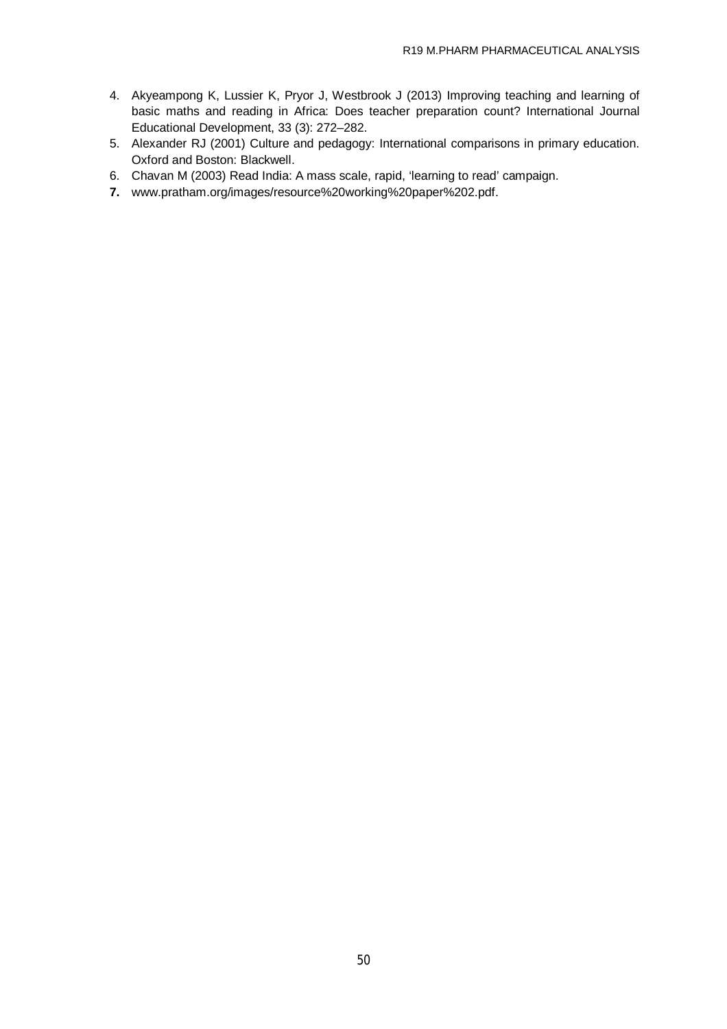4. Akyeampong K, Lussier K, Pryor J, Westbrook J (2013) Improving teaching and learning of basic maths and reading in Africa: Does teacher preparation count? International Journal Educational Development, 33 (3): 272–282.
5. Alexander RJ (2001) Culture and pedagogy: International comparisons in primary education. Oxford and Boston: Blackwell.
6. Chavan M (2003) Read India: A mass scale, rapid, 'learning to read' campaign.
7. www.pratham.org/images/resource%20working%20paper%202.pdf.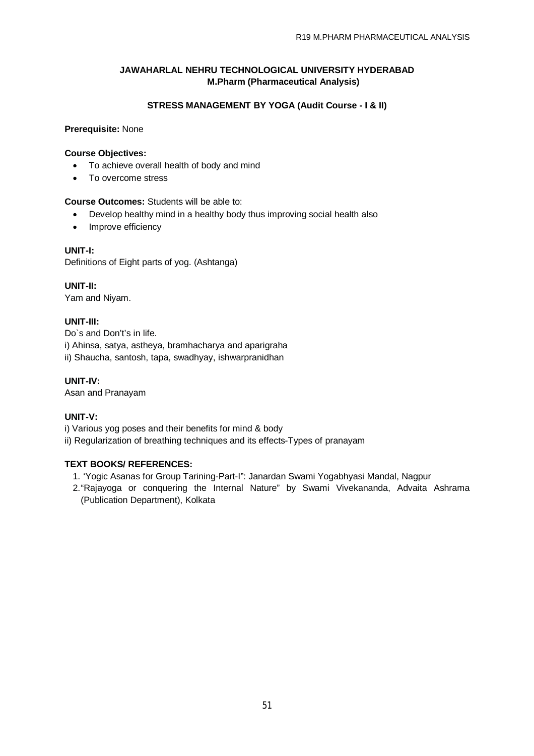**JAWAHARLAL NEHRU TECHNOLOGICAL UNIVERSITY HYDERABAD**
**M.Pharm (Pharmaceutical Analysis)**

## STRESS MANAGEMENT BY YOGA (Audit Course - I & II)

**Prerequisite:** None

**Course Objectives:**

- To achieve overall health of body and mind
- To overcome stress

**Course Outcomes:** Students will be able to:

- Develop healthy mind in a healthy body thus improving social health also
- Improve efficiency

**UNIT-I:**
Definitions of Eight parts of yog. (Ashtanga)

**UNIT-II:**
Yam and Niyam.

**UNIT-III:**
Do`s and Don't's in life.
i) Ahinsa, satya, astheya, bramhacharya and aparigraha
ii) Shaucha, santosh, tapa, swadhyay, ishwarpranidhan

**UNIT-IV:**
Asan and Pranayam

**UNIT-V:**
i) Various yog poses and their benefits for mind & body
ii) Regularization of breathing techniques and its effects-Types of pranayam

**TEXT BOOKS/ REFERENCES:**

1. 'Yogic Asanas for Group Tarining-Part-I": Janardan Swami Yogabhyasi Mandal, Nagpur
2. "Rajayoga or conquering the Internal Nature" by Swami Vivekananda, Advaita Ashrama (Publication Department), Kolkata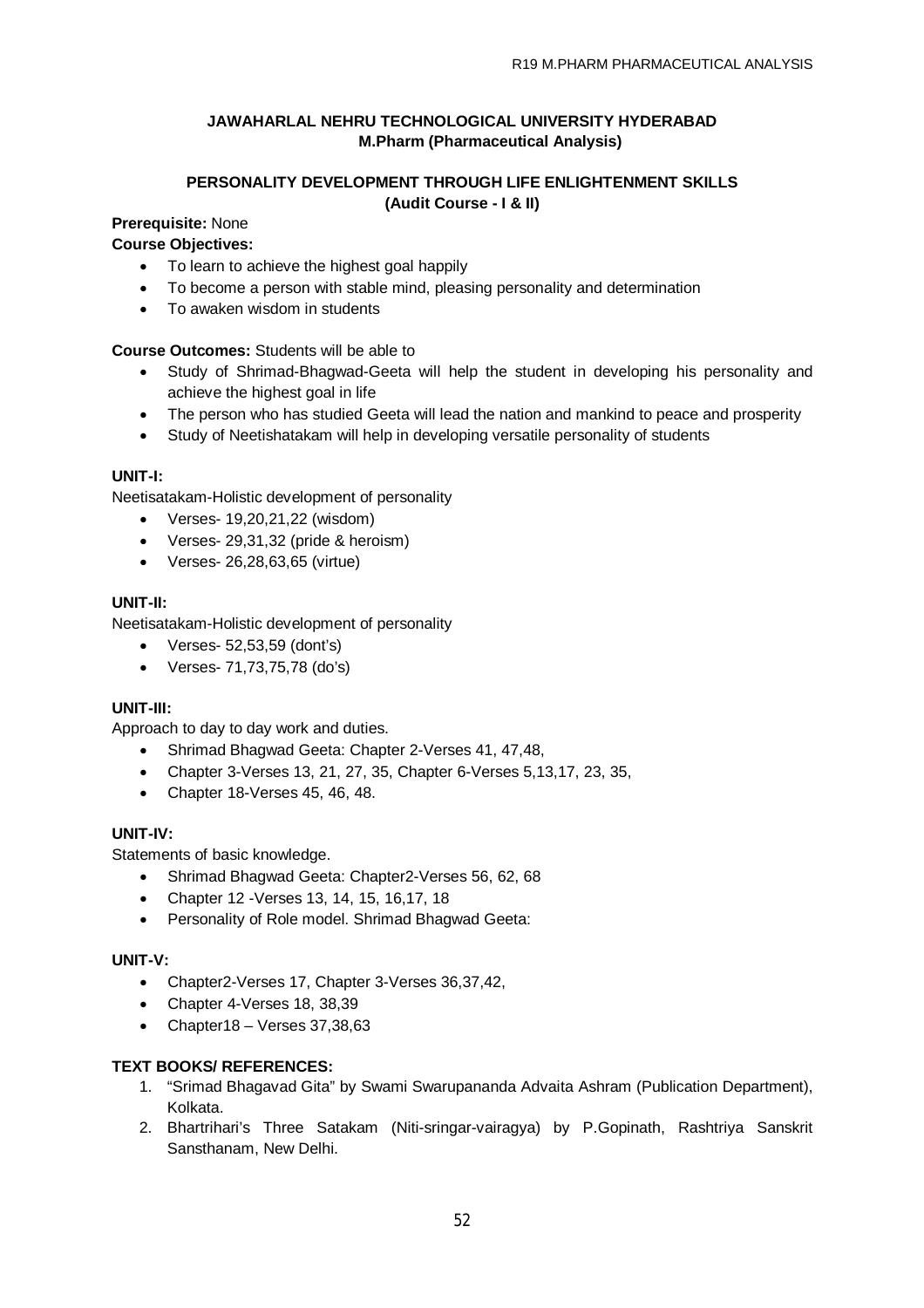**JAWAHARLAL NEHRU TECHNOLOGICAL UNIVERSITY HYDERABAD**
**M.Pharm (Pharmaceutical Analysis)**

## PERSONALITY DEVELOPMENT THROUGH LIFE ENLIGHTENMENT SKILLS
**(Audit Course - I & II)**

**Prerequisite:** None

**Course Objectives:**

- To learn to achieve the highest goal happily
- To become a person with stable mind, pleasing personality and determination
- To awaken wisdom in students

**Course Outcomes:** Students will be able to

- Study of Shrimad-Bhagwad-Geeta will help the student in developing his personality and achieve the highest goal in life
- The person who has studied Geeta will lead the nation and mankind to peace and prosperity
- Study of Neetishatakam will help in developing versatile personality of students

**UNIT-I:**

Neetisatakam-Holistic development of personality

- Verses- 19,20,21,22 (wisdom)
- Verses- 29,31,32 (pride & heroism)
- Verses- 26,28,63,65 (virtue)

**UNIT-II:**

Neetisatakam-Holistic development of personality

- Verses- 52,53,59 (dont's)
- Verses- 71,73,75,78 (do's)

**UNIT-III:**

Approach to day to day work and duties.

- Shrimad Bhagwad Geeta: Chapter 2-Verses 41, 47,48,
- Chapter 3-Verses 13, 21, 27, 35, Chapter 6-Verses 5,13,17, 23, 35,
- Chapter 18-Verses 45, 46, 48.

**UNIT-IV:**

Statements of basic knowledge.

- Shrimad Bhagwad Geeta: Chapter2-Verses 56, 62, 68
- Chapter 12 -Verses 13, 14, 15, 16,17, 18
- Personality of Role model. Shrimad Bhagwad Geeta:

**UNIT-V:**

- Chapter2-Verses 17, Chapter 3-Verses 36,37,42,
- Chapter 4-Verses 18, 38,39
- Chapter18 – Verses 37,38,63

**TEXT BOOKS/ REFERENCES:**

1. "Srimad Bhagavad Gita" by Swami Swarupananda Advaita Ashram (Publication Department), Kolkata.
2. Bhartrihari's Three Satakam (Niti-sringar-vairagya) by P.Gopinath, Rashtriya Sanskrit Sansthanam, New Delhi.